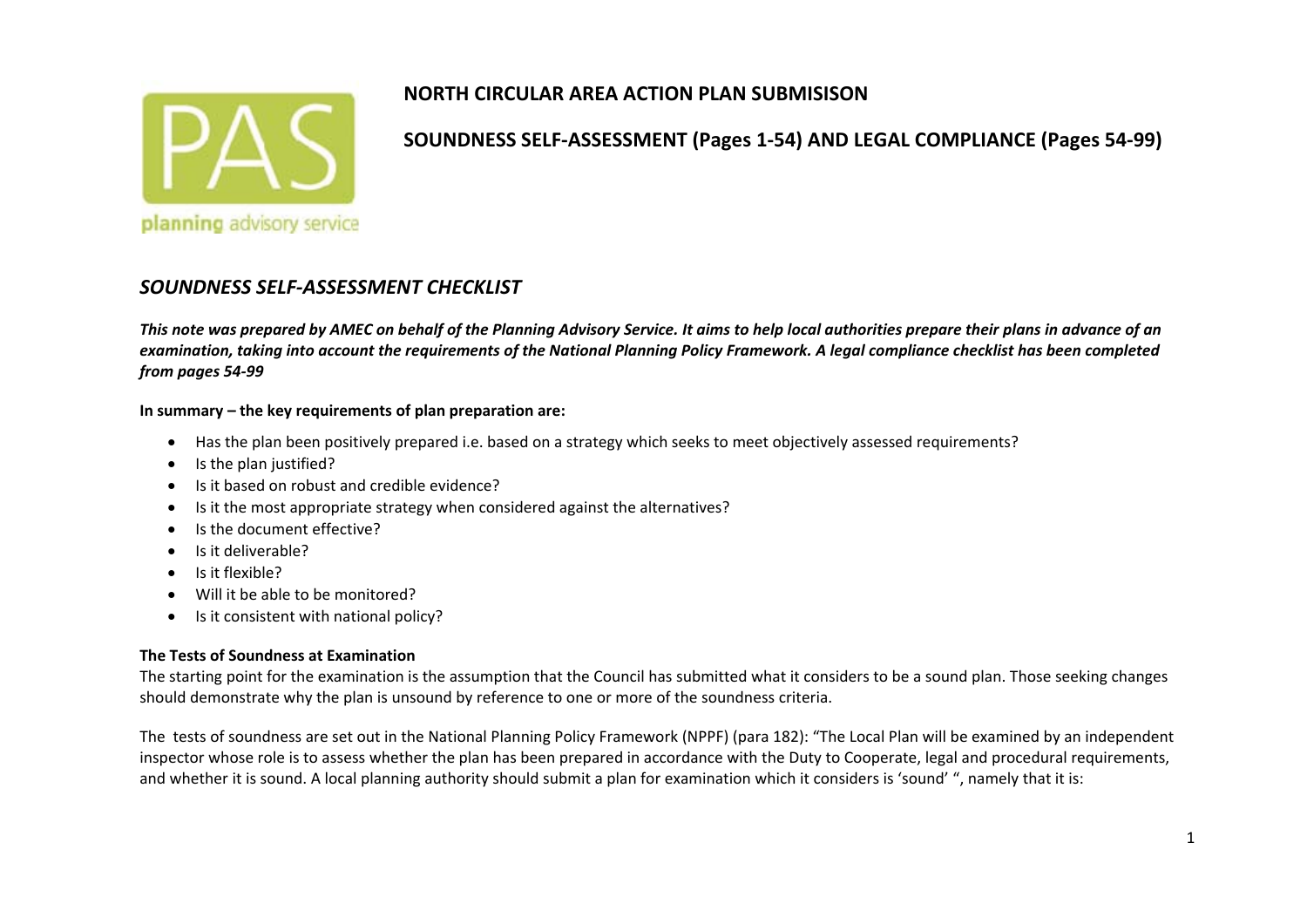# NORTH CIRCULAR AREA ACTION PLAN SUBMISISON

## SOUNDNESS SELF-ASSESSMENT (Pages 1-54) AND LEGAL COMPLIANCE (Pages 54-99)

## *SOUNDNESS SELF-ASSESSMENT CHECKLIST*

***This note was prepared by AMEC on behalf of the Planning Advisory Service. It aims to help local authorities prepare their plans in advance of an examination, taking into account the requirements of the National Planning Policy Framework. A legal compliance checklist has been completed from pages 54-99***

**In summary – the key requirements of plan preparation are:**

- Has the plan been positively prepared i.e. based on a strategy which seeks to meet objectively assessed requirements?
- Is the plan justified?
- Is it based on robust and credible evidence?
- Is it the most appropriate strategy when considered against the alternatives?
- Is the document effective?
- Is it deliverable?
- Is it flexible?
- Will it be able to be monitored?
- Is it consistent with national policy?

**The Tests of Soundness at Examination**

The starting point for the examination is the assumption that the Council has submitted what it considers to be a sound plan. Those seeking changes should demonstrate why the plan is unsound by reference to one or more of the soundness criteria.

The tests of soundness are set out in the National Planning Policy Framework (NPPF) (para 182): "The Local Plan will be examined by an independent inspector whose role is to assess whether the plan has been prepared in accordance with the Duty to Cooperate, legal and procedural requirements, and whether it is sound. A local planning authority should submit a plan for examination which it considers is 'sound' ", namely that it is: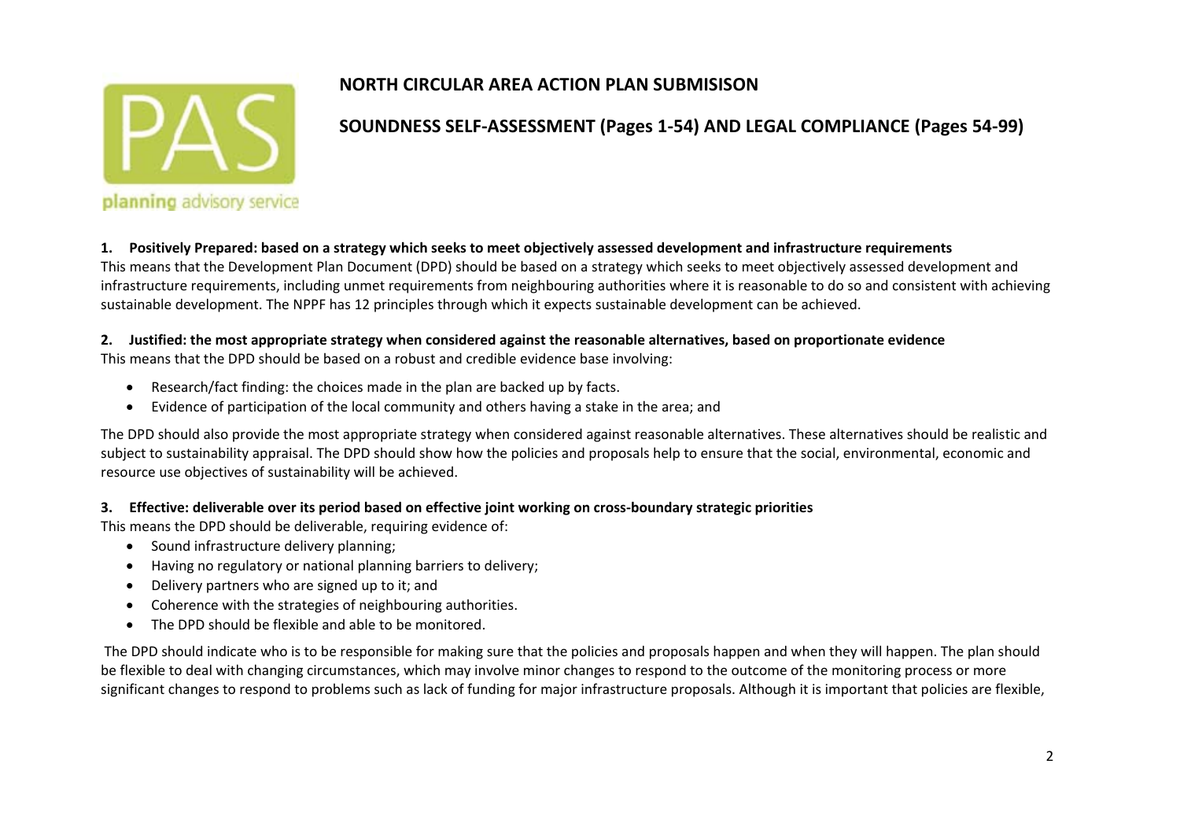## NORTH CIRCULAR AREA ACTION PLAN SUBMISISON

## SOUNDNESS SELF-ASSESSMENT (Pages 1-54) AND LEGAL COMPLIANCE (Pages 54-99)

**1. Positively Prepared: based on a strategy which seeks to meet objectively assessed development and infrastructure requirements**

This means that the Development Plan Document (DPD) should be based on a strategy which seeks to meet objectively assessed development and infrastructure requirements, including unmet requirements from neighbouring authorities where it is reasonable to do so and consistent with achieving sustainable development. The NPPF has 12 principles through which it expects sustainable development can be achieved.

**2. Justified: the most appropriate strategy when considered against the reasonable alternatives, based on proportionate evidence**

This means that the DPD should be based on a robust and credible evidence base involving:

- Research/fact finding: the choices made in the plan are backed up by facts.
- Evidence of participation of the local community and others having a stake in the area; and

The DPD should also provide the most appropriate strategy when considered against reasonable alternatives. These alternatives should be realistic and subject to sustainability appraisal. The DPD should show how the policies and proposals help to ensure that the social, environmental, economic and resource use objectives of sustainability will be achieved.

**3. Effective: deliverable over its period based on effective joint working on cross-boundary strategic priorities**

This means the DPD should be deliverable, requiring evidence of:

- Sound infrastructure delivery planning;
- Having no regulatory or national planning barriers to delivery;
- Delivery partners who are signed up to it; and
- Coherence with the strategies of neighbouring authorities.
- The DPD should be flexible and able to be monitored.

The DPD should indicate who is to be responsible for making sure that the policies and proposals happen and when they will happen. The plan should be flexible to deal with changing circumstances, which may involve minor changes to respond to the outcome of the monitoring process or more significant changes to respond to problems such as lack of funding for major infrastructure proposals. Although it is important that policies are flexible,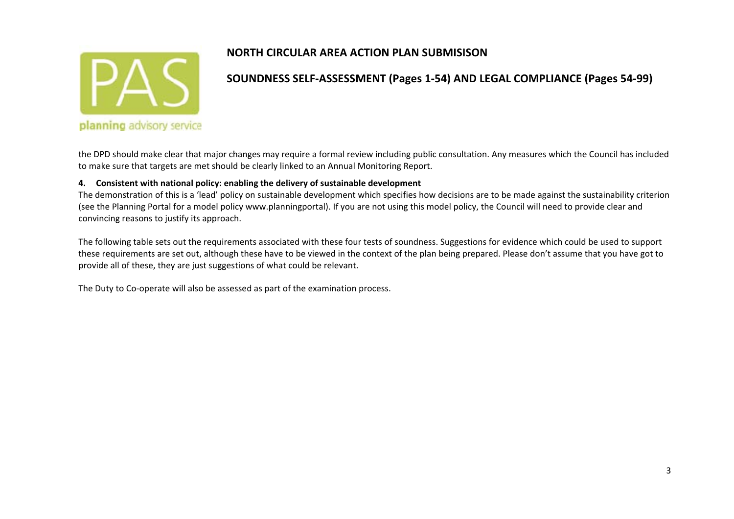the DPD should make clear that major changes may require a formal review including public consultation. Any measures which the Council has included to make sure that targets are met should be clearly linked to an Annual Monitoring Report.

**4. Consistent with national policy: enabling the delivery of sustainable development**

The demonstration of this is a 'lead' policy on sustainable development which specifies how decisions are to be made against the sustainability criterion (see the Planning Portal for a model policy www.planningportal). If you are not using this model policy, the Council will need to provide clear and convincing reasons to justify its approach.

The following table sets out the requirements associated with these four tests of soundness. Suggestions for evidence which could be used to support these requirements are set out, although these have to be viewed in the context of the plan being prepared. Please don't assume that you have got to provide all of these, they are just suggestions of what could be relevant.

The Duty to Co-operate will also be assessed as part of the examination process.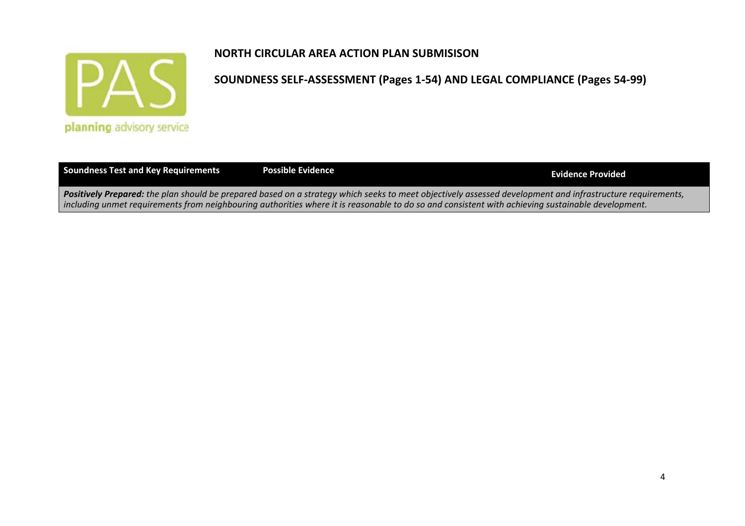**NORTH CIRCULAR AREA ACTION PLAN SUBMISISON**

**SOUNDNESS SELF-ASSESSMENT (Pages 1-54) AND LEGAL COMPLIANCE (Pages 54-99)**

| Soundness Test and Key Requirements | Possible Evidence | Evidence Provided |
|---|---|---|
| ***Positively Prepared:*** *the plan should be prepared based on a strategy which seeks to meet objectively assessed development and infrastructure requirements, including unmet requirements from neighbouring authorities where it is reasonable to do so and consistent with achieving sustainable development.* | | |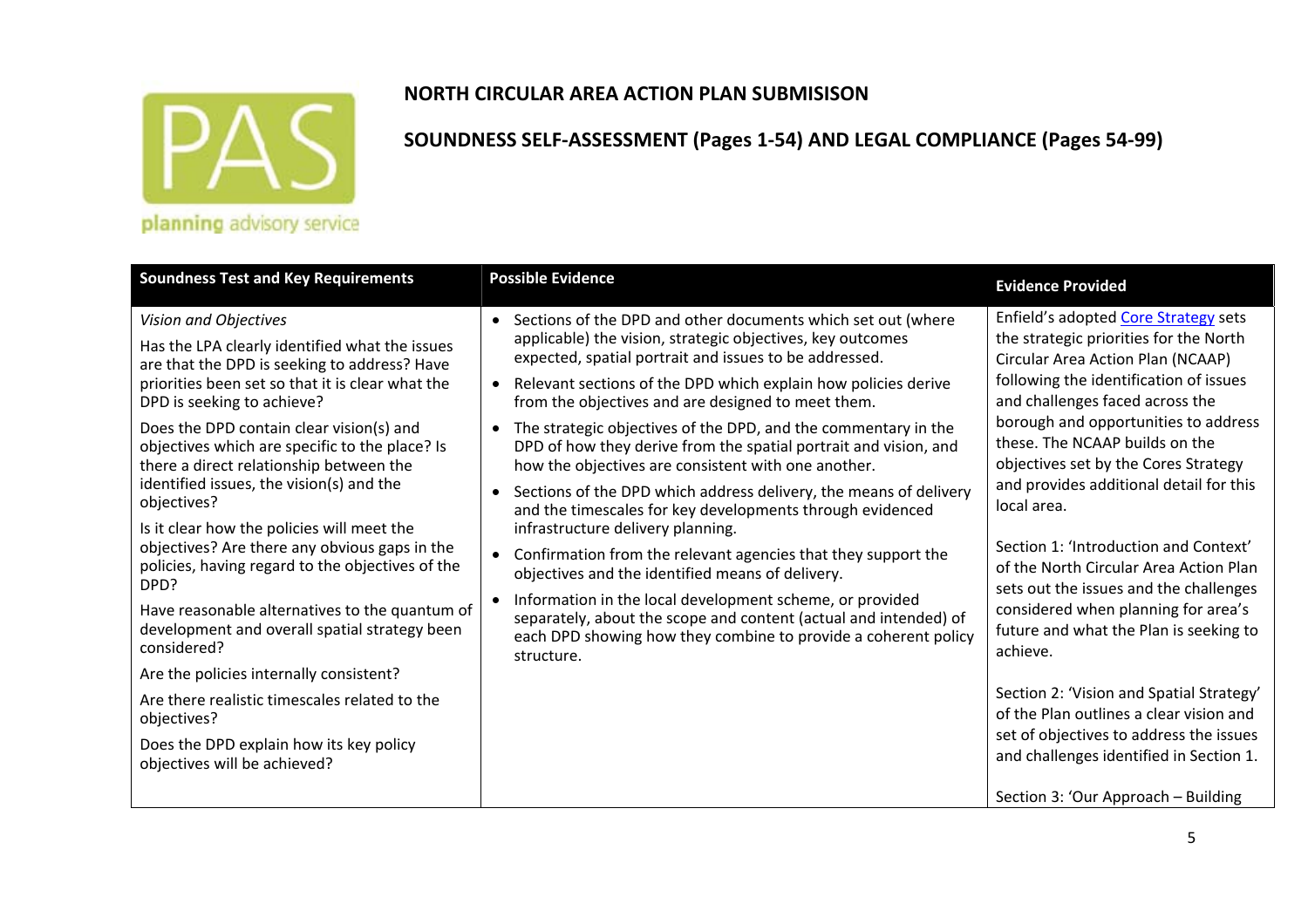planning advisory service

## NORTH CIRCULAR AREA ACTION PLAN SUBMISISON

## SOUNDNESS SELF-ASSESSMENT (Pages 1-54) AND LEGAL COMPLIANCE (Pages 54-99)

| Soundness Test and Key Requirements | Possible Evidence | Evidence Provided |
|---|---|---|
| *Vision and Objectives*<br><br>Has the LPA clearly identified what the issues are that the DPD is seeking to address? Have priorities been set so that it is clear what the DPD is seeking to achieve?<br><br>Does the DPD contain clear vision(s) and objectives which are specific to the place? Is there a direct relationship between the identified issues, the vision(s) and the objectives?<br><br>Is it clear how the policies will meet the objectives? Are there any obvious gaps in the policies, having regard to the objectives of the DPD?<br><br>Have reasonable alternatives to the quantum of development and overall spatial strategy been considered?<br><br>Are the policies internally consistent?<br><br>Are there realistic timescales related to the objectives?<br><br>Does the DPD explain how its key policy objectives will be achieved? | • Sections of the DPD and other documents which set out (where applicable) the vision, strategic objectives, key outcomes expected, spatial portrait and issues to be addressed.<br>• Relevant sections of the DPD which explain how policies derive from the objectives and are designed to meet them.<br>• The strategic objectives of the DPD, and the commentary in the DPD of how they derive from the spatial portrait and vision, and how the objectives are consistent with one another.<br>• Sections of the DPD which address delivery, the means of delivery and the timescales for key developments through evidenced infrastructure delivery planning.<br>• Confirmation from the relevant agencies that they support the objectives and the identified means of delivery.<br>• Information in the local development scheme, or provided separately, about the scope and content (actual and intended) of each DPD showing how they combine to provide a coherent policy structure. | Enfield's adopted Core Strategy sets the strategic priorities for the North Circular Area Action Plan (NCAAP) following the identification of issues and challenges faced across the borough and opportunities to address these. The NCAAP builds on the objectives set by the Cores Strategy and provides additional detail for this local area.<br><br>Section 1: 'Introduction and Context' of the North Circular Area Action Plan sets out the issues and the challenges considered when planning for area's future and what the Plan is seeking to achieve.<br><br>Section 2: 'Vision and Spatial Strategy' of the Plan outlines a clear vision and set of objectives to address the issues and challenges identified in Section 1.<br><br>Section 3: 'Our Approach – Building |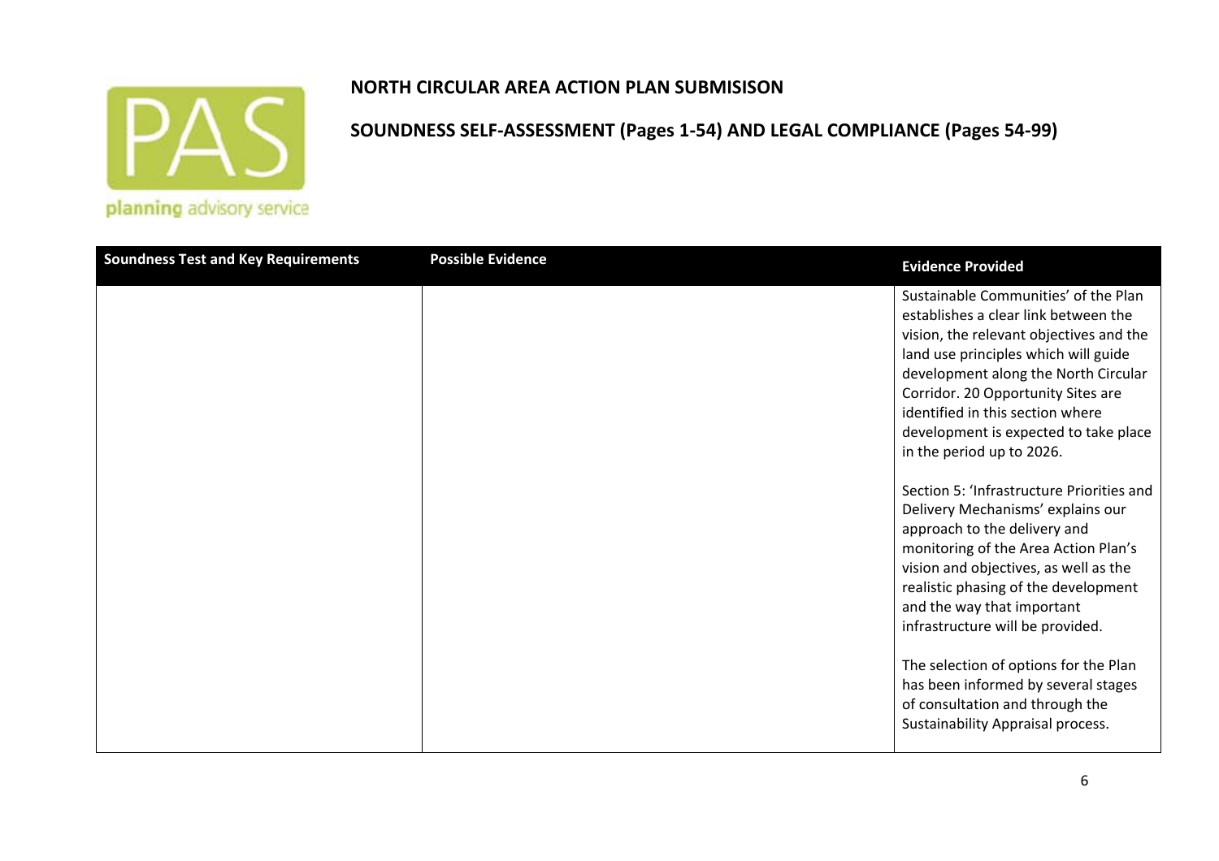**NORTH CIRCULAR AREA ACTION PLAN SUBMISISON**

**SOUNDNESS SELF-ASSESSMENT (Pages 1-54) AND LEGAL COMPLIANCE (Pages 54-99)**

| Soundness Test and Key Requirements | Possible Evidence | Evidence Provided |
|---|---|---|
| | | Sustainable Communities' of the Plan establishes a clear link between the vision, the relevant objectives and the land use principles which will guide development along the North Circular Corridor. 20 Opportunity Sites are identified in this section where development is expected to take place in the period up to 2026.<br><br>Section 5: 'Infrastructure Priorities and Delivery Mechanisms' explains our approach to the delivery and monitoring of the Area Action Plan's vision and objectives, as well as the realistic phasing of the development and the way that important infrastructure will be provided.<br><br>The selection of options for the Plan has been informed by several stages of consultation and through the Sustainability Appraisal process. |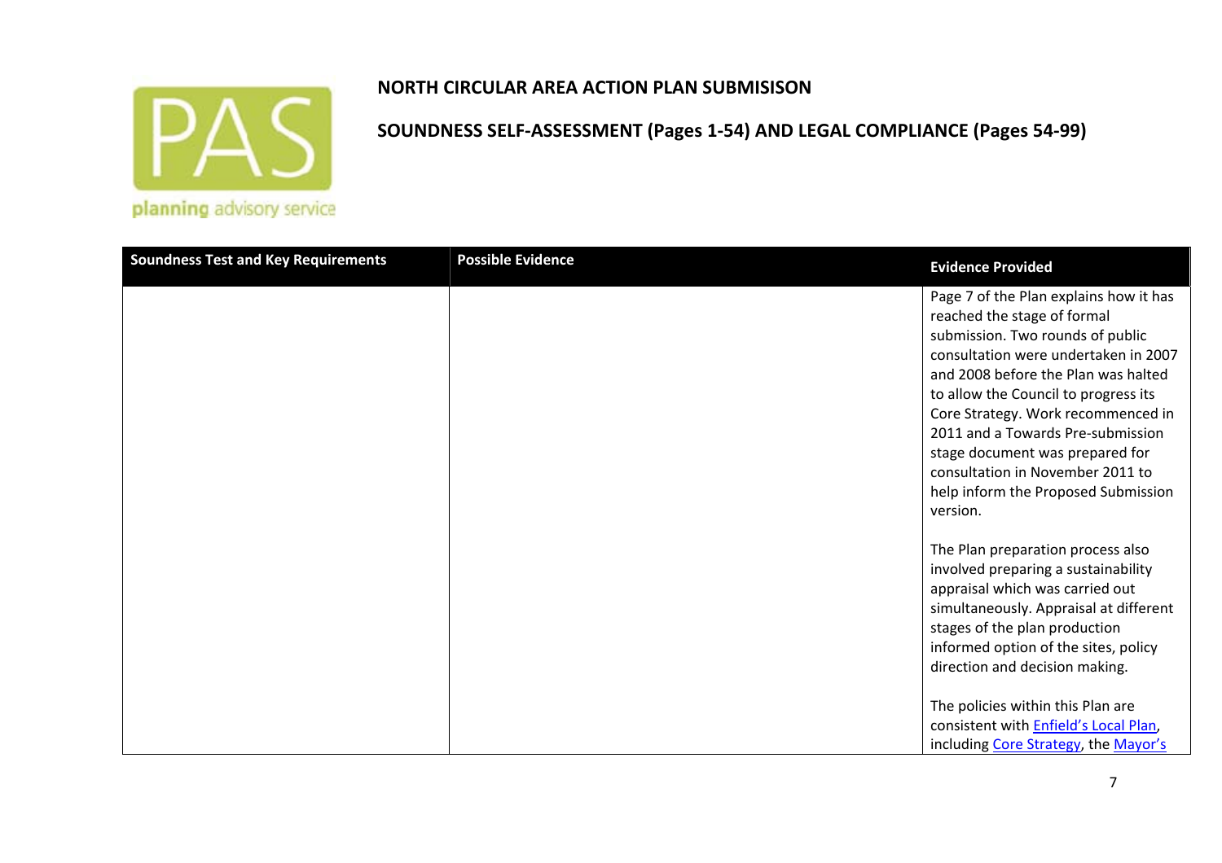**NORTH CIRCULAR AREA ACTION PLAN SUBMISISON**

**SOUNDNESS SELF-ASSESSMENT (Pages 1-54) AND LEGAL COMPLIANCE (Pages 54-99)**

| Soundness Test and Key Requirements | Possible Evidence | Evidence Provided |
| --- | --- | --- |
| | | Page 7 of the Plan explains how it has reached the stage of formal submission. Two rounds of public consultation were undertaken in 2007 and 2008 before the Plan was halted to allow the Council to progress its Core Strategy. Work recommenced in 2011 and a Towards Pre-submission stage document was prepared for consultation in November 2011 to help inform the Proposed Submission version.<br><br>The Plan preparation process also involved preparing a sustainability appraisal which was carried out simultaneously. Appraisal at different stages of the plan production informed option of the sites, policy direction and decision making.<br><br>The policies within this Plan are consistent with Enfield's Local Plan, including Core Strategy, the Mayor's |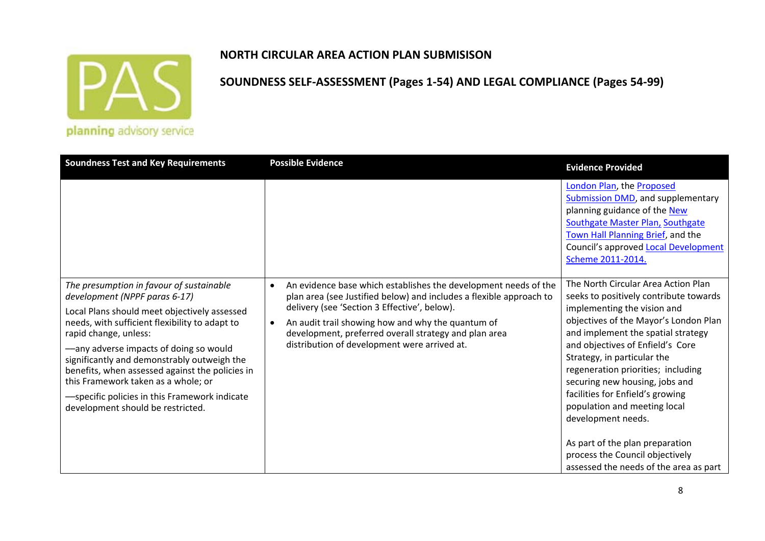**NORTH CIRCULAR AREA ACTION PLAN SUBMISISON**

**SOUNDNESS SELF-ASSESSMENT (Pages 1-54) AND LEGAL COMPLIANCE (Pages 54-99)**

| Soundness Test and Key Requirements | Possible Evidence | Evidence Provided |
|---|---|---|
| | | London Plan, the Proposed Submission DMD, and supplementary planning guidance of the New Southgate Master Plan, Southgate Town Hall Planning Brief, and the Council's approved Local Development Scheme 2011-2014. |
| *The presumption in favour of sustainable development (NPPF paras 6-17)*<br><br>Local Plans should meet objectively assessed needs, with sufficient flexibility to adapt to rapid change, unless:<br><br>—any adverse impacts of doing so would significantly and demonstrably outweigh the benefits, when assessed against the policies in this Framework taken as a whole; or<br><br>—specific policies in this Framework indicate development should be restricted. | • An evidence base which establishes the development needs of the plan area (see Justified below) and includes a flexible approach to delivery (see 'Section 3 Effective', below).<br>• An audit trail showing how and why the quantum of development, preferred overall strategy and plan area distribution of development were arrived at. | The North Circular Area Action Plan seeks to positively contribute towards implementing the vision and objectives of the Mayor's London Plan and implement the spatial strategy and objectives of Enfield's Core Strategy, in particular the regeneration priorities; including securing new housing, jobs and facilities for Enfield's growing population and meeting local development needs.<br><br>As part of the plan preparation process the Council objectively assessed the needs of the area as part |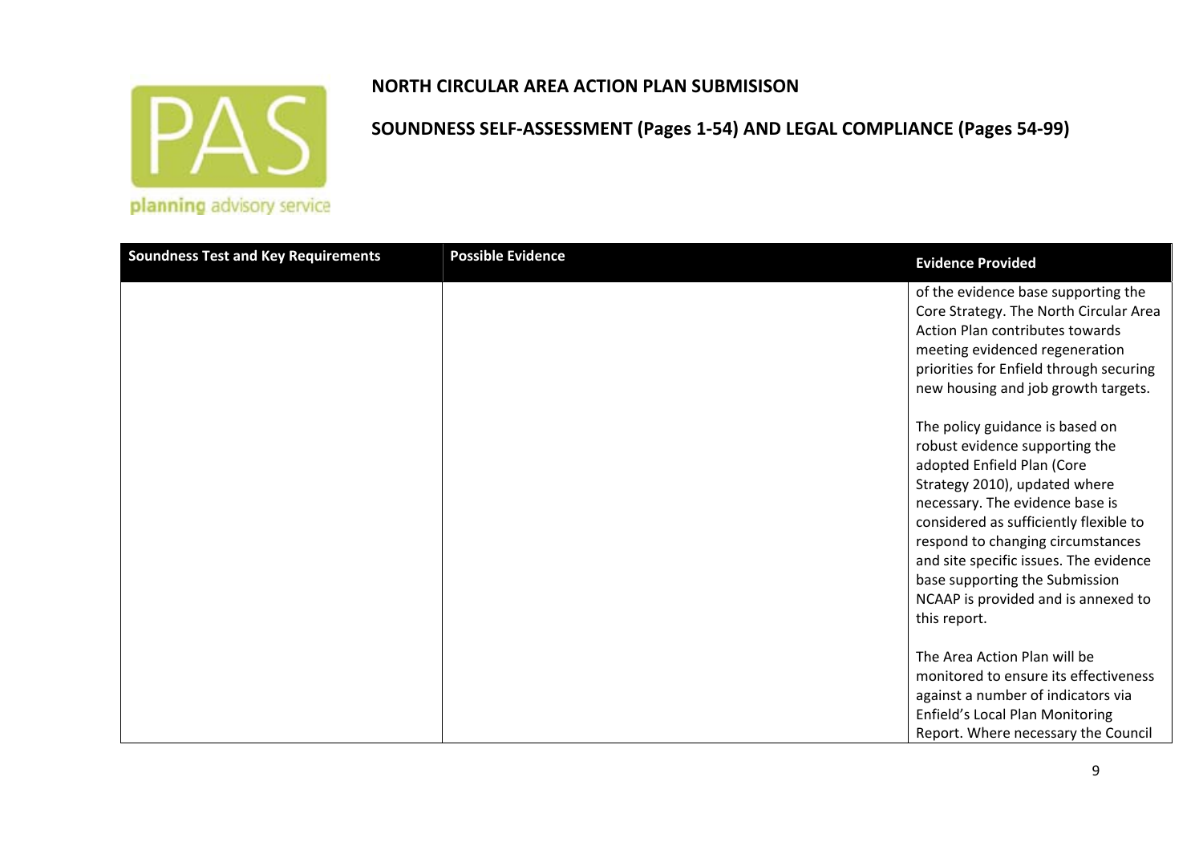## NORTH CIRCULAR AREA ACTION PLAN SUBMISISON

## SOUNDNESS SELF-ASSESSMENT (Pages 1-54) AND LEGAL COMPLIANCE (Pages 54-99)

| Soundness Test and Key Requirements | Possible Evidence | Evidence Provided |
|---|---|---|
| | | of the evidence base supporting the Core Strategy. The North Circular Area Action Plan contributes towards meeting evidenced regeneration priorities for Enfield through securing new housing and job growth targets.<br><br>The policy guidance is based on robust evidence supporting the adopted Enfield Plan (Core Strategy 2010), updated where necessary. The evidence base is considered as sufficiently flexible to respond to changing circumstances and site specific issues. The evidence base supporting the Submission NCAAP is provided and is annexed to this report.<br><br>The Area Action Plan will be monitored to ensure its effectiveness against a number of indicators via Enfield's Local Plan Monitoring Report. Where necessary the Council |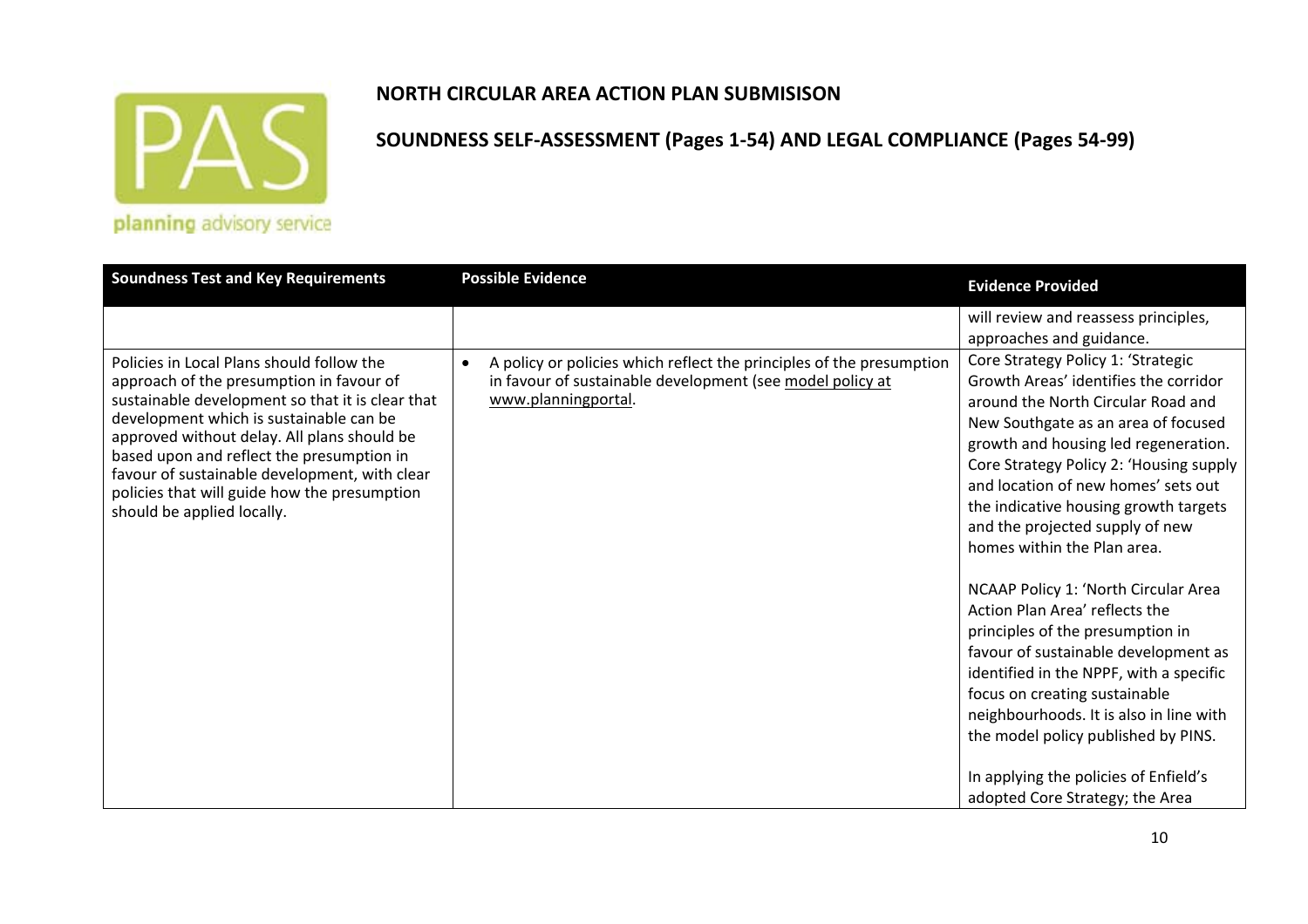**NORTH CIRCULAR AREA ACTION PLAN SUBMISISON**

**SOUNDNESS SELF-ASSESSMENT (Pages 1-54) AND LEGAL COMPLIANCE (Pages 54-99)**

| Soundness Test and Key Requirements | Possible Evidence | Evidence Provided |
|---|---|---|
| | | will review and reassess principles, approaches and guidance. |
| Policies in Local Plans should follow the approach of the presumption in favour of sustainable development so that it is clear that development which is sustainable can be approved without delay. All plans should be based upon and reflect the presumption in favour of sustainable development, with clear policies that will guide how the presumption should be applied locally. | • A policy or policies which reflect the principles of the presumption in favour of sustainable development (see model policy at www.planningportal. | Core Strategy Policy 1: 'Strategic Growth Areas' identifies the corridor around the North Circular Road and New Southgate as an area of focused growth and housing led regeneration. Core Strategy Policy 2: 'Housing supply and location of new homes' sets out the indicative housing growth targets and the projected supply of new homes within the Plan area.<br><br>NCAAP Policy 1: 'North Circular Area Action Plan Area' reflects the principles of the presumption in favour of sustainable development as identified in the NPPF, with a specific focus on creating sustainable neighbourhoods. It is also in line with the model policy published by PINS.<br><br>In applying the policies of Enfield's adopted Core Strategy; the Area |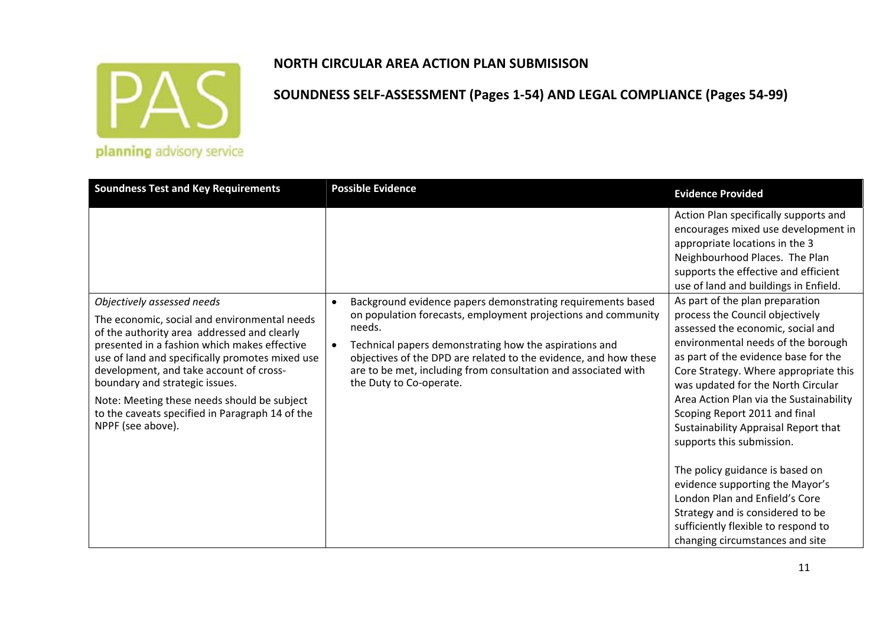**NORTH CIRCULAR AREA ACTION PLAN SUBMISISON**

**SOUNDNESS SELF-ASSESSMENT (Pages 1-54) AND LEGAL COMPLIANCE (Pages 54-99)**

| Soundness Test and Key Requirements | Possible Evidence | Evidence Provided |
|---|---|---|
| | | Action Plan specifically supports and encourages mixed use development in appropriate locations in the 3 Neighbourhood Places. The Plan supports the effective and efficient use of land and buildings in Enfield. |
| *Objectively assessed needs*<br><br>The economic, social and environmental needs of the authority area addressed and clearly presented in a fashion which makes effective use of land and specifically promotes mixed use development, and take account of cross-boundary and strategic issues.<br><br>Note: Meeting these needs should be subject to the caveats specified in Paragraph 14 of the NPPF (see above). | • Background evidence papers demonstrating requirements based on population forecasts, employment projections and community needs.<br>• Technical papers demonstrating how the aspirations and objectives of the DPD are related to the evidence, and how these are to be met, including from consultation and associated with the Duty to Co-operate. | As part of the plan preparation process the Council objectively assessed the economic, social and environmental needs of the borough as part of the evidence base for the Core Strategy. Where appropriate this was updated for the North Circular Area Action Plan via the Sustainability Scoping Report 2011 and final Sustainability Appraisal Report that supports this submission.<br><br>The policy guidance is based on evidence supporting the Mayor's London Plan and Enfield's Core Strategy and is considered to be sufficiently flexible to respond to changing circumstances and site |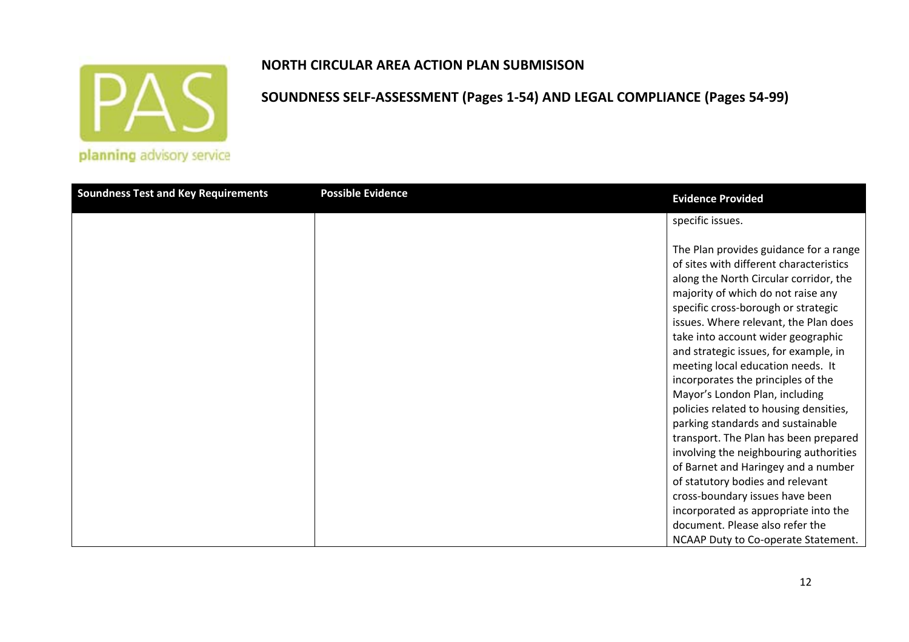# NORTH CIRCULAR AREA ACTION PLAN SUBMISISON

## SOUNDNESS SELF-ASSESSMENT (Pages 1-54) AND LEGAL COMPLIANCE (Pages 54-99)

| Soundness Test and Key Requirements | Possible Evidence | Evidence Provided |
|---|---|---|
| | | specific issues.<br><br>The Plan provides guidance for a range of sites with different characteristics along the North Circular corridor, the majority of which do not raise any specific cross-borough or strategic issues. Where relevant, the Plan does take into account wider geographic and strategic issues, for example, in meeting local education needs. It incorporates the principles of the Mayor's London Plan, including policies related to housing densities, parking standards and sustainable transport. The Plan has been prepared involving the neighbouring authorities of Barnet and Haringey and a number of statutory bodies and relevant cross-boundary issues have been incorporated as appropriate into the document. Please also refer the NCAAP Duty to Co-operate Statement. |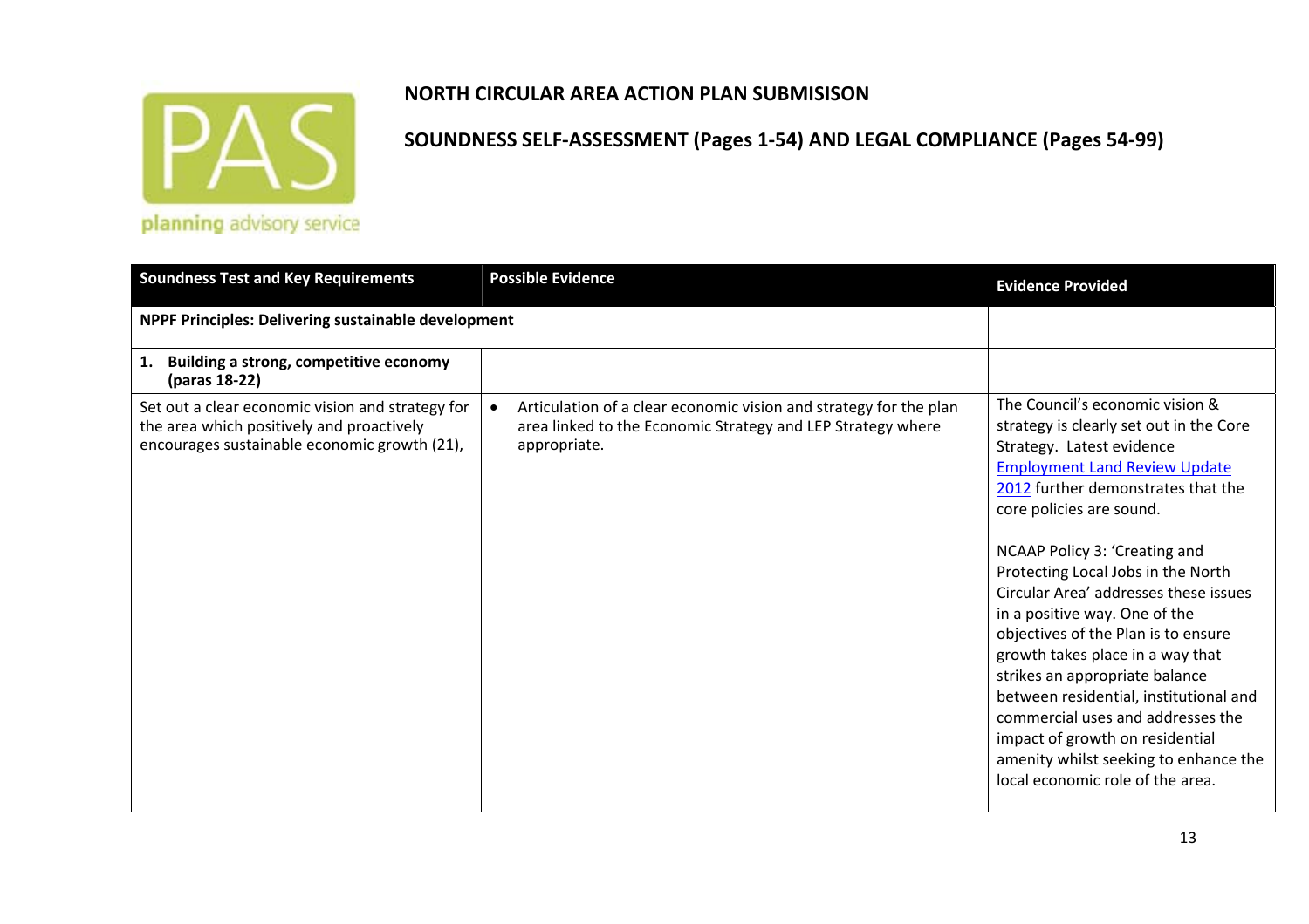planning advisory service

# NORTH CIRCULAR AREA ACTION PLAN SUBMISISON

## SOUNDNESS SELF-ASSESSMENT (Pages 1-54) AND LEGAL COMPLIANCE (Pages 54-99)

| Soundness Test and Key Requirements | Possible Evidence | Evidence Provided |
|---|---|---|
| **NPPF Principles: Delivering sustainable development** | | |
| **1. Building a strong, competitive economy (paras 18-22)** | | |
| Set out a clear economic vision and strategy for the area which positively and proactively encourages sustainable economic growth (21), | • Articulation of a clear economic vision and strategy for the plan area linked to the Economic Strategy and LEP Strategy where appropriate. | The Council's economic vision & strategy is clearly set out in the Core Strategy. Latest evidence Employment Land Review Update 2012 further demonstrates that the core policies are sound.<br><br>NCAAP Policy 3: 'Creating and Protecting Local Jobs in the North Circular Area' addresses these issues in a positive way. One of the objectives of the Plan is to ensure growth takes place in a way that strikes an appropriate balance between residential, institutional and commercial uses and addresses the impact of growth on residential amenity whilst seeking to enhance the local economic role of the area. |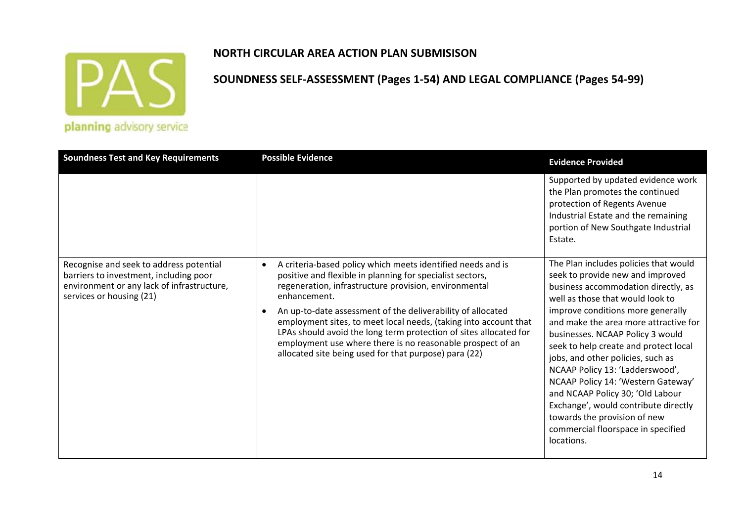| Soundness Test and Key Requirements | Possible Evidence | Evidence Provided |
|---|---|---|
| | | Supported by updated evidence work the Plan promotes the continued protection of Regents Avenue Industrial Estate and the remaining portion of New Southgate Industrial Estate. |
| Recognise and seek to address potential barriers to investment, including poor environment or any lack of infrastructure, services or housing (21) | • A criteria-based policy which meets identified needs and is positive and flexible in planning for specialist sectors, regeneration, infrastructure provision, environmental enhancement.<br>• An up-to-date assessment of the deliverability of allocated employment sites, to meet local needs, (taking into account that LPAs should avoid the long term protection of sites allocated for employment use where there is no reasonable prospect of an allocated site being used for that purpose) para (22) | The Plan includes policies that would seek to provide new and improved business accommodation directly, as well as those that would look to improve conditions more generally and make the area more attractive for businesses. NCAAP Policy 3 would seek to help create and protect local jobs, and other policies, such as NCAAP Policy 13: 'Ladderswood', NCAAP Policy 14: 'Western Gateway' and NCAAP Policy 30; 'Old Labour Exchange', would contribute directly towards the provision of new commercial floorspace in specified locations. |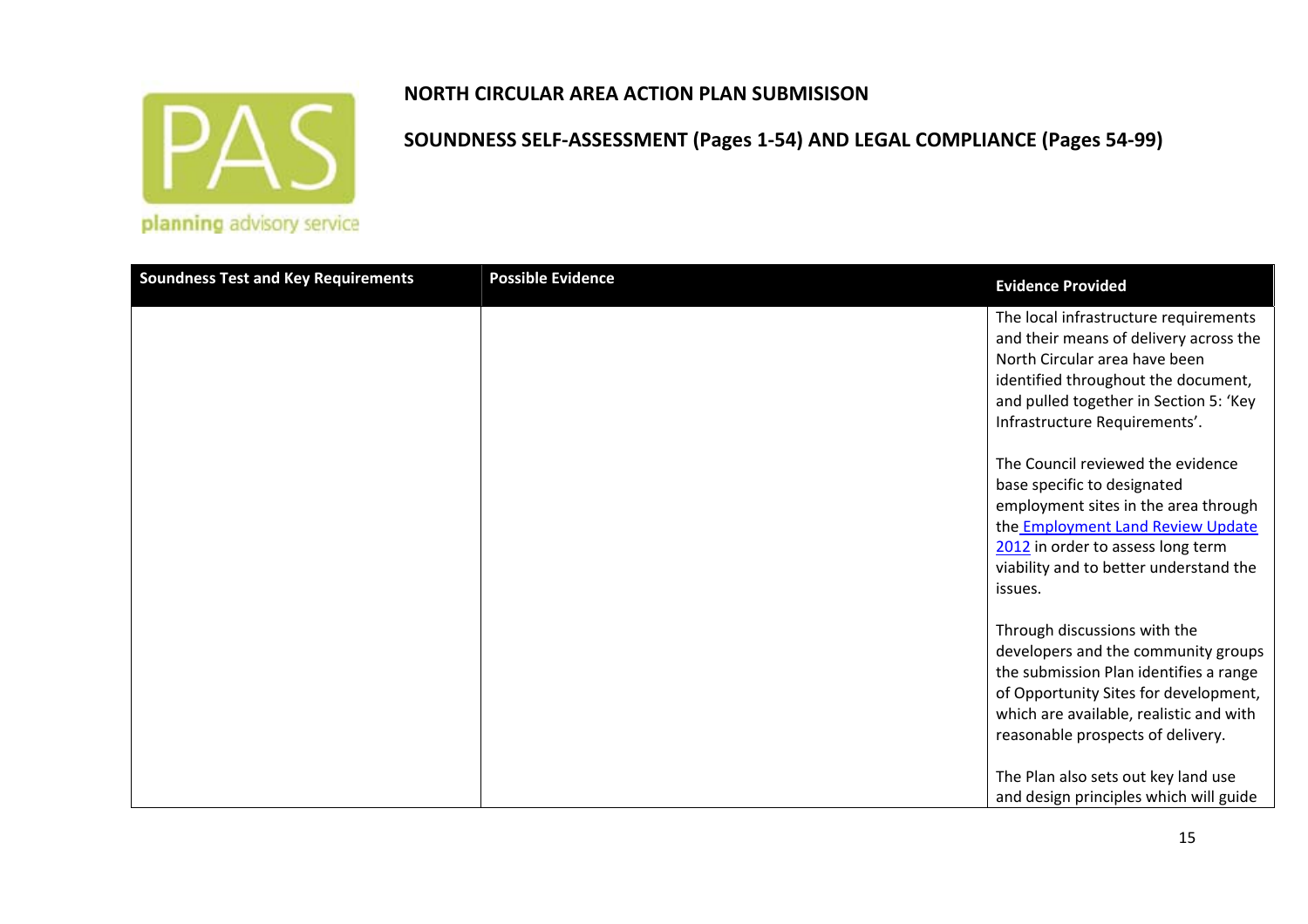# NORTH CIRCULAR AREA ACTION PLAN SUBMISISON

## SOUNDNESS SELF-ASSESSMENT (Pages 1-54) AND LEGAL COMPLIANCE (Pages 54-99)

| Soundness Test and Key Requirements | Possible Evidence | Evidence Provided |
|---|---|---|
| | | The local infrastructure requirements and their means of delivery across the North Circular area have been identified throughout the document, and pulled together in Section 5: 'Key Infrastructure Requirements'.<br><br>The Council reviewed the evidence base specific to designated employment sites in the area through the Employment Land Review Update 2012 in order to assess long term viability and to better understand the issues.<br><br>Through discussions with the developers and the community groups the submission Plan identifies a range of Opportunity Sites for development, which are available, realistic and with reasonable prospects of delivery.<br><br>The Plan also sets out key land use and design principles which will guide |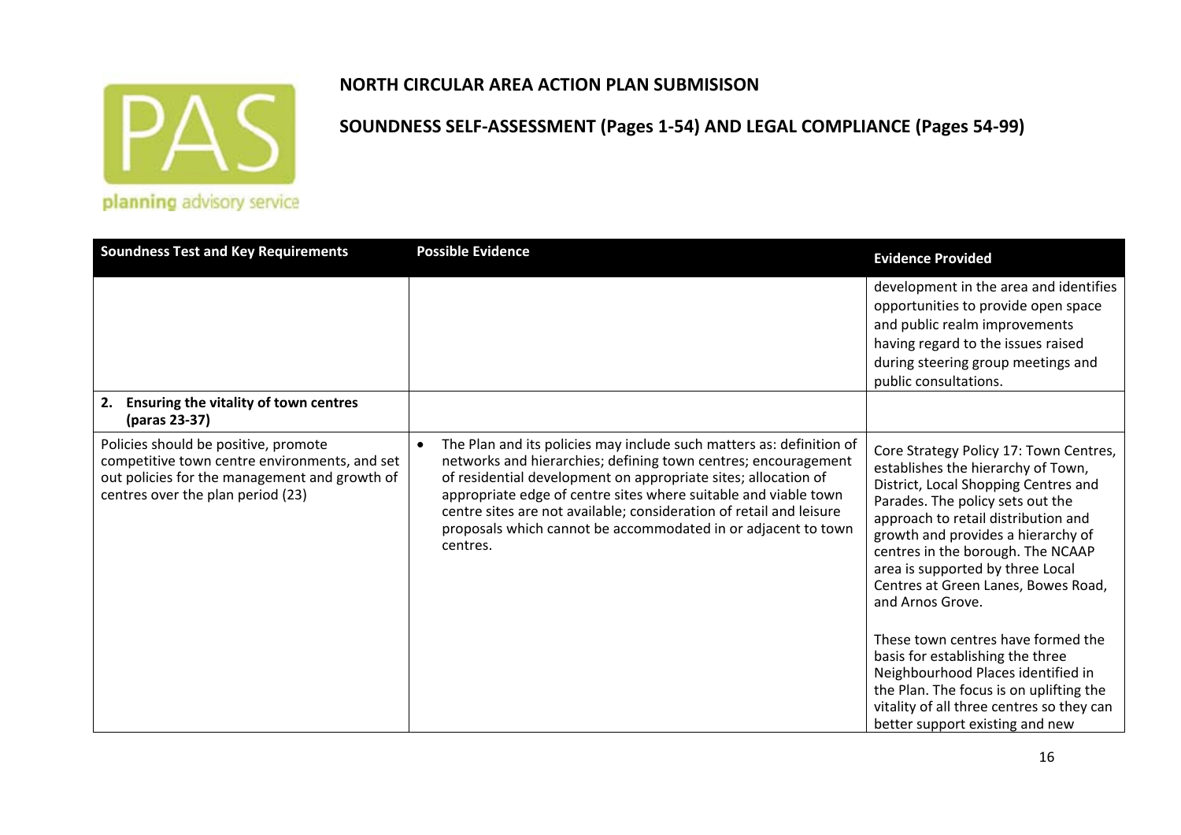# NORTH CIRCULAR AREA ACTION PLAN SUBMISISON

## SOUNDNESS SELF-ASSESSMENT (Pages 1-54) AND LEGAL COMPLIANCE (Pages 54-99)

| Soundness Test and Key Requirements | Possible Evidence | Evidence Provided |
|---|---|---|
| | | development in the area and identifies opportunities to provide open space and public realm improvements having regard to the issues raised during steering group meetings and public consultations. |
| **2. Ensuring the vitality of town centres (paras 23-37)** | | |
| Policies should be positive, promote competitive town centre environments, and set out policies for the management and growth of centres over the plan period (23) | • The Plan and its policies may include such matters as: definition of networks and hierarchies; defining town centres; encouragement of residential development on appropriate sites; allocation of appropriate edge of centre sites where suitable and viable town centre sites are not available; consideration of retail and leisure proposals which cannot be accommodated in or adjacent to town centres. | Core Strategy Policy 17: Town Centres, establishes the hierarchy of Town, District, Local Shopping Centres and Parades. The policy sets out the approach to retail distribution and growth and provides a hierarchy of centres in the borough. The NCAAP area is supported by three Local Centres at Green Lanes, Bowes Road, and Arnos Grove.<br><br>These town centres have formed the basis for establishing the three Neighbourhood Places identified in the Plan. The focus is on uplifting the vitality of all three centres so they can better support existing and new |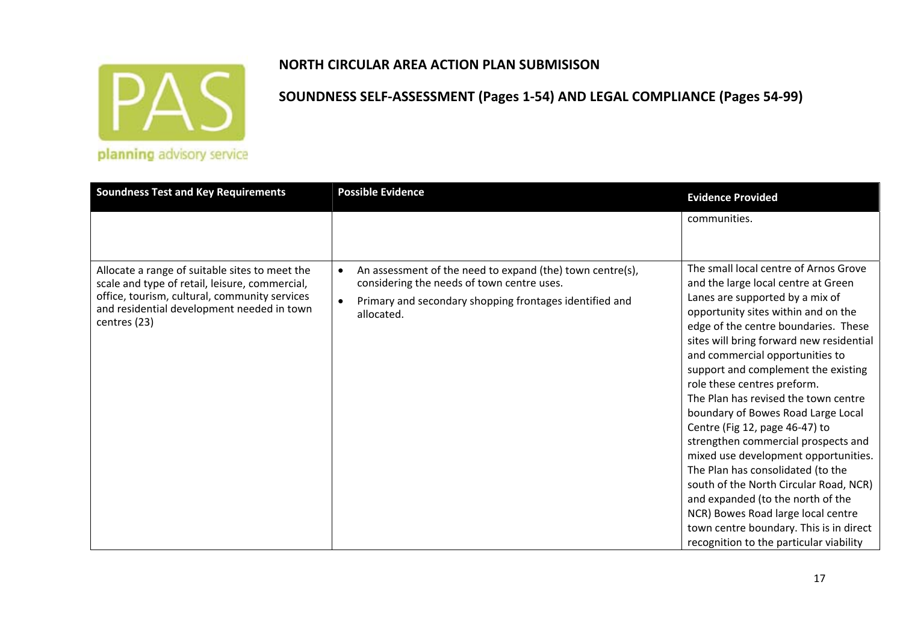**NORTH CIRCULAR AREA ACTION PLAN SUBMISISON**

**SOUNDNESS SELF-ASSESSMENT (Pages 1-54) AND LEGAL COMPLIANCE (Pages 54-99)**

| Soundness Test and Key Requirements | Possible Evidence | Evidence Provided |
|---|---|---|
| | | communities. |
| Allocate a range of suitable sites to meet the scale and type of retail, leisure, commercial, office, tourism, cultural, community services and residential development needed in town centres (23) | • An assessment of the need to expand (the) town centre(s), considering the needs of town centre uses.<br>• Primary and secondary shopping frontages identified and allocated. | The small local centre of Arnos Grove and the large local centre at Green Lanes are supported by a mix of opportunity sites within and on the edge of the centre boundaries. These sites will bring forward new residential and commercial opportunities to support and complement the existing role these centres preform.<br>The Plan has revised the town centre boundary of Bowes Road Large Local Centre (Fig 12, page 46-47) to strengthen commercial prospects and mixed use development opportunities. The Plan has consolidated (to the south of the North Circular Road, NCR) and expanded (to the north of the NCR) Bowes Road large local centre town centre boundary. This is in direct recognition to the particular viability |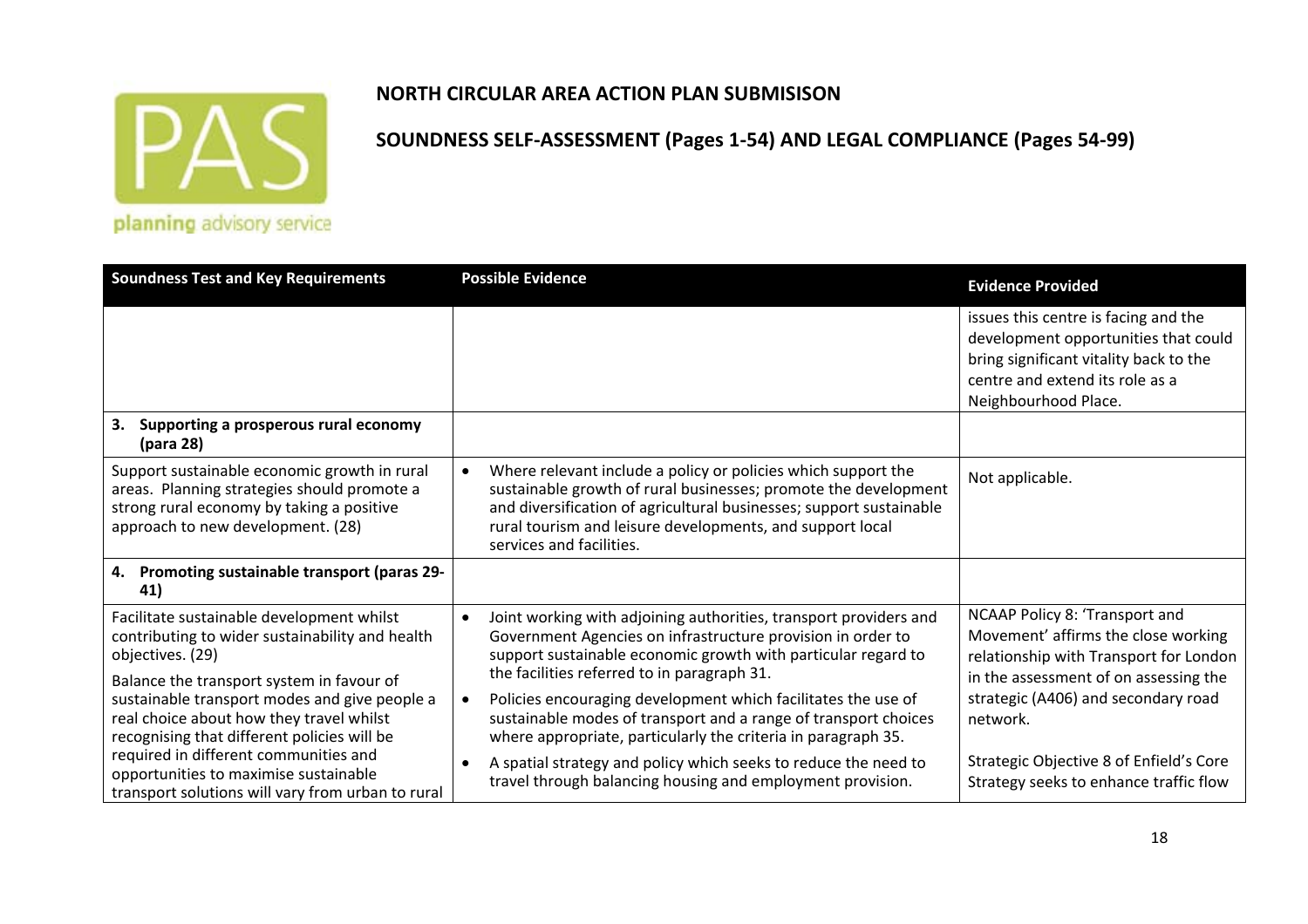## NORTH CIRCULAR AREA ACTION PLAN SUBMISISON

## SOUNDNESS SELF-ASSESSMENT (Pages 1-54) AND LEGAL COMPLIANCE (Pages 54-99)

| Soundness Test and Key Requirements | Possible Evidence | Evidence Provided |
|---|---|---|
| | | issues this centre is facing and the development opportunities that could bring significant vitality back to the centre and extend its role as a Neighbourhood Place. |
| **3. Supporting a prosperous rural economy (para 28)** | | |
| Support sustainable economic growth in rural areas. Planning strategies should promote a strong rural economy by taking a positive approach to new development. (28) | • Where relevant include a policy or policies which support the sustainable growth of rural businesses; promote the development and diversification of agricultural businesses; support sustainable rural tourism and leisure developments, and support local services and facilities. | Not applicable. |
| **4. Promoting sustainable transport (paras 29-41)** | | |
| Facilitate sustainable development whilst contributing to wider sustainability and health objectives. (29)<br><br>Balance the transport system in favour of sustainable transport modes and give people a real choice about how they travel whilst recognising that different policies will be required in different communities and opportunities to maximise sustainable transport solutions will vary from urban to rural | • Joint working with adjoining authorities, transport providers and Government Agencies on infrastructure provision in order to support sustainable economic growth with particular regard to the facilities referred to in paragraph 31.<br>• Policies encouraging development which facilitates the use of sustainable modes of transport and a range of transport choices where appropriate, particularly the criteria in paragraph 35.<br>• A spatial strategy and policy which seeks to reduce the need to travel through balancing housing and employment provision. | NCAAP Policy 8: 'Transport and Movement' affirms the close working relationship with Transport for London in the assessment of on assessing the strategic (A406) and secondary road network.<br><br>Strategic Objective 8 of Enfield's Core Strategy seeks to enhance traffic flow |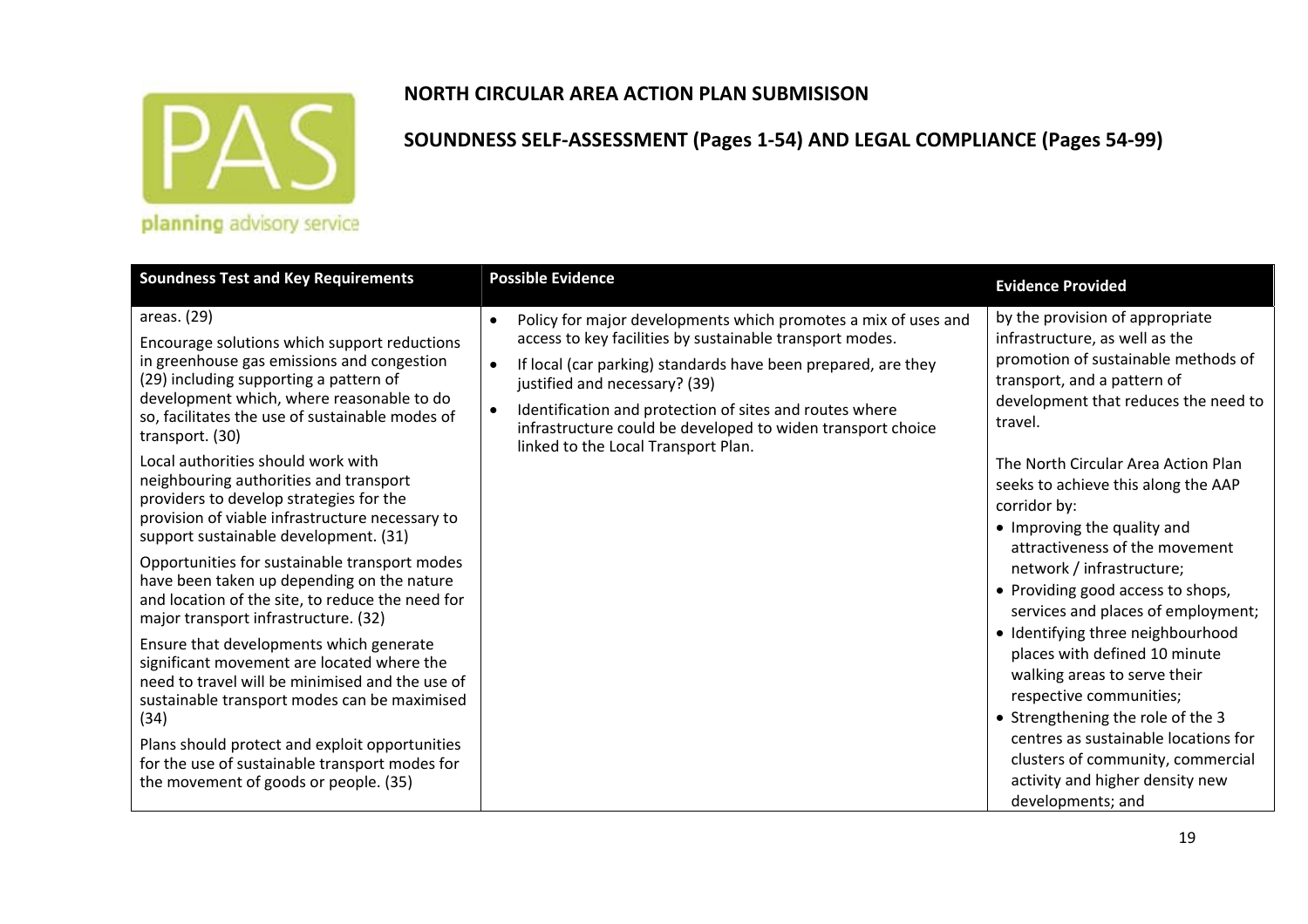**NORTH CIRCULAR AREA ACTION PLAN SUBMISISON**

**SOUNDNESS SELF-ASSESSMENT (Pages 1-54) AND LEGAL COMPLIANCE (Pages 54-99)**

| Soundness Test and Key Requirements | Possible Evidence | Evidence Provided |
|---|---|---|
| areas. (29)<br><br>Encourage solutions which support reductions in greenhouse gas emissions and congestion (29) including supporting a pattern of development which, where reasonable to do so, facilitates the use of sustainable modes of transport. (30)<br><br>Local authorities should work with neighbouring authorities and transport providers to develop strategies for the provision of viable infrastructure necessary to support sustainable development. (31)<br><br>Opportunities for sustainable transport modes have been taken up depending on the nature and location of the site, to reduce the need for major transport infrastructure. (32)<br><br>Ensure that developments which generate significant movement are located where the need to travel will be minimised and the use of sustainable transport modes can be maximised (34)<br><br>Plans should protect and exploit opportunities for the use of sustainable transport modes for the movement of goods or people. (35) | • Policy for major developments which promotes a mix of uses and access to key facilities by sustainable transport modes.<br>• If local (car parking) standards have been prepared, are they justified and necessary? (39)<br>• Identification and protection of sites and routes where infrastructure could be developed to widen transport choice linked to the Local Transport Plan. | by the provision of appropriate infrastructure, as well as the promotion of sustainable methods of transport, and a pattern of development that reduces the need to travel.<br><br>The North Circular Area Action Plan seeks to achieve this along the AAP corridor by:<br>• Improving the quality and attractiveness of the movement network / infrastructure;<br>• Providing good access to shops, services and places of employment;<br>• Identifying three neighbourhood places with defined 10 minute walking areas to serve their respective communities;<br>• Strengthening the role of the 3 centres as sustainable locations for clusters of community, commercial activity and higher density new developments; and |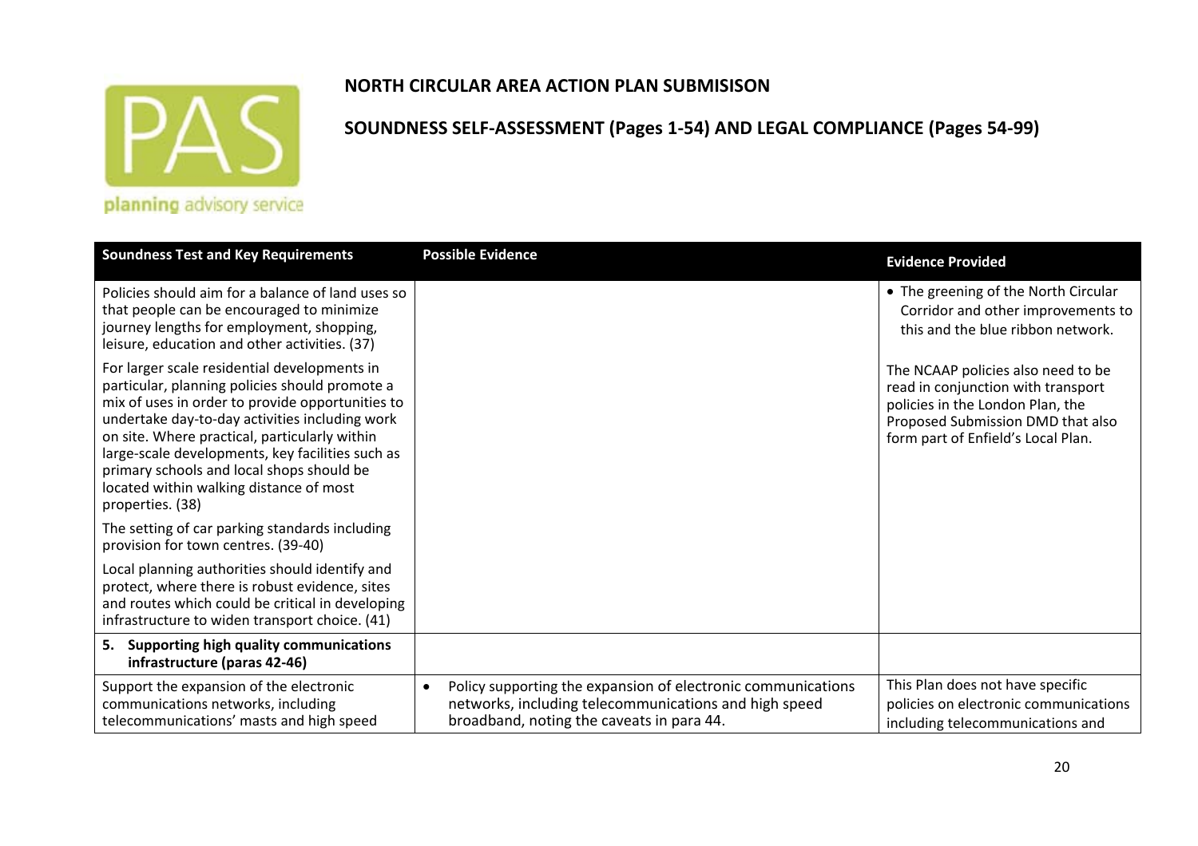**NORTH CIRCULAR AREA ACTION PLAN SUBMISISON**

**SOUNDNESS SELF-ASSESSMENT (Pages 1-54) AND LEGAL COMPLIANCE (Pages 54-99)**

| Soundness Test and Key Requirements | Possible Evidence | Evidence Provided |
|---|---|---|
| Policies should aim for a balance of land uses so that people can be encouraged to minimize journey lengths for employment, shopping, leisure, education and other activities. (37) | | • The greening of the North Circular Corridor and other improvements to this and the blue ribbon network. |
| For larger scale residential developments in particular, planning policies should promote a mix of uses in order to provide opportunities to undertake day-to-day activities including work on site. Where practical, particularly within large-scale developments, key facilities such as primary schools and local shops should be located within walking distance of most properties. (38) | | The NCAAP policies also need to be read in conjunction with transport policies in the London Plan, the Proposed Submission DMD that also form part of Enfield's Local Plan. |
| The setting of car parking standards including provision for town centres. (39-40) | | |
| Local planning authorities should identify and protect, where there is robust evidence, sites and routes which could be critical in developing infrastructure to widen transport choice. (41) | | |
| **5. Supporting high quality communications infrastructure (paras 42-46)** | | |
| Support the expansion of the electronic communications networks, including telecommunications' masts and high speed | • Policy supporting the expansion of electronic communications networks, including telecommunications and high speed broadband, noting the caveats in para 44. | This Plan does not have specific policies on electronic communications including telecommunications and |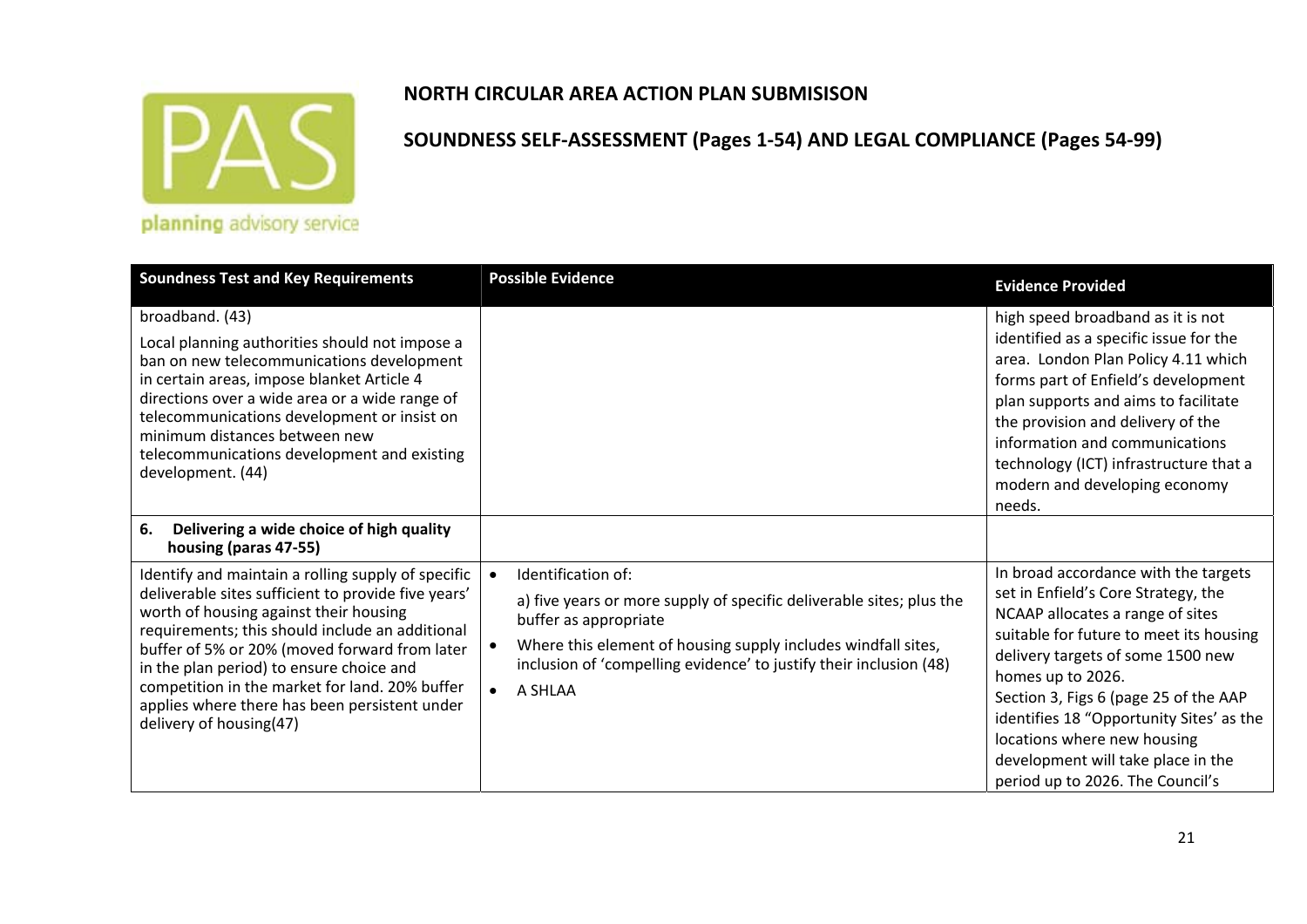# NORTH CIRCULAR AREA ACTION PLAN SUBMISISON

## SOUNDNESS SELF-ASSESSMENT (Pages 1-54) AND LEGAL COMPLIANCE (Pages 54-99)

| Soundness Test and Key Requirements | Possible Evidence | Evidence Provided |
|---|---|---|
| broadband. (43)<br><br>Local planning authorities should not impose a ban on new telecommunications development in certain areas, impose blanket Article 4 directions over a wide area or a wide range of telecommunications development or insist on minimum distances between new telecommunications development and existing development. (44) | | high speed broadband as it is not identified as a specific issue for the area. London Plan Policy 4.11 which forms part of Enfield's development plan supports and aims to facilitate the provision and delivery of the information and communications technology (ICT) infrastructure that a modern and developing economy needs. |
| **6. Delivering a wide choice of high quality housing (paras 47-55)** | | |
| Identify and maintain a rolling supply of specific deliverable sites sufficient to provide five years' worth of housing against their housing requirements; this should include an additional buffer of 5% or 20% (moved forward from later in the plan period) to ensure choice and competition in the market for land. 20% buffer applies where there has been persistent under delivery of housing(47) | • Identification of:<br>a) five years or more supply of specific deliverable sites; plus the buffer as appropriate<br>• Where this element of housing supply includes windfall sites, inclusion of 'compelling evidence' to justify their inclusion (48)<br>• A SHLAA | In broad accordance with the targets set in Enfield's Core Strategy, the NCAAP allocates a range of sites suitable for future to meet its housing delivery targets of some 1500 new homes up to 2026.<br>Section 3, Figs 6 (page 25 of the AAP identifies 18 "Opportunity Sites' as the locations where new housing development will take place in the period up to 2026. The Council's |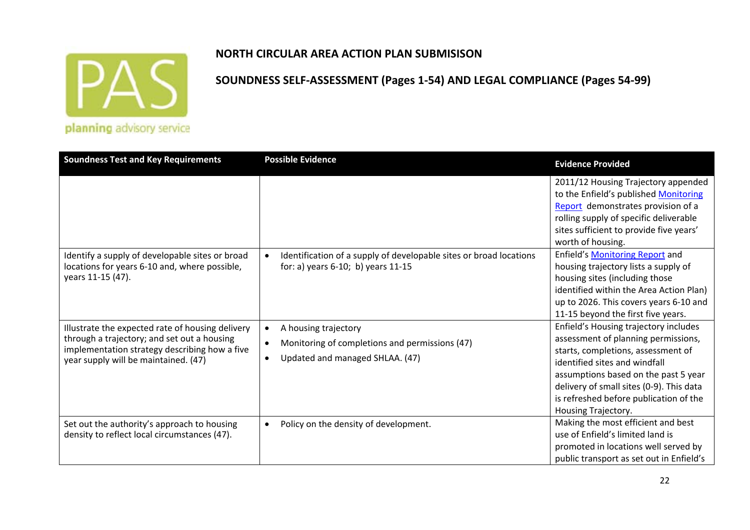**NORTH CIRCULAR AREA ACTION PLAN SUBMISISON**

**SOUNDNESS SELF-ASSESSMENT (Pages 1-54) AND LEGAL COMPLIANCE (Pages 54-99)**

| Soundness Test and Key Requirements | Possible Evidence | Evidence Provided |
|---|---|---|
| | | 2011/12 Housing Trajectory appended to the Enfield's published Monitoring Report demonstrates provision of a rolling supply of specific deliverable sites sufficient to provide five years' worth of housing. |
| Identify a supply of developable sites or broad locations for years 6-10 and, where possible, years 11-15 (47). | • Identification of a supply of developable sites or broad locations for: a) years 6-10; b) years 11-15 | Enfield's Monitoring Report and housing trajectory lists a supply of housing sites (including those identified within the Area Action Plan) up to 2026. This covers years 6-10 and 11-15 beyond the first five years. |
| Illustrate the expected rate of housing delivery through a trajectory; and set out a housing implementation strategy describing how a five year supply will be maintained. (47) | • A housing trajectory<br>• Monitoring of completions and permissions (47)<br>• Updated and managed SHLAA. (47) | Enfield's Housing trajectory includes assessment of planning permissions, starts, completions, assessment of identified sites and windfall assumptions based on the past 5 year delivery of small sites (0-9). This data is refreshed before publication of the Housing Trajectory. |
| Set out the authority's approach to housing density to reflect local circumstances (47). | • Policy on the density of development. | Making the most efficient and best use of Enfield's limited land is promoted in locations well served by public transport as set out in Enfield's |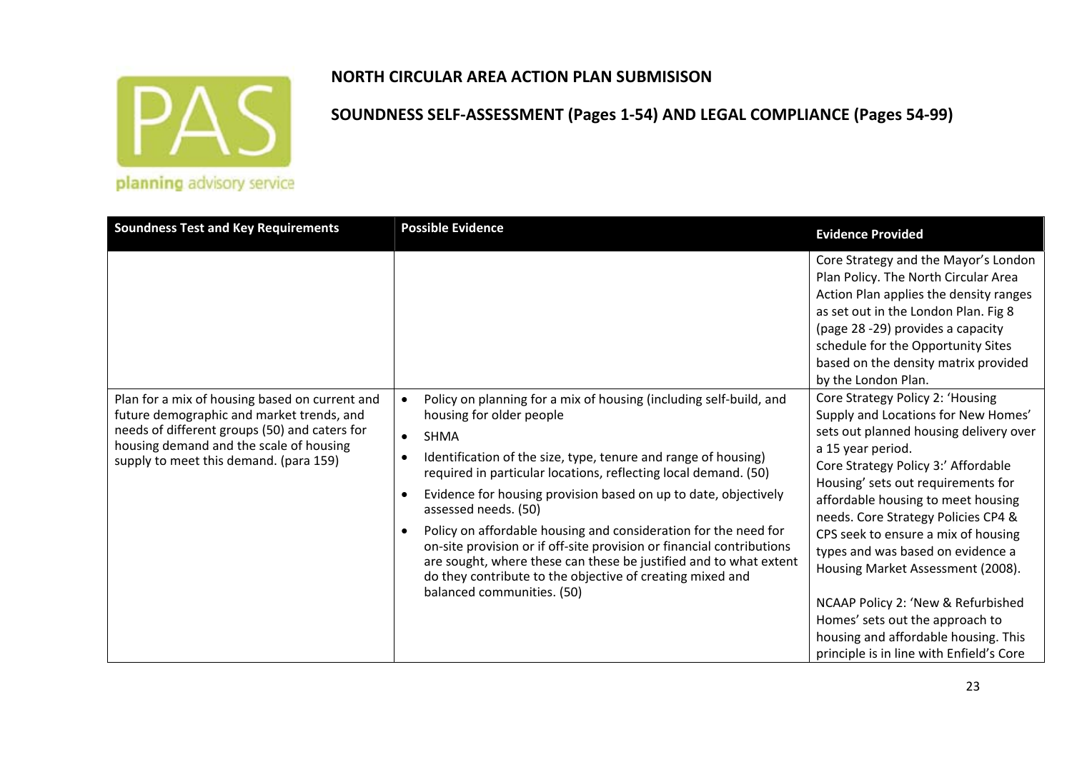**NORTH CIRCULAR AREA ACTION PLAN SUBMISISON**

**SOUNDNESS SELF-ASSESSMENT (Pages 1-54) AND LEGAL COMPLIANCE (Pages 54-99)**

| Soundness Test and Key Requirements | Possible Evidence | Evidence Provided |
|---|---|---|
| | | Core Strategy and the Mayor's London Plan Policy. The North Circular Area Action Plan applies the density ranges as set out in the London Plan. Fig 8 (page 28 -29) provides a capacity schedule for the Opportunity Sites based on the density matrix provided by the London Plan. |
| Plan for a mix of housing based on current and future demographic and market trends, and needs of different groups (50) and caters for housing demand and the scale of housing supply to meet this demand. (para 159) | • Policy on planning for a mix of housing (including self-build, and housing for older people<br>• SHMA<br>• Identification of the size, type, tenure and range of housing) required in particular locations, reflecting local demand. (50)<br>• Evidence for housing provision based on up to date, objectively assessed needs. (50)<br>• Policy on affordable housing and consideration for the need for on-site provision or if off-site provision or financial contributions are sought, where these can these be justified and to what extent do they contribute to the objective of creating mixed and balanced communities. (50) | Core Strategy Policy 2: 'Housing Supply and Locations for New Homes' sets out planned housing delivery over a 15 year period.<br>Core Strategy Policy 3:' Affordable Housing' sets out requirements for affordable housing to meet housing needs. Core Strategy Policies CP4 & CPS seek to ensure a mix of housing types and was based on evidence a Housing Market Assessment (2008).<br><br>NCAAP Policy 2: 'New & Refurbished Homes' sets out the approach to housing and affordable housing. This principle is in line with Enfield's Core |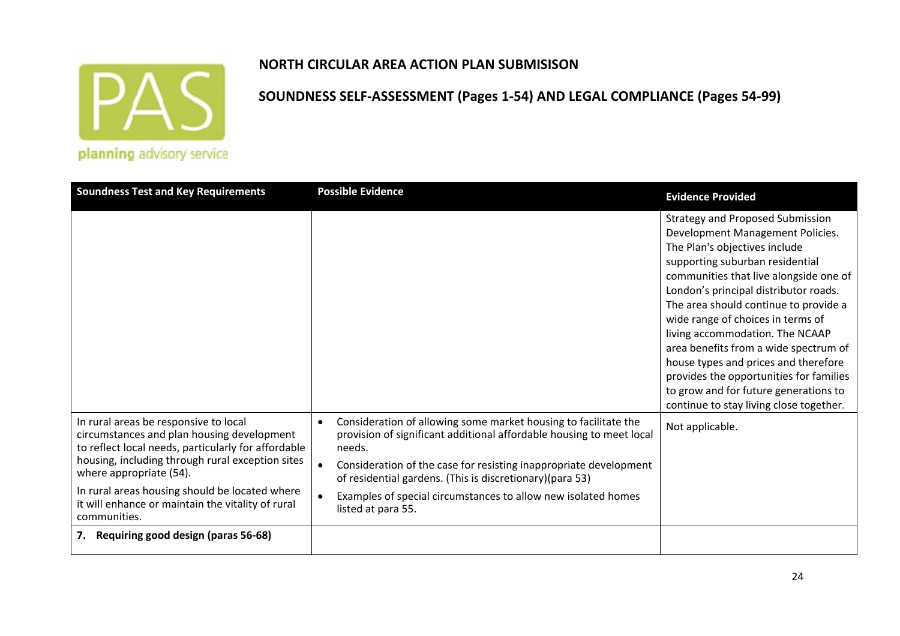**NORTH CIRCULAR AREA ACTION PLAN SUBMISISON**

**SOUNDNESS SELF-ASSESSMENT (Pages 1-54) AND LEGAL COMPLIANCE (Pages 54-99)**

| Soundness Test and Key Requirements | Possible Evidence | Evidence Provided |
|---|---|---|
| | | Strategy and Proposed Submission Development Management Policies. The Plan's objectives include supporting suburban residential communities that live alongside one of London's principal distributor roads. The area should continue to provide a wide range of choices in terms of living accommodation. The NCAAP area benefits from a wide spectrum of house types and prices and therefore provides the opportunities for families to grow and for future generations to continue to stay living close together. |
| In rural areas be responsive to local circumstances and plan housing development to reflect local needs, particularly for affordable housing, including through rural exception sites where appropriate (54). In rural areas housing should be located where it will enhance or maintain the vitality of rural communities. | • Consideration of allowing some market housing to facilitate the provision of significant additional affordable housing to meet local needs. • Consideration of the case for resisting inappropriate development of residential gardens. (This is discretionary)(para 53) • Examples of special circumstances to allow new isolated homes listed at para 55. | Not applicable. |
| **7. Requiring good design (paras 56-68)** | | |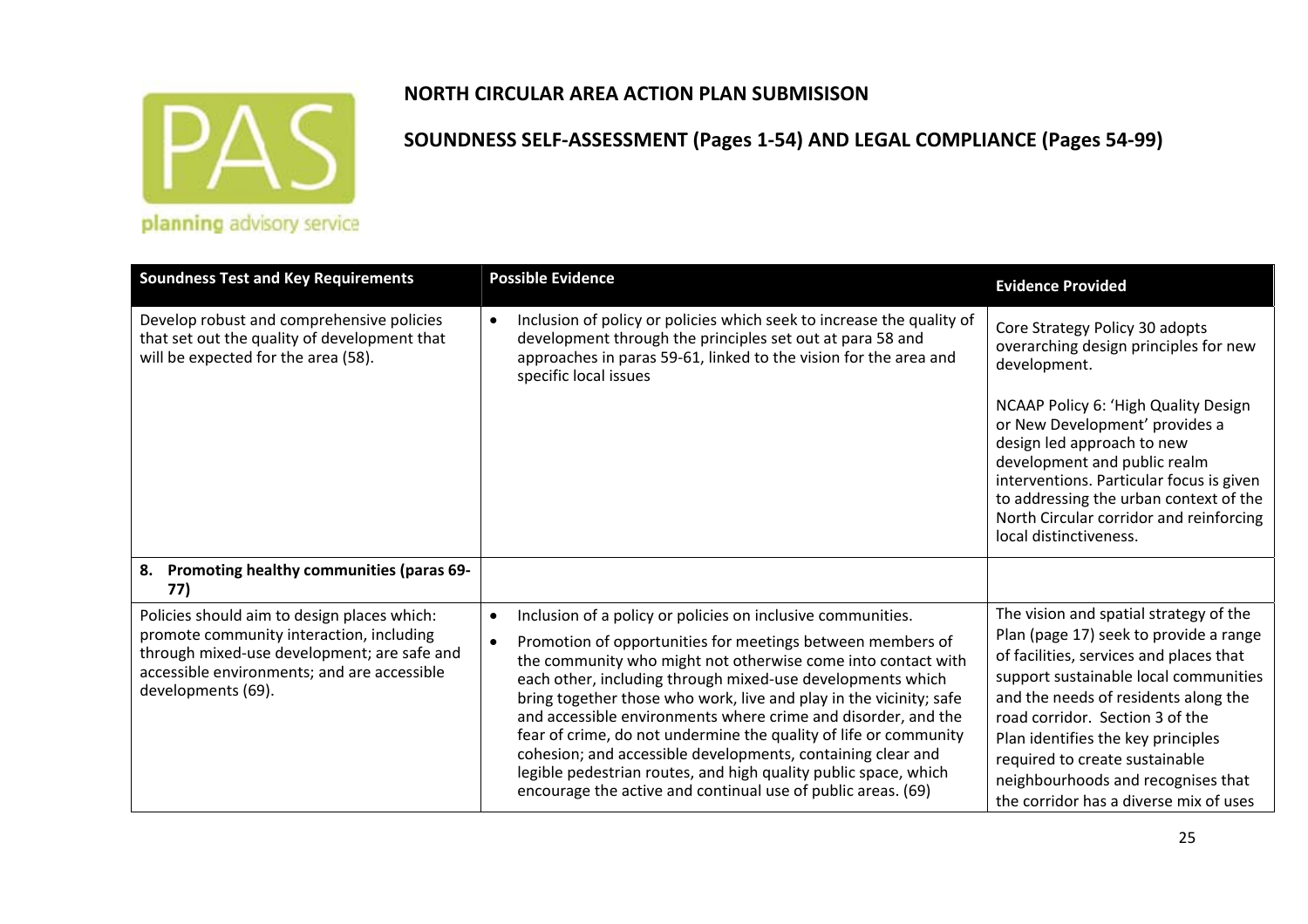# NORTH CIRCULAR AREA ACTION PLAN SUBMISISON

## SOUNDNESS SELF-ASSESSMENT (Pages 1-54) AND LEGAL COMPLIANCE (Pages 54-99)

| Soundness Test and Key Requirements | Possible Evidence | Evidence Provided |
|---|---|---|
| Develop robust and comprehensive policies that set out the quality of development that will be expected for the area (58). | • Inclusion of policy or policies which seek to increase the quality of development through the principles set out at para 58 and approaches in paras 59-61, linked to the vision for the area and specific local issues | Core Strategy Policy 30 adopts overarching design principles for new development.<br><br>NCAAP Policy 6: 'High Quality Design or New Development' provides a design led approach to new development and public realm interventions. Particular focus is given to addressing the urban context of the North Circular corridor and reinforcing local distinctiveness. |
| **8. Promoting healthy communities (paras 69-77)** | | |
| Policies should aim to design places which: promote community interaction, including through mixed-use development; are safe and accessible environments; and are accessible developments (69). | • Inclusion of a policy or policies on inclusive communities.<br>• Promotion of opportunities for meetings between members of the community who might not otherwise come into contact with each other, including through mixed-use developments which bring together those who work, live and play in the vicinity; safe and accessible environments where crime and disorder, and the fear of crime, do not undermine the quality of life or community cohesion; and accessible developments, containing clear and legible pedestrian routes, and high quality public space, which encourage the active and continual use of public areas. (69) | The vision and spatial strategy of the Plan (page 17) seek to provide a range of facilities, services and places that support sustainable local communities and the needs of residents along the road corridor. Section 3 of the Plan identifies the key principles required to create sustainable neighbourhoods and recognises that the corridor has a diverse mix of uses |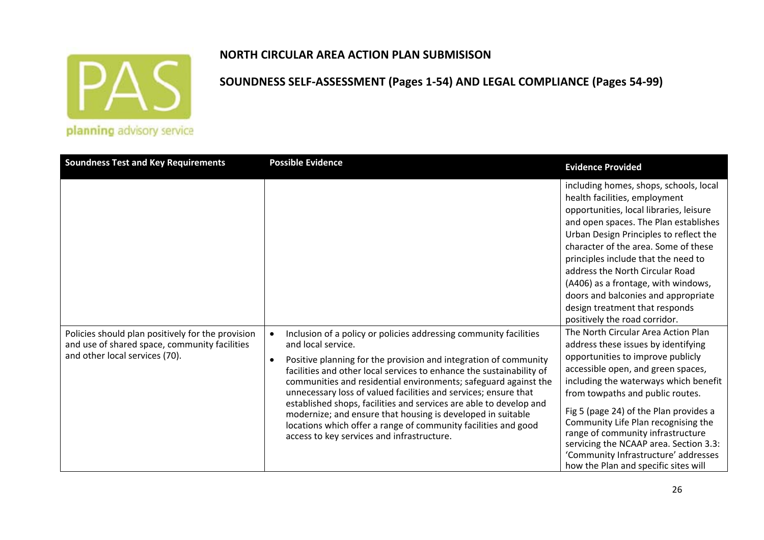**NORTH CIRCULAR AREA ACTION PLAN SUBMISISON**

**SOUNDNESS SELF-ASSESSMENT (Pages 1-54) AND LEGAL COMPLIANCE (Pages 54-99)**

| Soundness Test and Key Requirements | Possible Evidence | Evidence Provided |
|---|---|---|
| | | including homes, shops, schools, local health facilities, employment opportunities, local libraries, leisure and open spaces. The Plan establishes Urban Design Principles to reflect the character of the area. Some of these principles include that the need to address the North Circular Road (A406) as a frontage, with windows, doors and balconies and appropriate design treatment that responds positively the road corridor. |
| Policies should plan positively for the provision and use of shared space, community facilities and other local services (70). | • Inclusion of a policy or policies addressing community facilities and local service.<br>• Positive planning for the provision and integration of community facilities and other local services to enhance the sustainability of communities and residential environments; safeguard against the unnecessary loss of valued facilities and services; ensure that established shops, facilities and services are able to develop and modernize; and ensure that housing is developed in suitable locations which offer a range of community facilities and good access to key services and infrastructure. | The North Circular Area Action Plan address these issues by identifying opportunities to improve publicly accessible open, and green spaces, including the waterways which benefit from towpaths and public routes.<br><br>Fig 5 (page 24) of the Plan provides a Community Life Plan recognising the range of community infrastructure servicing the NCAAP area. Section 3.3: 'Community Infrastructure' addresses how the Plan and specific sites will |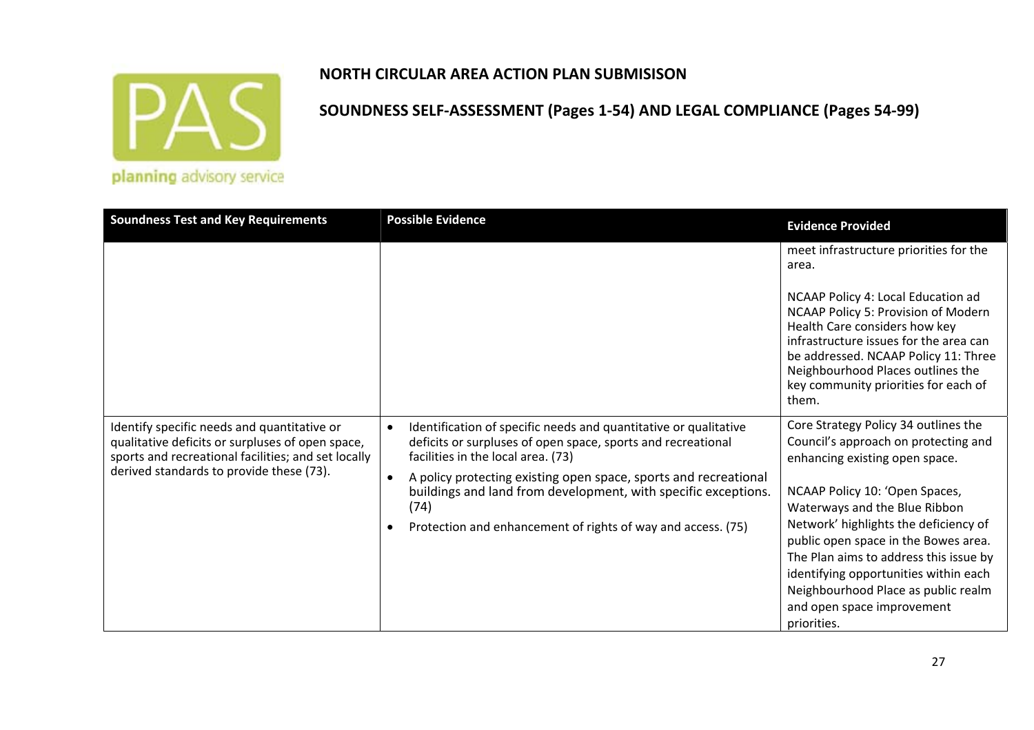**NORTH CIRCULAR AREA ACTION PLAN SUBMISISON**

**SOUNDNESS SELF-ASSESSMENT (Pages 1-54) AND LEGAL COMPLIANCE (Pages 54-99)**

| Soundness Test and Key Requirements | Possible Evidence | Evidence Provided |
|---|---|---|
| | | meet infrastructure priorities for the area.<br><br>NCAAP Policy 4: Local Education ad NCAAP Policy 5: Provision of Modern Health Care considers how key infrastructure issues for the area can be addressed. NCAAP Policy 11: Three Neighbourhood Places outlines the key community priorities for each of them. |
| Identify specific needs and quantitative or qualitative deficits or surpluses of open space, sports and recreational facilities; and set locally derived standards to provide these (73). | • Identification of specific needs and quantitative or qualitative deficits or surpluses of open space, sports and recreational facilities in the local area. (73)<br>• A policy protecting existing open space, sports and recreational buildings and land from development, with specific exceptions. (74)<br>• Protection and enhancement of rights of way and access. (75) | Core Strategy Policy 34 outlines the Council's approach on protecting and enhancing existing open space.<br><br>NCAAP Policy 10: 'Open Spaces, Waterways and the Blue Ribbon Network' highlights the deficiency of public open space in the Bowes area. The Plan aims to address this issue by identifying opportunities within each Neighbourhood Place as public realm and open space improvement priorities. |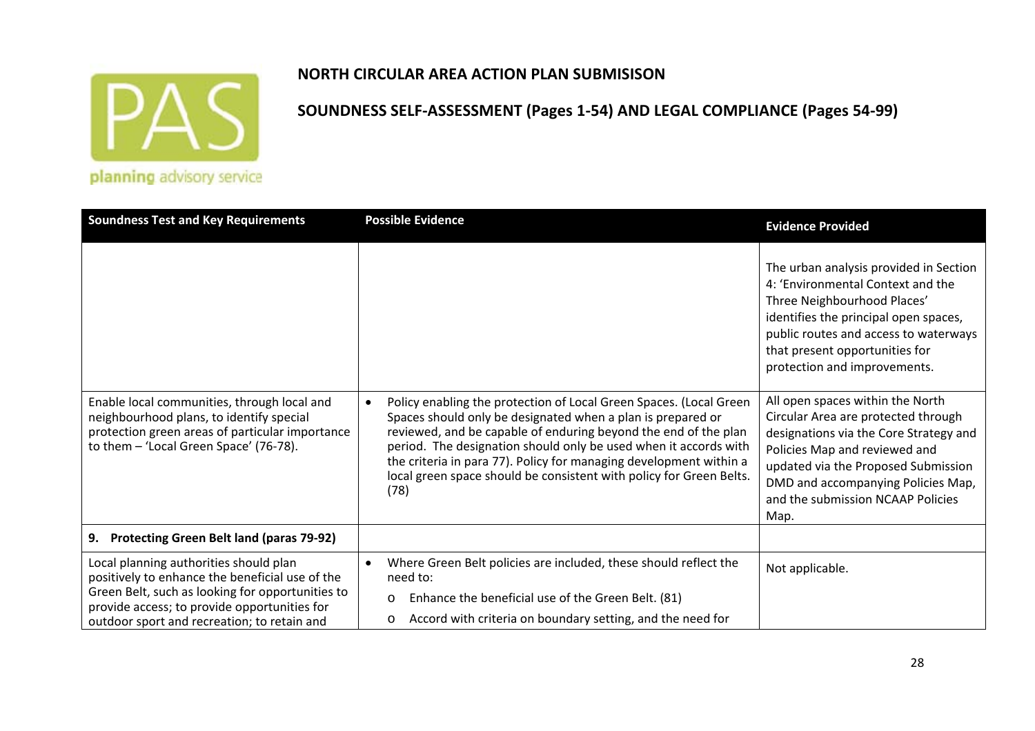**NORTH CIRCULAR AREA ACTION PLAN SUBMISISON**

**SOUNDNESS SELF-ASSESSMENT (Pages 1-54) AND LEGAL COMPLIANCE (Pages 54-99)**

| Soundness Test and Key Requirements | Possible Evidence | Evidence Provided |
|---|---|---|
| | | The urban analysis provided in Section 4: 'Environmental Context and the Three Neighbourhood Places' identifies the principal open spaces, public routes and access to waterways that present opportunities for protection and improvements. |
| Enable local communities, through local and neighbourhood plans, to identify special protection green areas of particular importance to them – 'Local Green Space' (76-78). | • Policy enabling the protection of Local Green Spaces. (Local Green Spaces should only be designated when a plan is prepared or reviewed, and be capable of enduring beyond the end of the plan period. The designation should only be used when it accords with the criteria in para 77). Policy for managing development within a local green space should be consistent with policy for Green Belts. (78) | All open spaces within the North Circular Area are protected through designations via the Core Strategy and Policies Map and reviewed and updated via the Proposed Submission DMD and accompanying Policies Map, and the submission NCAAP Policies Map. |
| **9. Protecting Green Belt land (paras 79-92)** | | |
| Local planning authorities should plan positively to enhance the beneficial use of the Green Belt, such as looking for opportunities to provide access; to provide opportunities for outdoor sport and recreation; to retain and | • Where Green Belt policies are included, these should reflect the need to:<br>o Enhance the beneficial use of the Green Belt. (81)<br>o Accord with criteria on boundary setting, and the need for | Not applicable. |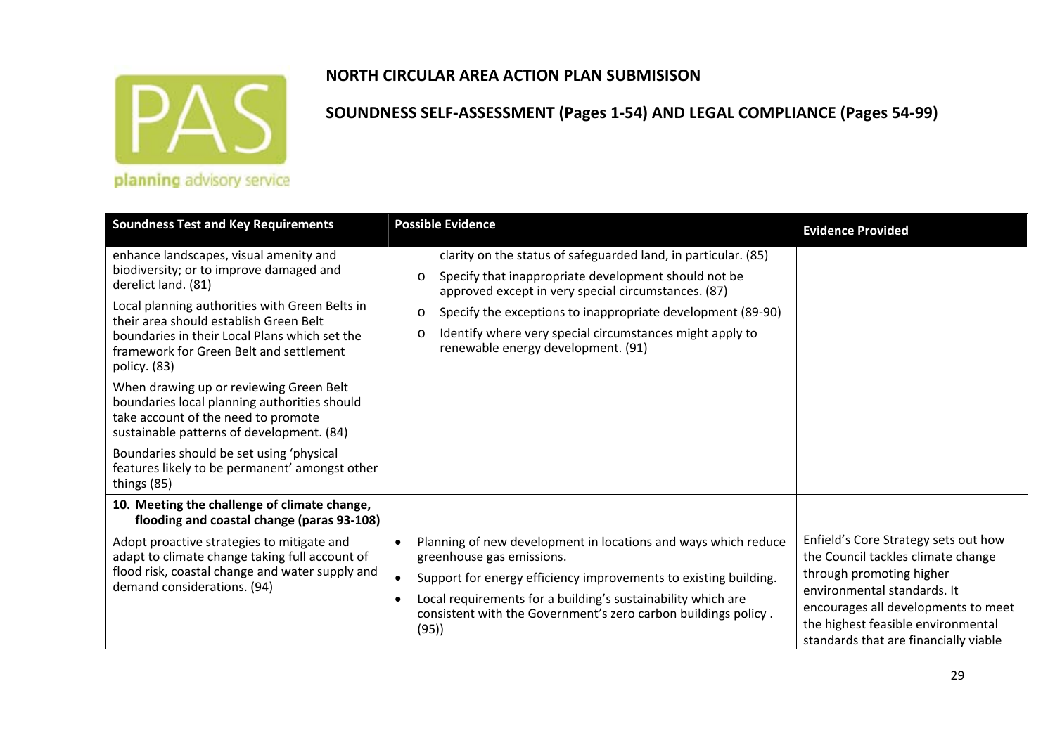## NORTH CIRCULAR AREA ACTION PLAN SUBMISISON

## SOUNDNESS SELF-ASSESSMENT (Pages 1-54) AND LEGAL COMPLIANCE (Pages 54-99)

| Soundness Test and Key Requirements | Possible Evidence | Evidence Provided |
|---|---|---|
| enhance landscapes, visual amenity and biodiversity; or to improve damaged and derelict land. (81)<br><br>Local planning authorities with Green Belts in their area should establish Green Belt boundaries in their Local Plans which set the framework for Green Belt and settlement policy. (83)<br><br>When drawing up or reviewing Green Belt boundaries local planning authorities should take account of the need to promote sustainable patterns of development. (84)<br><br>Boundaries should be set using 'physical features likely to be permanent' amongst other things (85) | clarity on the status of safeguarded land, in particular. (85)<br>o Specify that inappropriate development should not be approved except in very special circumstances. (87)<br>o Specify the exceptions to inappropriate development (89-90)<br>o Identify where very special circumstances might apply to renewable energy development. (91) | |
| **10. Meeting the challenge of climate change, flooding and coastal change (paras 93-108)** | | |
| Adopt proactive strategies to mitigate and adapt to climate change taking full account of flood risk, coastal change and water supply and demand considerations. (94) | • Planning of new development in locations and ways which reduce greenhouse gas emissions.<br>• Support for energy efficiency improvements to existing building.<br>• Local requirements for a building's sustainability which are consistent with the Government's zero carbon buildings policy . (95)) | Enfield's Core Strategy sets out how the Council tackles climate change through promoting higher environmental standards. It encourages all developments to meet the highest feasible environmental standards that are financially viable |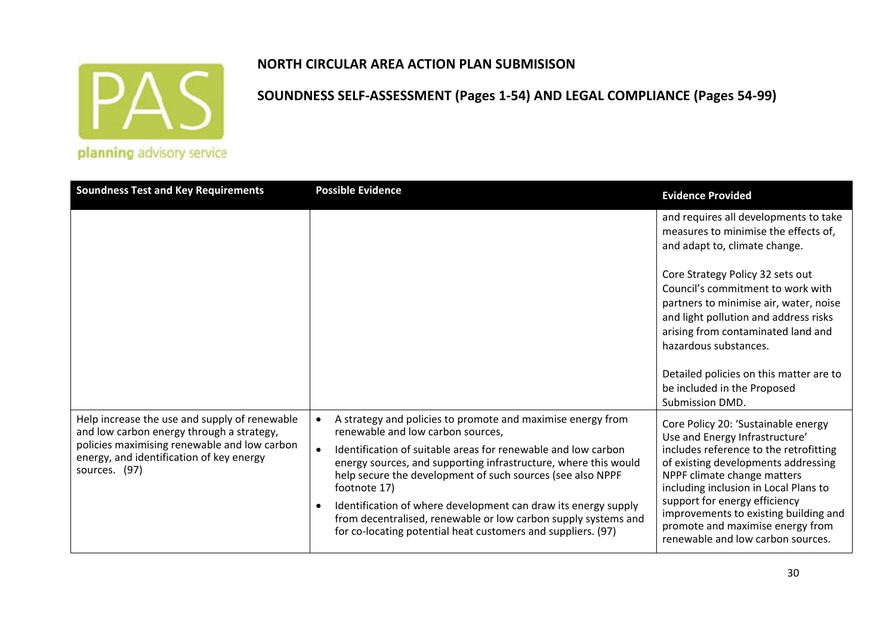**NORTH CIRCULAR AREA ACTION PLAN SUBMISISON**

**SOUNDNESS SELF-ASSESSMENT (Pages 1-54) AND LEGAL COMPLIANCE (Pages 54-99)**

| Soundness Test and Key Requirements | Possible Evidence | Evidence Provided |
|---|---|---|
| | | and requires all developments to take measures to minimise the effects of, and adapt to, climate change.<br><br>Core Strategy Policy 32 sets out Council's commitment to work with partners to minimise air, water, noise and light pollution and address risks arising from contaminated land and hazardous substances.<br><br>Detailed policies on this matter are to be included in the Proposed Submission DMD. |
| Help increase the use and supply of renewable and low carbon energy through a strategy, policies maximising renewable and low carbon energy, and identification of key energy sources. (97) | • A strategy and policies to promote and maximise energy from renewable and low carbon sources,<br>• Identification of suitable areas for renewable and low carbon energy sources, and supporting infrastructure, where this would help secure the development of such sources (see also NPPF footnote 17)<br>• Identification of where development can draw its energy supply from decentralised, renewable or low carbon supply systems and for co-locating potential heat customers and suppliers. (97) | Core Policy 20: 'Sustainable energy Use and Energy Infrastructure' includes reference to the retrofitting of existing developments addressing NPPF climate change matters including inclusion in Local Plans to support for energy efficiency improvements to existing building and promote and maximise energy from renewable and low carbon sources. |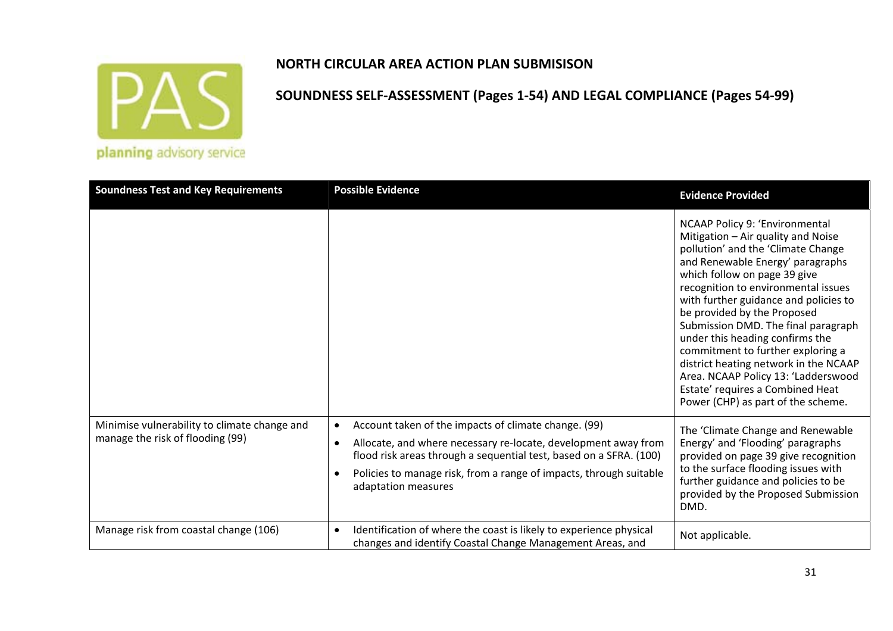## NORTH CIRCULAR AREA ACTION PLAN SUBMISISON

## SOUNDNESS SELF-ASSESSMENT (Pages 1-54) AND LEGAL COMPLIANCE (Pages 54-99)

| Soundness Test and Key Requirements | Possible Evidence | Evidence Provided |
|---|---|---|
| | | NCAAP Policy 9: 'Environmental Mitigation – Air quality and Noise pollution' and the 'Climate Change and Renewable Energy' paragraphs which follow on page 39 give recognition to environmental issues with further guidance and policies to be provided by the Proposed Submission DMD. The final paragraph under this heading confirms the commitment to further exploring a district heating network in the NCAAP Area. NCAAP Policy 13: 'Ladderswood Estate' requires a Combined Heat Power (CHP) as part of the scheme. |
| Minimise vulnerability to climate change and manage the risk of flooding (99) | • Account taken of the impacts of climate change. (99)<br>• Allocate, and where necessary re-locate, development away from flood risk areas through a sequential test, based on a SFRA. (100)<br>• Policies to manage risk, from a range of impacts, through suitable adaptation measures | The 'Climate Change and Renewable Energy' and 'Flooding' paragraphs provided on page 39 give recognition to the surface flooding issues with further guidance and policies to be provided by the Proposed Submission DMD. |
| Manage risk from coastal change (106) | • Identification of where the coast is likely to experience physical changes and identify Coastal Change Management Areas, and | Not applicable. |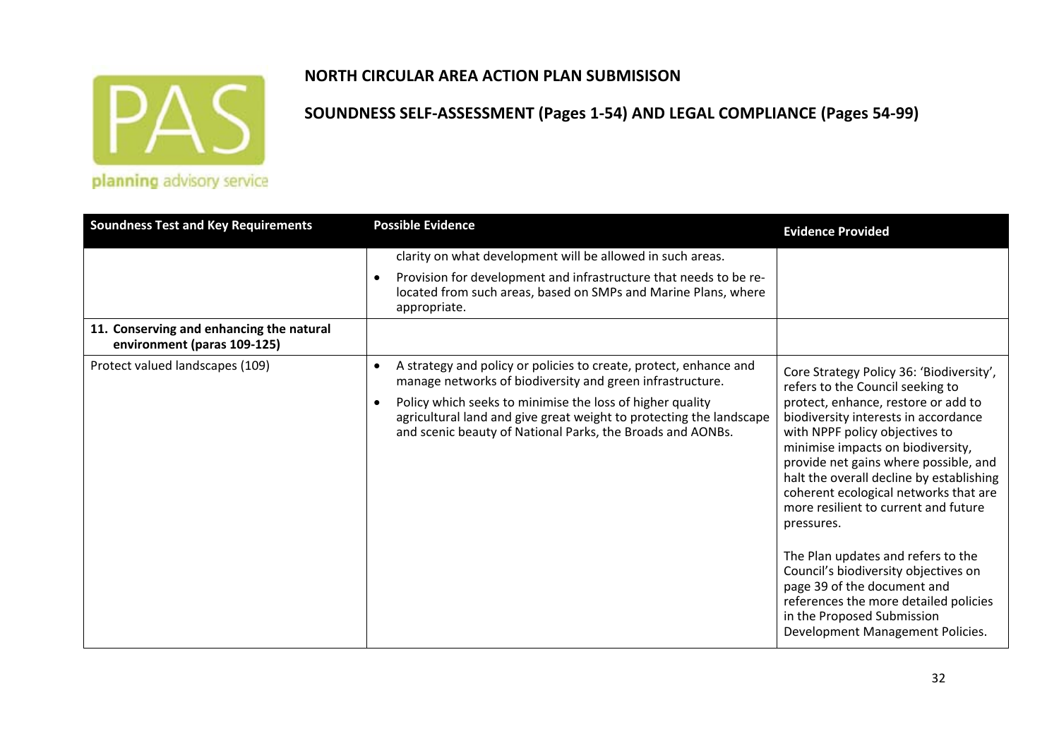**NORTH CIRCULAR AREA ACTION PLAN SUBMISISON**

**SOUNDNESS SELF-ASSESSMENT (Pages 1-54) AND LEGAL COMPLIANCE (Pages 54-99)**

| Soundness Test and Key Requirements | Possible Evidence | Evidence Provided |
|---|---|---|
| | clarity on what development will be allowed in such areas.<br>• Provision for development and infrastructure that needs to be re-located from such areas, based on SMPs and Marine Plans, where appropriate. | |
| **11. Conserving and enhancing the natural environment (paras 109-125)** | | |
| Protect valued landscapes (109) | • A strategy and policy or policies to create, protect, enhance and manage networks of biodiversity and green infrastructure.<br>• Policy which seeks to minimise the loss of higher quality agricultural land and give great weight to protecting the landscape and scenic beauty of National Parks, the Broads and AONBs. | Core Strategy Policy 36: 'Biodiversity', refers to the Council seeking to protect, enhance, restore or add to biodiversity interests in accordance with NPPF policy objectives to minimise impacts on biodiversity, provide net gains where possible, and halt the overall decline by establishing coherent ecological networks that are more resilient to current and future pressures.<br><br>The Plan updates and refers to the Council's biodiversity objectives on page 39 of the document and references the more detailed policies in the Proposed Submission Development Management Policies. |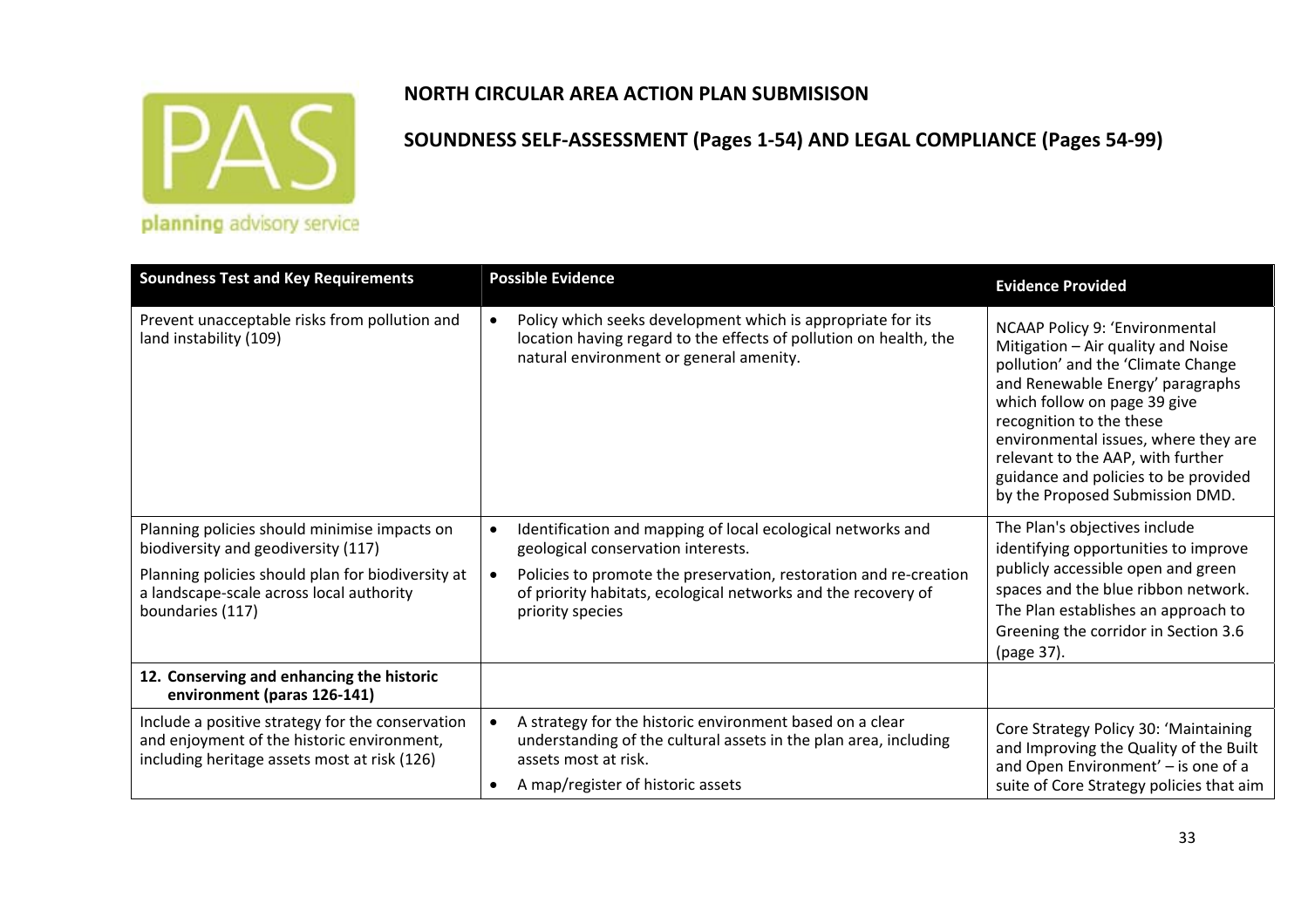## NORTH CIRCULAR AREA ACTION PLAN SUBMISISON

## SOUNDNESS SELF-ASSESSMENT (Pages 1-54) AND LEGAL COMPLIANCE (Pages 54-99)

| Soundness Test and Key Requirements | Possible Evidence | Evidence Provided |
|---|---|---|
| Prevent unacceptable risks from pollution and land instability (109) | • Policy which seeks development which is appropriate for its location having regard to the effects of pollution on health, the natural environment or general amenity. | NCAAP Policy 9: 'Environmental Mitigation – Air quality and Noise pollution' and the 'Climate Change and Renewable Energy' paragraphs which follow on page 39 give recognition to the these environmental issues, where they are relevant to the AAP, with further guidance and policies to be provided by the Proposed Submission DMD. |
| Planning policies should minimise impacts on biodiversity and geodiversity (117)<br><br>Planning policies should plan for biodiversity at a landscape-scale across local authority boundaries (117) | • Identification and mapping of local ecological networks and geological conservation interests.<br>• Policies to promote the preservation, restoration and re-creation of priority habitats, ecological networks and the recovery of priority species | The Plan's objectives include identifying opportunities to improve publicly accessible open and green spaces and the blue ribbon network. The Plan establishes an approach to Greening the corridor in Section 3.6 (page 37). |
| **12. Conserving and enhancing the historic environment (paras 126-141)** | | |
| Include a positive strategy for the conservation and enjoyment of the historic environment, including heritage assets most at risk (126) | • A strategy for the historic environment based on a clear understanding of the cultural assets in the plan area, including assets most at risk.<br>• A map/register of historic assets | Core Strategy Policy 30: 'Maintaining and Improving the Quality of the Built and Open Environment' – is one of a suite of Core Strategy policies that aim |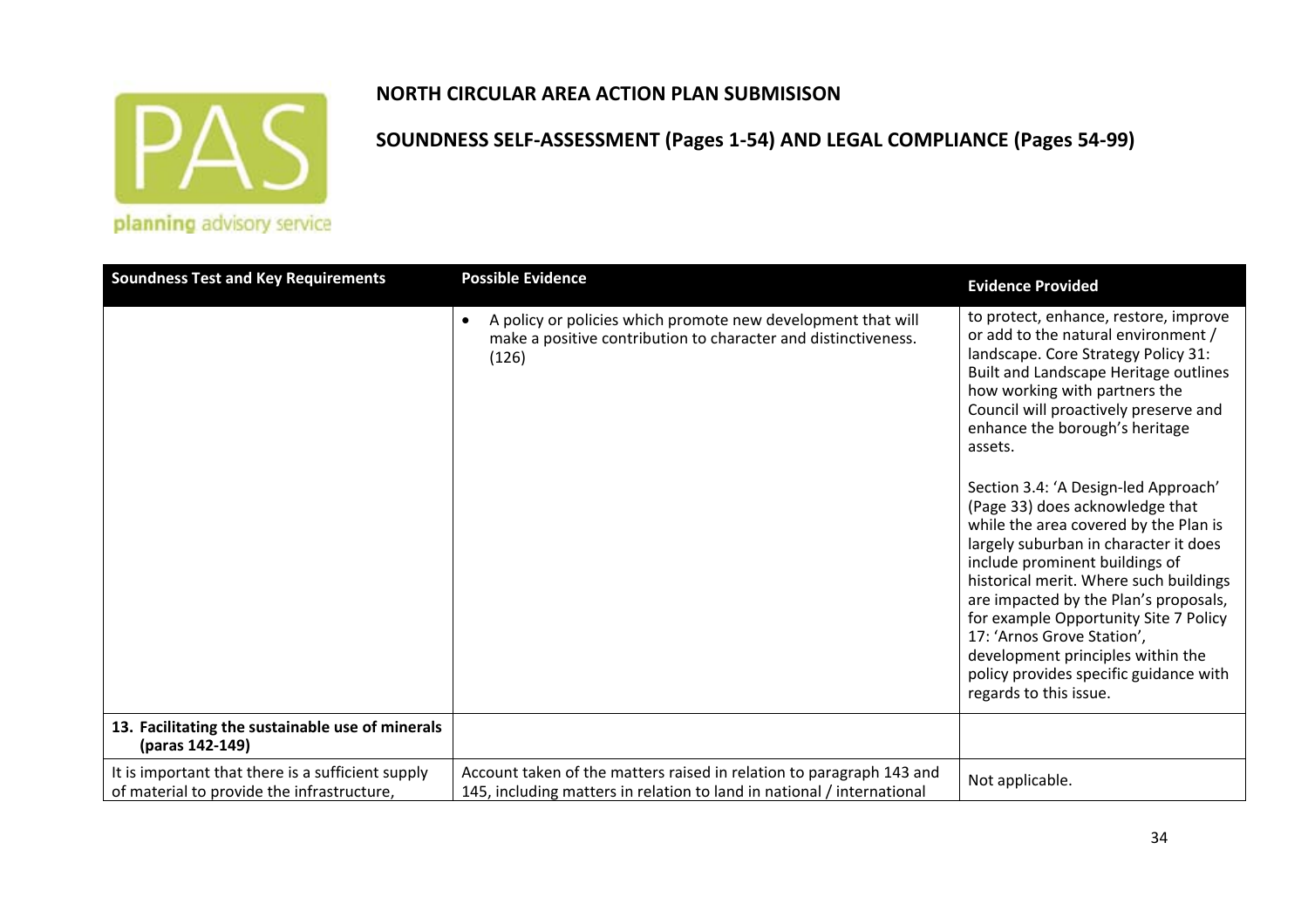**NORTH CIRCULAR AREA ACTION PLAN SUBMISISON**

**SOUNDNESS SELF-ASSESSMENT (Pages 1-54) AND LEGAL COMPLIANCE (Pages 54-99)**

| Soundness Test and Key Requirements | Possible Evidence | Evidence Provided |
|---|---|---|
| | • A policy or policies which promote new development that will make a positive contribution to character and distinctiveness. (126) | to protect, enhance, restore, improve or add to the natural environment / landscape. Core Strategy Policy 31: Built and Landscape Heritage outlines how working with partners the Council will proactively preserve and enhance the borough's heritage assets.<br><br>Section 3.4: 'A Design-led Approach' (Page 33) does acknowledge that while the area covered by the Plan is largely suburban in character it does include prominent buildings of historical merit. Where such buildings are impacted by the Plan's proposals, for example Opportunity Site 7 Policy 17: 'Arnos Grove Station', development principles within the policy provides specific guidance with regards to this issue. |
| **13. Facilitating the sustainable use of minerals (paras 142-149)** | | |
| It is important that there is a sufficient supply of material to provide the infrastructure, | Account taken of the matters raised in relation to paragraph 143 and 145, including matters in relation to land in national / international | Not applicable. |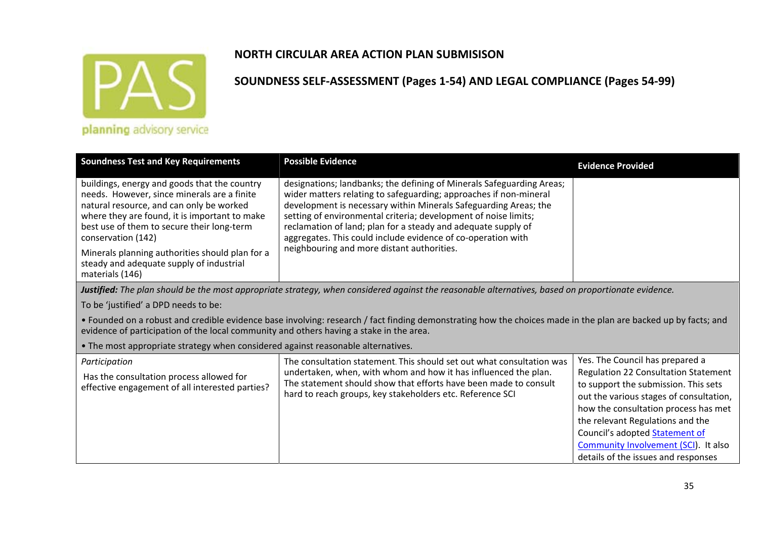# NORTH CIRCULAR AREA ACTION PLAN SUBMISISON

## SOUNDNESS SELF-ASSESSMENT (Pages 1-54) AND LEGAL COMPLIANCE (Pages 54-99)

| Soundness Test and Key Requirements | Possible Evidence | Evidence Provided |
|---|---|---|
| buildings, energy and goods that the country needs. However, since minerals are a finite natural resource, and can only be worked where they are found, it is important to make best use of them to secure their long-term conservation (142)<br><br>Minerals planning authorities should plan for a steady and adequate supply of industrial materials (146) | designations; landbanks; the defining of Minerals Safeguarding Areas; wider matters relating to safeguarding; approaches if non-mineral development is necessary within Minerals Safeguarding Areas; the setting of environmental criteria; development of noise limits; reclamation of land; plan for a steady and adequate supply of aggregates. This could include evidence of co-operation with neighbouring and more distant authorities. | |
| ***Justified:*** *The plan should be the most appropriate strategy, when considered against the reasonable alternatives, based on proportionate evidence.*<br><br>To be 'justified' a DPD needs to be:<br><br>• Founded on a robust and credible evidence base involving: research / fact finding demonstrating how the choices made in the plan are backed up by facts; and evidence of participation of the local community and others having a stake in the area.<br><br>• The most appropriate strategy when considered against reasonable alternatives. | | |
| *Participation*<br><br>Has the consultation process allowed for effective engagement of all interested parties? | The consultation statement. This should set out what consultation was undertaken, when, with whom and how it has influenced the plan. The statement should show that efforts have been made to consult hard to reach groups, key stakeholders etc. Reference SCI | Yes. The Council has prepared a Regulation 22 Consultation Statement to support the submission. This sets out the various stages of consultation, how the consultation process has met the relevant Regulations and the Council's adopted [Statement of Community Involvement (SCI)](). It also details of the issues and responses |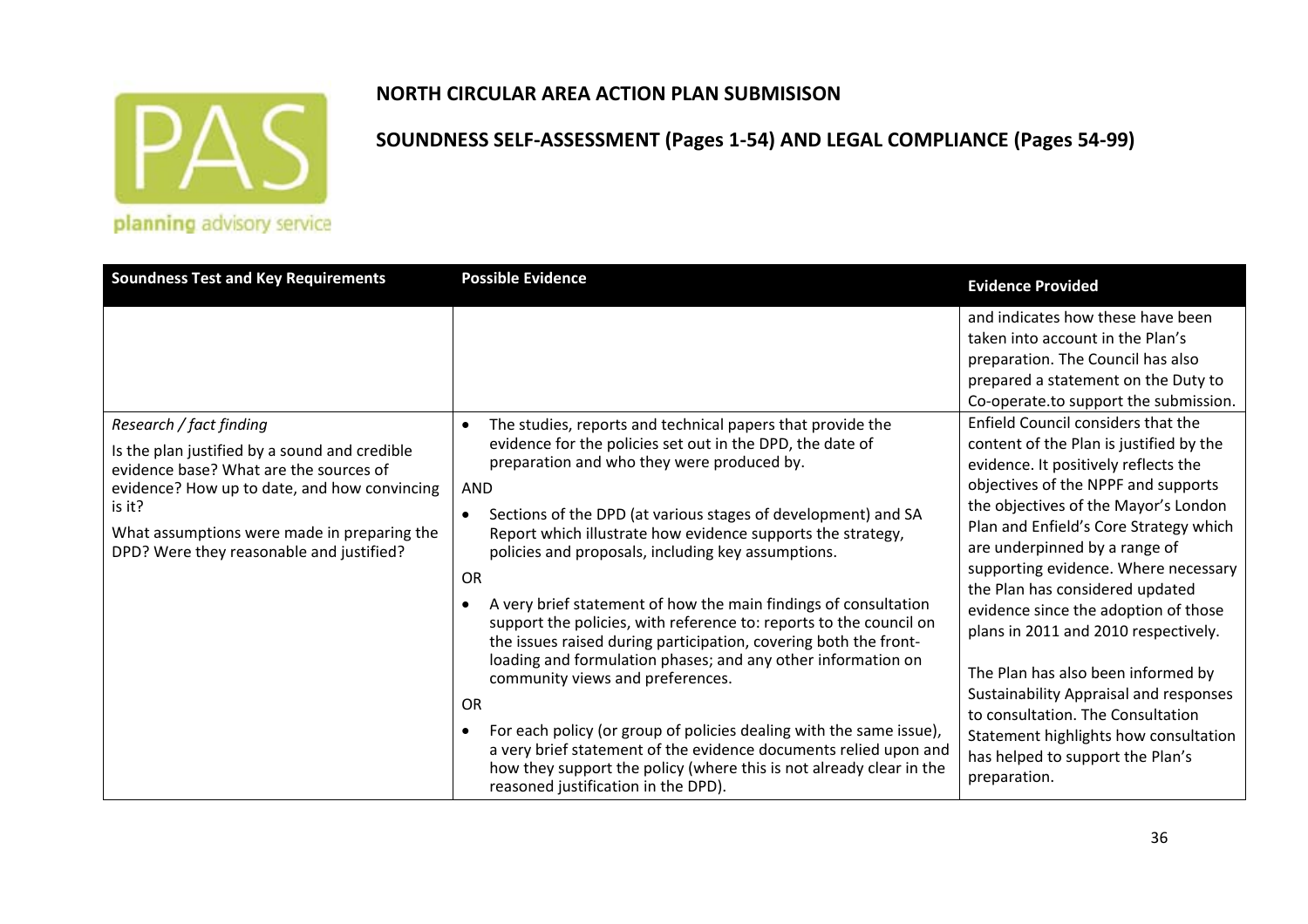**NORTH CIRCULAR AREA ACTION PLAN SUBMISISON**

**SOUNDNESS SELF-ASSESSMENT (Pages 1-54) AND LEGAL COMPLIANCE (Pages 54-99)**

| Soundness Test and Key Requirements | Possible Evidence | Evidence Provided |
|---|---|---|
| | | and indicates how these have been taken into account in the Plan's preparation. The Council has also prepared a statement on the Duty to Co-operate.to support the submission. |
| *Research / fact finding*<br><br>Is the plan justified by a sound and credible evidence base? What are the sources of evidence? How up to date, and how convincing is it?<br><br>What assumptions were made in preparing the DPD? Were they reasonable and justified? | • The studies, reports and technical papers that provide the evidence for the policies set out in the DPD, the date of preparation and who they were produced by.<br><br>AND<br><br>• Sections of the DPD (at various stages of development) and SA Report which illustrate how evidence supports the strategy, policies and proposals, including key assumptions.<br><br>OR<br><br>• A very brief statement of how the main findings of consultation support the policies, with reference to: reports to the council on the issues raised during participation, covering both the front-loading and formulation phases; and any other information on community views and preferences.<br><br>OR<br><br>• For each policy (or group of policies dealing with the same issue), a very brief statement of the evidence documents relied upon and how they support the policy (where this is not already clear in the reasoned justification in the DPD). | Enfield Council considers that the content of the Plan is justified by the evidence. It positively reflects the objectives of the NPPF and supports the objectives of the Mayor's London Plan and Enfield's Core Strategy which are underpinned by a range of supporting evidence. Where necessary the Plan has considered updated evidence since the adoption of those plans in 2011 and 2010 respectively.<br><br>The Plan has also been informed by Sustainability Appraisal and responses to consultation. The Consultation Statement highlights how consultation has helped to support the Plan's preparation. |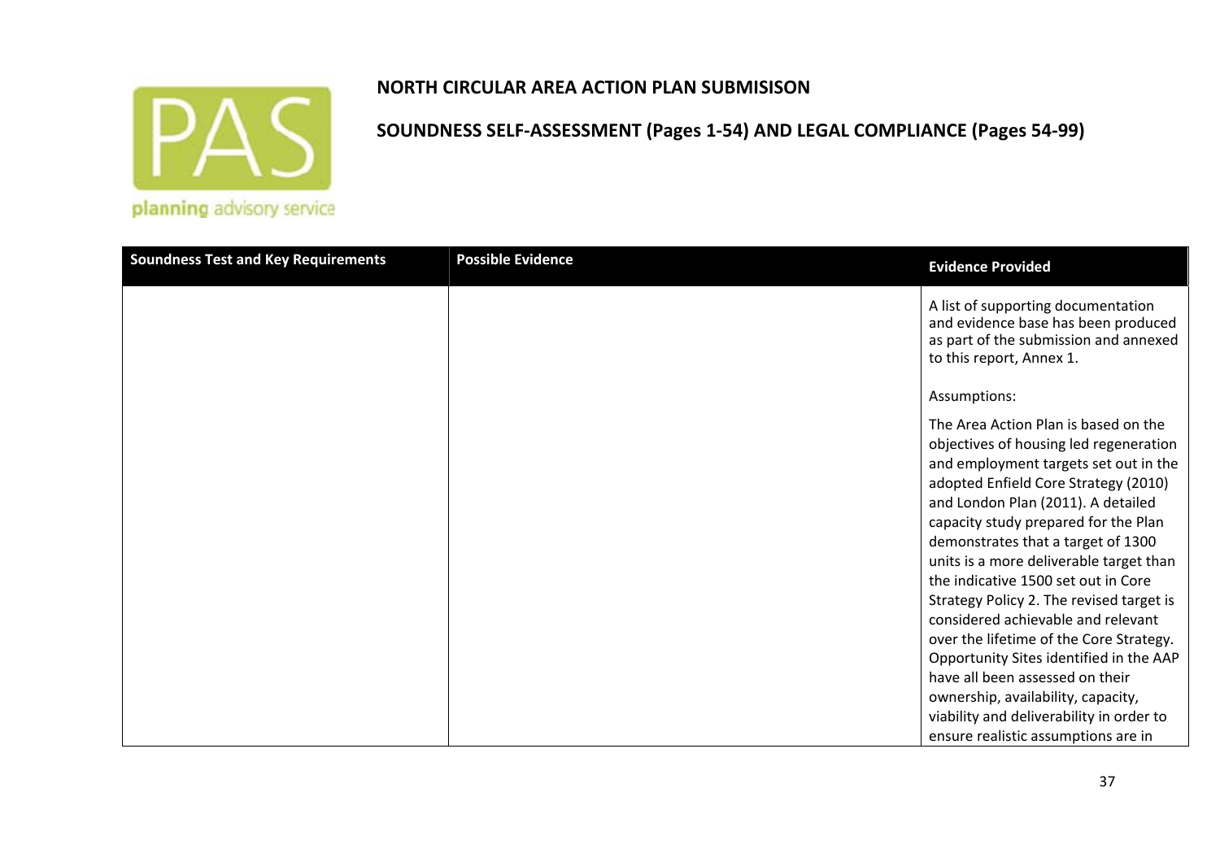# NORTH CIRCULAR AREA ACTION PLAN SUBMISISON

## SOUNDNESS SELF-ASSESSMENT (Pages 1-54) AND LEGAL COMPLIANCE (Pages 54-99)

| Soundness Test and Key Requirements | Possible Evidence | Evidence Provided |
|---|---|---|
| | | A list of supporting documentation and evidence base has been produced as part of the submission and annexed to this report, Annex 1.<br><br>Assumptions:<br><br>The Area Action Plan is based on the objectives of housing led regeneration and employment targets set out in the adopted Enfield Core Strategy (2010) and London Plan (2011). A detailed capacity study prepared for the Plan demonstrates that a target of 1300 units is a more deliverable target than the indicative 1500 set out in Core Strategy Policy 2. The revised target is considered achievable and relevant over the lifetime of the Core Strategy. Opportunity Sites identified in the AAP have all been assessed on their ownership, availability, capacity, viability and deliverability in order to ensure realistic assumptions are in |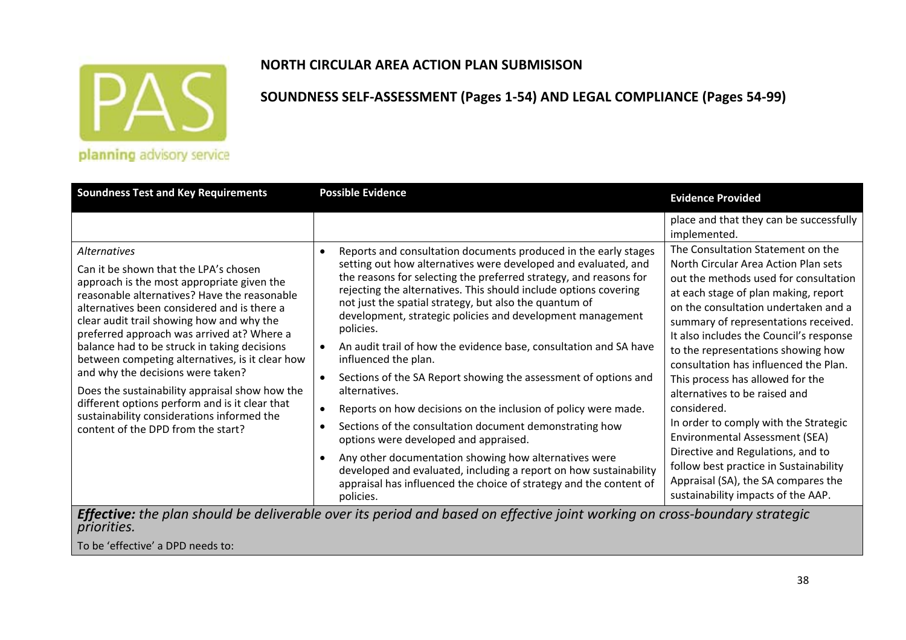**NORTH CIRCULAR AREA ACTION PLAN SUBMISISON**

**SOUNDNESS SELF-ASSESSMENT (Pages 1-54) AND LEGAL COMPLIANCE (Pages 54-99)**

| Soundness Test and Key Requirements | Possible Evidence | Evidence Provided |
|---|---|---|
| | | place and that they can be successfully implemented. |
| *Alternatives*<br><br>Can it be shown that the LPA's chosen approach is the most appropriate given the reasonable alternatives? Have the reasonable alternatives been considered and is there a clear audit trail showing how and why the preferred approach was arrived at? Where a balance had to be struck in taking decisions between competing alternatives, is it clear how and why the decisions were taken?<br><br>Does the sustainability appraisal show how the different options perform and is it clear that sustainability considerations informed the content of the DPD from the start? | • Reports and consultation documents produced in the early stages setting out how alternatives were developed and evaluated, and the reasons for selecting the preferred strategy, and reasons for rejecting the alternatives. This should include options covering not just the spatial strategy, but also the quantum of development, strategic policies and development management policies.<br>• An audit trail of how the evidence base, consultation and SA have influenced the plan.<br>• Sections of the SA Report showing the assessment of options and alternatives.<br>• Reports on how decisions on the inclusion of policy were made.<br>• Sections of the consultation document demonstrating how options were developed and appraised.<br>• Any other documentation showing how alternatives were developed and evaluated, including a report on how sustainability appraisal has influenced the choice of strategy and the content of policies. | The Consultation Statement on the North Circular Area Action Plan sets out the methods used for consultation at each stage of plan making, report on the consultation undertaken and a summary of representations received. It also includes the Council's response to the representations showing how consultation has influenced the Plan. This process has allowed for the alternatives to be raised and considered.<br>In order to comply with the Strategic Environmental Assessment (SEA) Directive and Regulations, and to follow best practice in Sustainability Appraisal (SA), the SA compares the sustainability impacts of the AAP. |
| ***Effective:*** *the plan should be deliverable over its period and based on effective joint working on cross-boundary strategic priorities.*<br><br>To be 'effective' a DPD needs to: | | |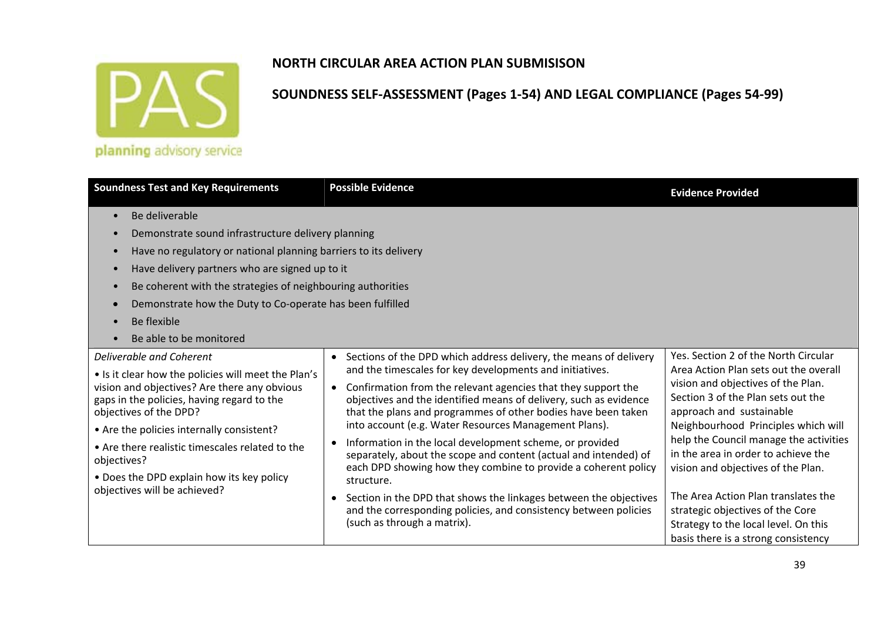**NORTH CIRCULAR AREA ACTION PLAN SUBMISISON**

**SOUNDNESS SELF-ASSESSMENT (Pages 1-54) AND LEGAL COMPLIANCE (Pages 54-99)**

| Soundness Test and Key Requirements | Possible Evidence | Evidence Provided |
|---|---|---|
| • Be deliverable<br>• Demonstrate sound infrastructure delivery planning<br>• Have no regulatory or national planning barriers to its delivery<br>• Have delivery partners who are signed up to it<br>• Be coherent with the strategies of neighbouring authorities<br>• Demonstrate how the Duty to Co-operate has been fulfilled<br>• Be flexible<br>• Be able to be monitored | | |
| *Deliverable and Coherent*<br>• Is it clear how the policies will meet the Plan's vision and objectives? Are there any obvious gaps in the policies, having regard to the objectives of the DPD?<br>• Are the policies internally consistent?<br>• Are there realistic timescales related to the objectives?<br>• Does the DPD explain how its key policy objectives will be achieved? | • Sections of the DPD which address delivery, the means of delivery and the timescales for key developments and initiatives.<br>• Confirmation from the relevant agencies that they support the objectives and the identified means of delivery, such as evidence that the plans and programmes of other bodies have been taken into account (e.g. Water Resources Management Plans).<br>• Information in the local development scheme, or provided separately, about the scope and content (actual and intended) of each DPD showing how they combine to provide a coherent policy structure.<br>• Section in the DPD that shows the linkages between the objectives and the corresponding policies, and consistency between policies (such as through a matrix). | Yes. Section 2 of the North Circular Area Action Plan sets out the overall vision and objectives of the Plan. Section 3 of the Plan sets out the approach and sustainable Neighbourhood Principles which will help the Council manage the activities in the area in order to achieve the vision and objectives of the Plan.<br><br>The Area Action Plan translates the strategic objectives of the Core Strategy to the local level. On this basis there is a strong consistency |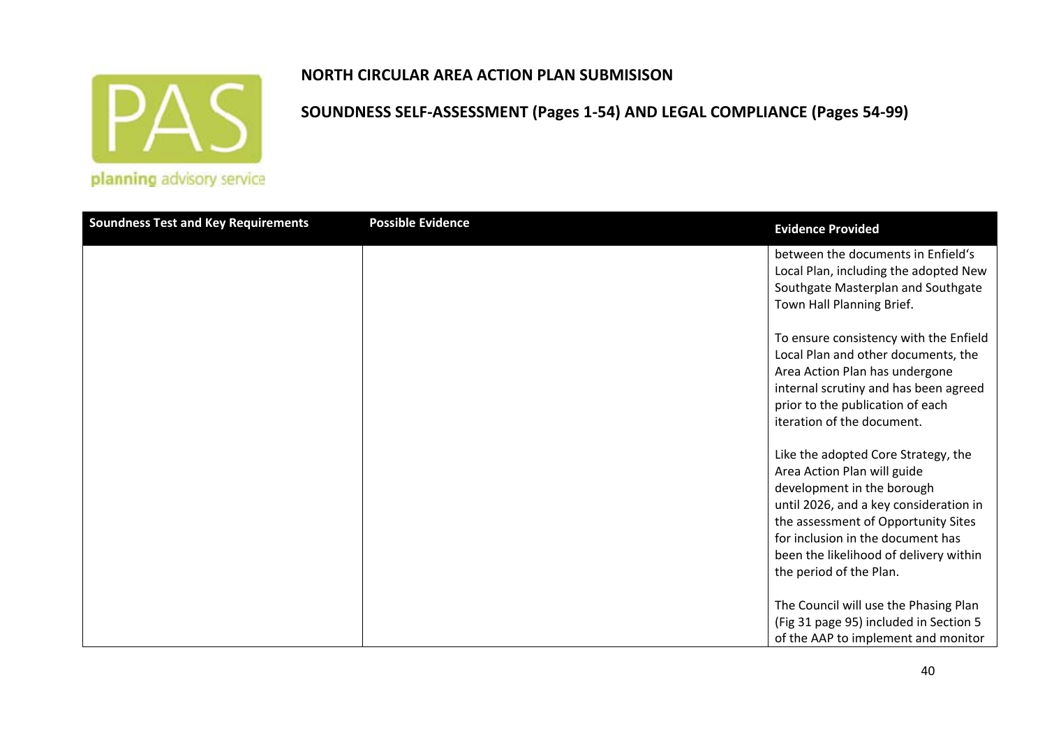**NORTH CIRCULAR AREA ACTION PLAN SUBMISISON**

**SOUNDNESS SELF-ASSESSMENT (Pages 1-54) AND LEGAL COMPLIANCE (Pages 54-99)**

| Soundness Test and Key Requirements | Possible Evidence | Evidence Provided |
|---|---|---|
| | | between the documents in Enfield's Local Plan, including the adopted New Southgate Masterplan and Southgate Town Hall Planning Brief.<br><br>To ensure consistency with the Enfield Local Plan and other documents, the Area Action Plan has undergone internal scrutiny and has been agreed prior to the publication of each iteration of the document.<br><br>Like the adopted Core Strategy, the Area Action Plan will guide development in the borough until 2026, and a key consideration in the assessment of Opportunity Sites for inclusion in the document has been the likelihood of delivery within the period of the Plan.<br><br>The Council will use the Phasing Plan (Fig 31 page 95) included in Section 5 of the AAP to implement and monitor |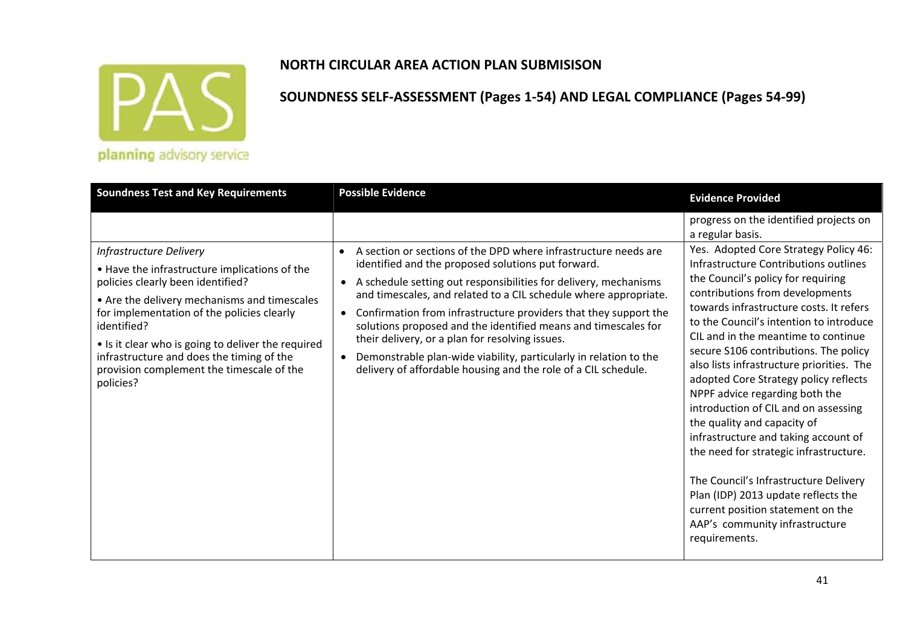## NORTH CIRCULAR AREA ACTION PLAN SUBMISISON

## SOUNDNESS SELF-ASSESSMENT (Pages 1-54) AND LEGAL COMPLIANCE (Pages 54-99)

| Soundness Test and Key Requirements | Possible Evidence | Evidence Provided |
|---|---|---|
| | | progress on the identified projects on a regular basis. |
| *Infrastructure Delivery*<br>• Have the infrastructure implications of the policies clearly been identified?<br>• Are the delivery mechanisms and timescales for implementation of the policies clearly identified?<br>• Is it clear who is going to deliver the required infrastructure and does the timing of the provision complement the timescale of the policies? | • A section or sections of the DPD where infrastructure needs are identified and the proposed solutions put forward.<br>• A schedule setting out responsibilities for delivery, mechanisms and timescales, and related to a CIL schedule where appropriate.<br>• Confirmation from infrastructure providers that they support the solutions proposed and the identified means and timescales for their delivery, or a plan for resolving issues.<br>• Demonstrable plan-wide viability, particularly in relation to the delivery of affordable housing and the role of a CIL schedule. | Yes. Adopted Core Strategy Policy 46: Infrastructure Contributions outlines the Council's policy for requiring contributions from developments towards infrastructure costs. It refers to the Council's intention to introduce CIL and in the meantime to continue secure S106 contributions. The policy also lists infrastructure priorities. The adopted Core Strategy policy reflects NPPF advice regarding both the introduction of CIL and on assessing the quality and capacity of infrastructure and taking account of the need for strategic infrastructure.<br><br>The Council's Infrastructure Delivery Plan (IDP) 2013 update reflects the current position statement on the AAP's community infrastructure requirements. |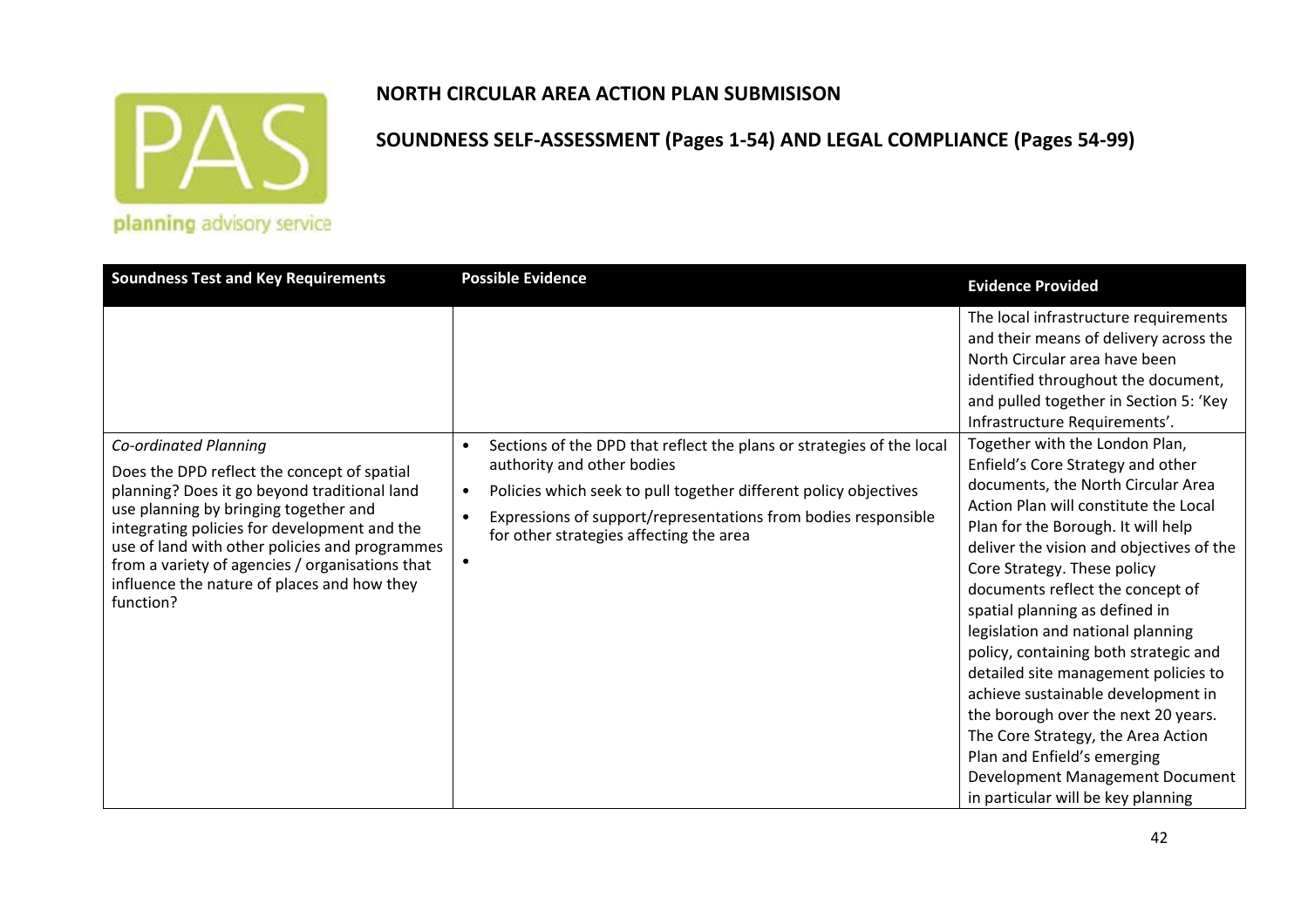**NORTH CIRCULAR AREA ACTION PLAN SUBMISISON**

**SOUNDNESS SELF-ASSESSMENT (Pages 1-54) AND LEGAL COMPLIANCE (Pages 54-99)**

| Soundness Test and Key Requirements | Possible Evidence | Evidence Provided |
|---|---|---|
| | | The local infrastructure requirements and their means of delivery across the North Circular area have been identified throughout the document, and pulled together in Section 5: 'Key Infrastructure Requirements'. |
| *Co-ordinated Planning*<br><br>Does the DPD reflect the concept of spatial planning? Does it go beyond traditional land use planning by bringing together and integrating policies for development and the use of land with other policies and programmes from a variety of agencies / organisations that influence the nature of places and how they function? | • Sections of the DPD that reflect the plans or strategies of the local authority and other bodies<br>• Policies which seek to pull together different policy objectives<br>• Expressions of support/representations from bodies responsible for other strategies affecting the area<br>• | Together with the London Plan, Enfield's Core Strategy and other documents, the North Circular Area Action Plan will constitute the Local Plan for the Borough. It will help deliver the vision and objectives of the Core Strategy. These policy documents reflect the concept of spatial planning as defined in legislation and national planning policy, containing both strategic and detailed site management policies to achieve sustainable development in the borough over the next 20 years. The Core Strategy, the Area Action Plan and Enfield's emerging Development Management Document in particular will be key planning |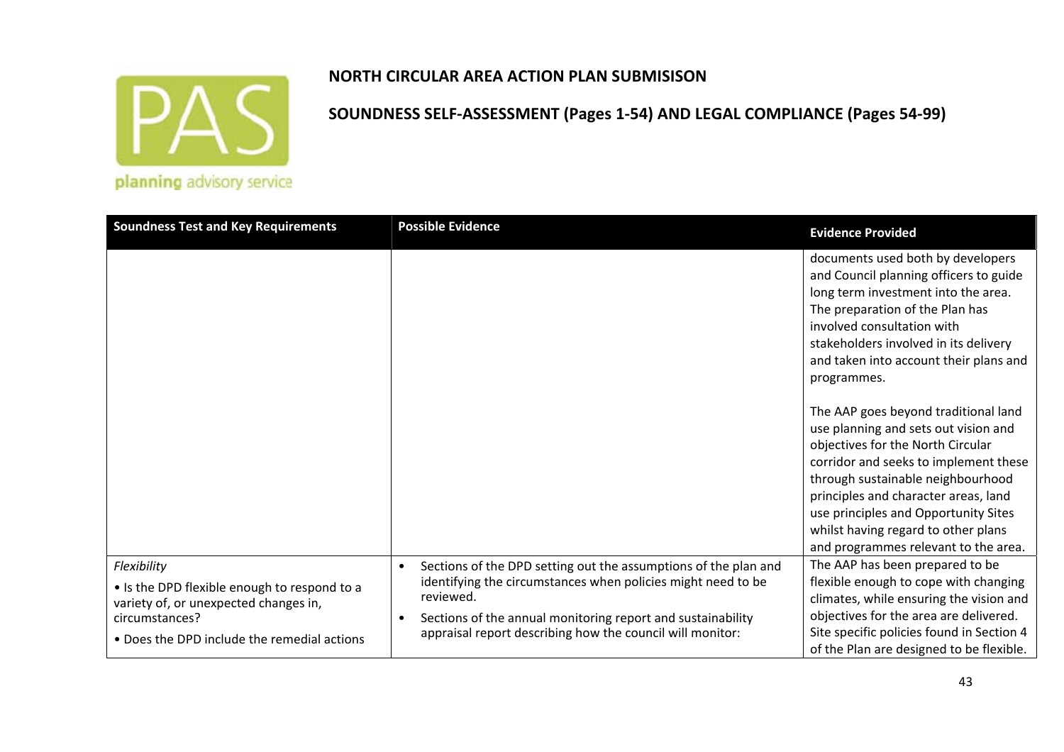**NORTH CIRCULAR AREA ACTION PLAN SUBMISISON**

**SOUNDNESS SELF-ASSESSMENT (Pages 1-54) AND LEGAL COMPLIANCE (Pages 54-99)**

| Soundness Test and Key Requirements | Possible Evidence | Evidence Provided |
|---|---|---|
| | | documents used both by developers and Council planning officers to guide long term investment into the area. The preparation of the Plan has involved consultation with stakeholders involved in its delivery and taken into account their plans and programmes.<br><br>The AAP goes beyond traditional land use planning and sets out vision and objectives for the North Circular corridor and seeks to implement these through sustainable neighbourhood principles and character areas, land use principles and Opportunity Sites whilst having regard to other plans and programmes relevant to the area. |
| *Flexibility*<br><br>• Is the DPD flexible enough to respond to a variety of, or unexpected changes in, circumstances?<br><br>• Does the DPD include the remedial actions | • Sections of the DPD setting out the assumptions of the plan and identifying the circumstances when policies might need to be reviewed.<br>• Sections of the annual monitoring report and sustainability appraisal report describing how the council will monitor: | The AAP has been prepared to be flexible enough to cope with changing climates, while ensuring the vision and objectives for the area are delivered. Site specific policies found in Section 4 of the Plan are designed to be flexible. |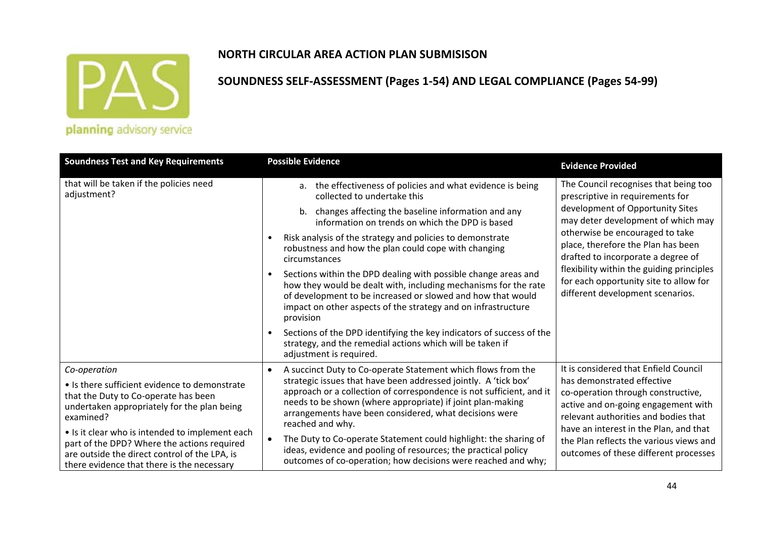## NORTH CIRCULAR AREA ACTION PLAN SUBMISISON

## SOUNDNESS SELF-ASSESSMENT (Pages 1-54) AND LEGAL COMPLIANCE (Pages 54-99)

| Soundness Test and Key Requirements | Possible Evidence | Evidence Provided |
|---|---|---|
| that will be taken if the policies need adjustment? | a. the effectiveness of policies and what evidence is being collected to undertake this<br>b. changes affecting the baseline information and any information on trends on which the DPD is based<br>• Risk analysis of the strategy and policies to demonstrate robustness and how the plan could cope with changing circumstances<br>• Sections within the DPD dealing with possible change areas and how they would be dealt with, including mechanisms for the rate of development to be increased or slowed and how that would impact on other aspects of the strategy and on infrastructure provision<br>• Sections of the DPD identifying the key indicators of success of the strategy, and the remedial actions which will be taken if adjustment is required. | The Council recognises that being too prescriptive in requirements for development of Opportunity Sites may deter development of which may otherwise be encouraged to take place, therefore the Plan has been drafted to incorporate a degree of flexibility within the guiding principles for each opportunity site to allow for different development scenarios. |
| *Co-operation*<br>• Is there sufficient evidence to demonstrate that the Duty to Co-operate has been undertaken appropriately for the plan being examined?<br>• Is it clear who is intended to implement each part of the DPD? Where the actions required are outside the direct control of the LPA, is there evidence that there is the necessary | • A succinct Duty to Co-operate Statement which flows from the strategic issues that have been addressed jointly. A 'tick box' approach or a collection of correspondence is not sufficient, and it needs to be shown (where appropriate) if joint plan-making arrangements have been considered, what decisions were reached and why.<br>• The Duty to Co-operate Statement could highlight: the sharing of ideas, evidence and pooling of resources; the practical policy outcomes of co-operation; how decisions were reached and why; | It is considered that Enfield Council has demonstrated effective co-operation through constructive, active and on-going engagement with relevant authorities and bodies that have an interest in the Plan, and that the Plan reflects the various views and outcomes of these different processes |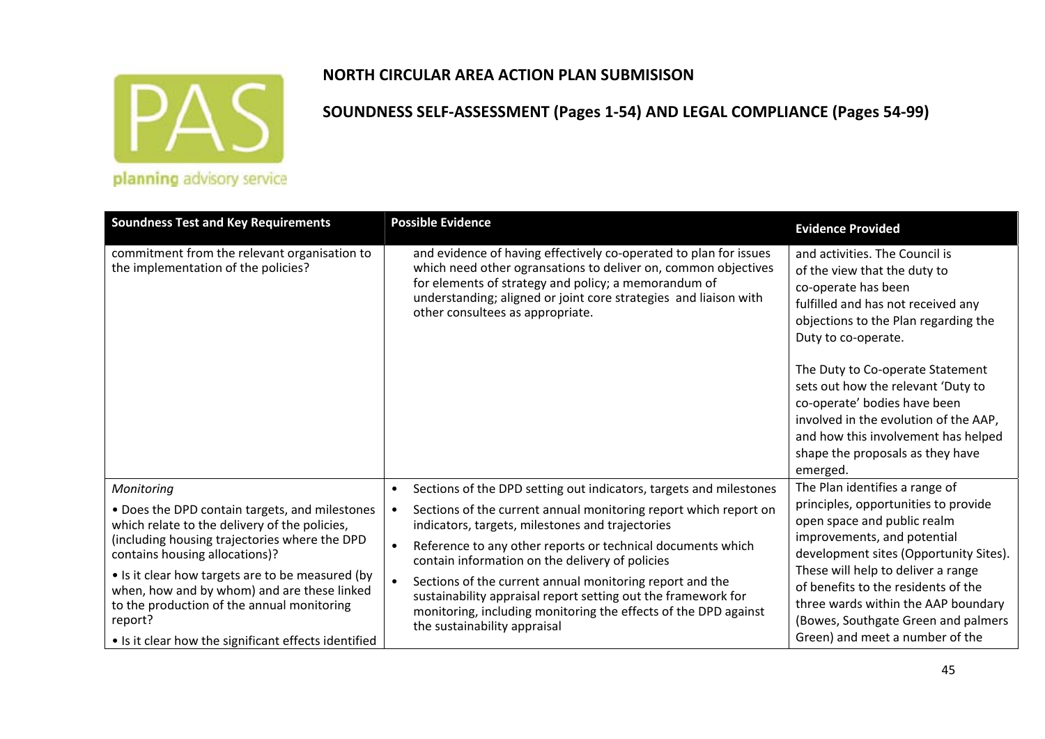# NORTH CIRCULAR AREA ACTION PLAN SUBMISISON

## SOUNDNESS SELF-ASSESSMENT (Pages 1-54) AND LEGAL COMPLIANCE (Pages 54-99)

| Soundness Test and Key Requirements | Possible Evidence | Evidence Provided |
|---|---|---|
| commitment from the relevant organisation to the implementation of the policies? | and evidence of having effectively co-operated to plan for issues which need other ogransations to deliver on, common objectives for elements of strategy and policy; a memorandum of understanding; aligned or joint core strategies and liaison with other consultees as appropriate. | and activities. The Council is of the view that the duty to co-operate has been fulfilled and has not received any objections to the Plan regarding the Duty to co-operate.<br><br>The Duty to Co-operate Statement sets out how the relevant 'Duty to co-operate' bodies have been involved in the evolution of the AAP, and how this involvement has helped shape the proposals as they have emerged. |
| *Monitoring*<br><br>• Does the DPD contain targets, and milestones which relate to the delivery of the policies, (including housing trajectories where the DPD contains housing allocations)?<br><br>• Is it clear how targets are to be measured (by when, how and by whom) and are these linked to the production of the annual monitoring report?<br><br>• Is it clear how the significant effects identified | • Sections of the DPD setting out indicators, targets and milestones<br>• Sections of the current annual monitoring report which report on indicators, targets, milestones and trajectories<br>• Reference to any other reports or technical documents which contain information on the delivery of policies<br>• Sections of the current annual monitoring report and the sustainability appraisal report setting out the framework for monitoring, including monitoring the effects of the DPD against the sustainability appraisal | The Plan identifies a range of principles, opportunities to provide open space and public realm improvements, and potential development sites (Opportunity Sites). These will help to deliver a range of benefits to the residents of the three wards within the AAP boundary (Bowes, Southgate Green and palmers Green) and meet a number of the |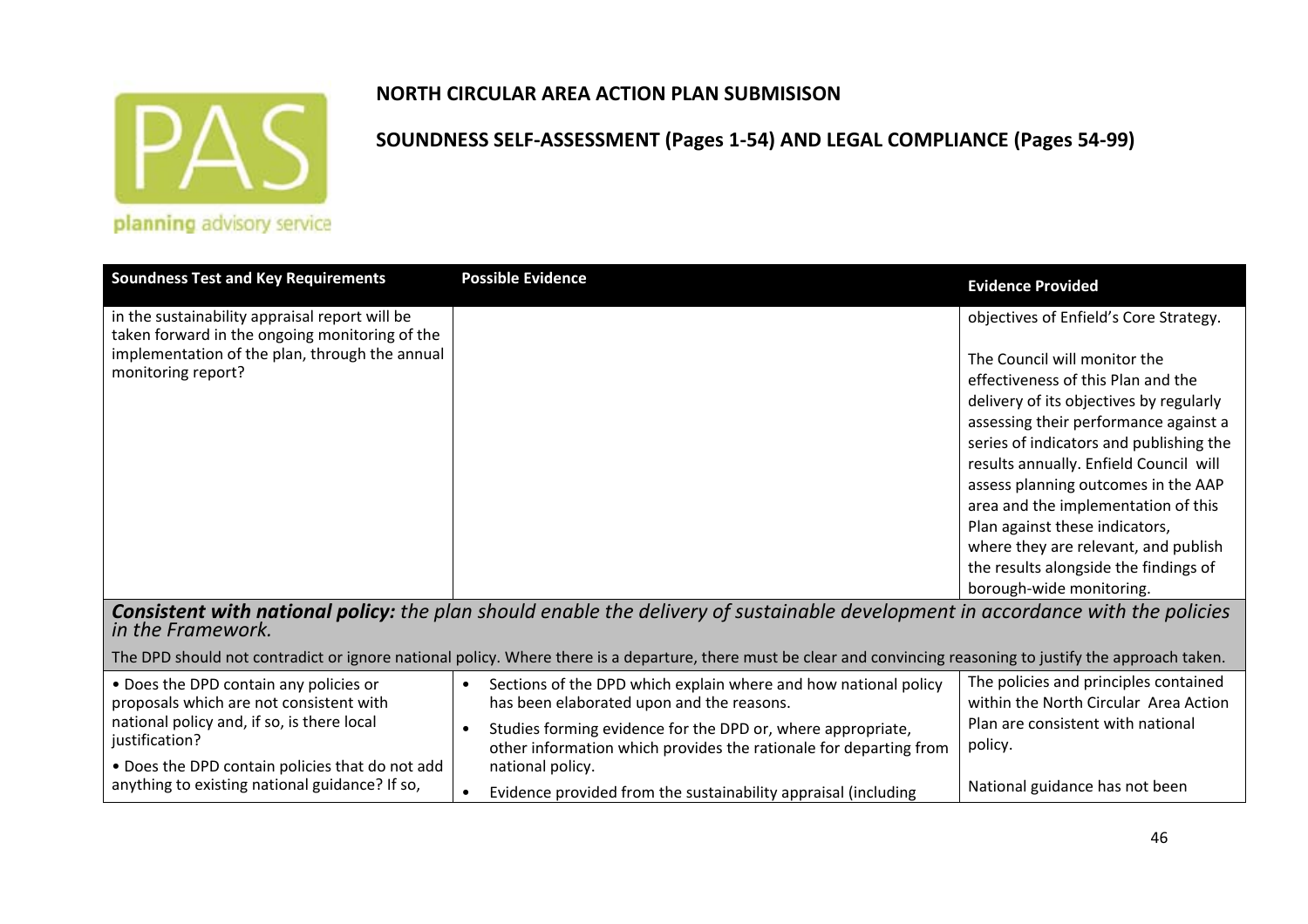# NORTH CIRCULAR AREA ACTION PLAN SUBMISISON

## SOUNDNESS SELF-ASSESSMENT (Pages 1-54) AND LEGAL COMPLIANCE (Pages 54-99)

| Soundness Test and Key Requirements | Possible Evidence | Evidence Provided |
|---|---|---|
| in the sustainability appraisal report will be taken forward in the ongoing monitoring of the implementation of the plan, through the annual monitoring report? | | objectives of Enfield's Core Strategy.<br><br>The Council will monitor the effectiveness of this Plan and the delivery of its objectives by regularly assessing their performance against a series of indicators and publishing the results annually. Enfield Council will assess planning outcomes in the AAP area and the implementation of this Plan against these indicators, where they are relevant, and publish the results alongside the findings of borough-wide monitoring. |
| ***Consistent with national policy:*** *the plan should enable the delivery of sustainable development in accordance with the policies in the Framework.*<br><br>The DPD should not contradict or ignore national policy. Where there is a departure, there must be clear and convincing reasoning to justify the approach taken. | | |
| • Does the DPD contain any policies or proposals which are not consistent with national policy and, if so, is there local justification?<br><br>• Does the DPD contain policies that do not add anything to existing national guidance? If so, | • Sections of the DPD which explain where and how national policy has been elaborated upon and the reasons.<br>• Studies forming evidence for the DPD or, where appropriate, other information which provides the rationale for departing from national policy.<br>• Evidence provided from the sustainability appraisal (including | The policies and principles contained within the North Circular Area Action Plan are consistent with national policy.<br><br>National guidance has not been |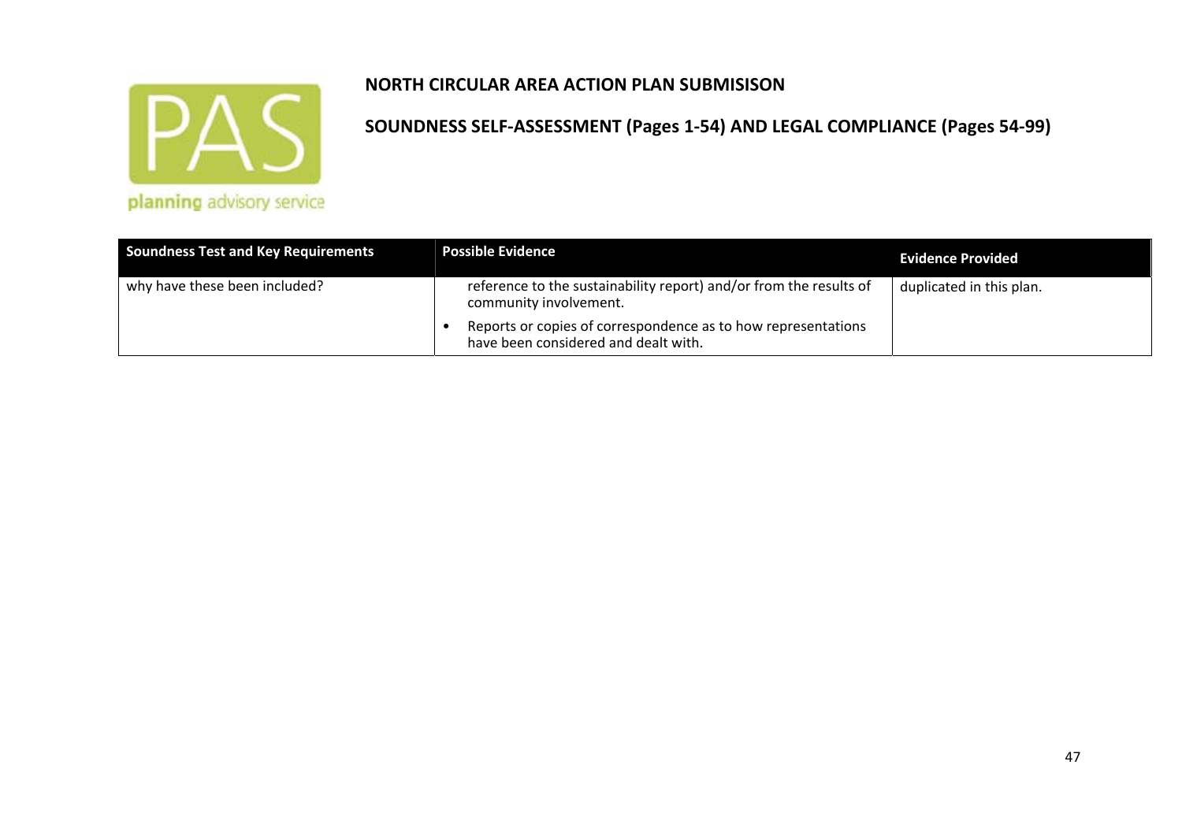## NORTH CIRCULAR AREA ACTION PLAN SUBMISISON

## SOUNDNESS SELF-ASSESSMENT (Pages 1-54) AND LEGAL COMPLIANCE (Pages 54-99)

| Soundness Test and Key Requirements | Possible Evidence | Evidence Provided |
|---|---|---|
| why have these been included? | reference to the sustainability report) and/or from the results of community involvement.<br>• Reports or copies of correspondence as to how representations have been considered and dealt with. | duplicated in this plan. |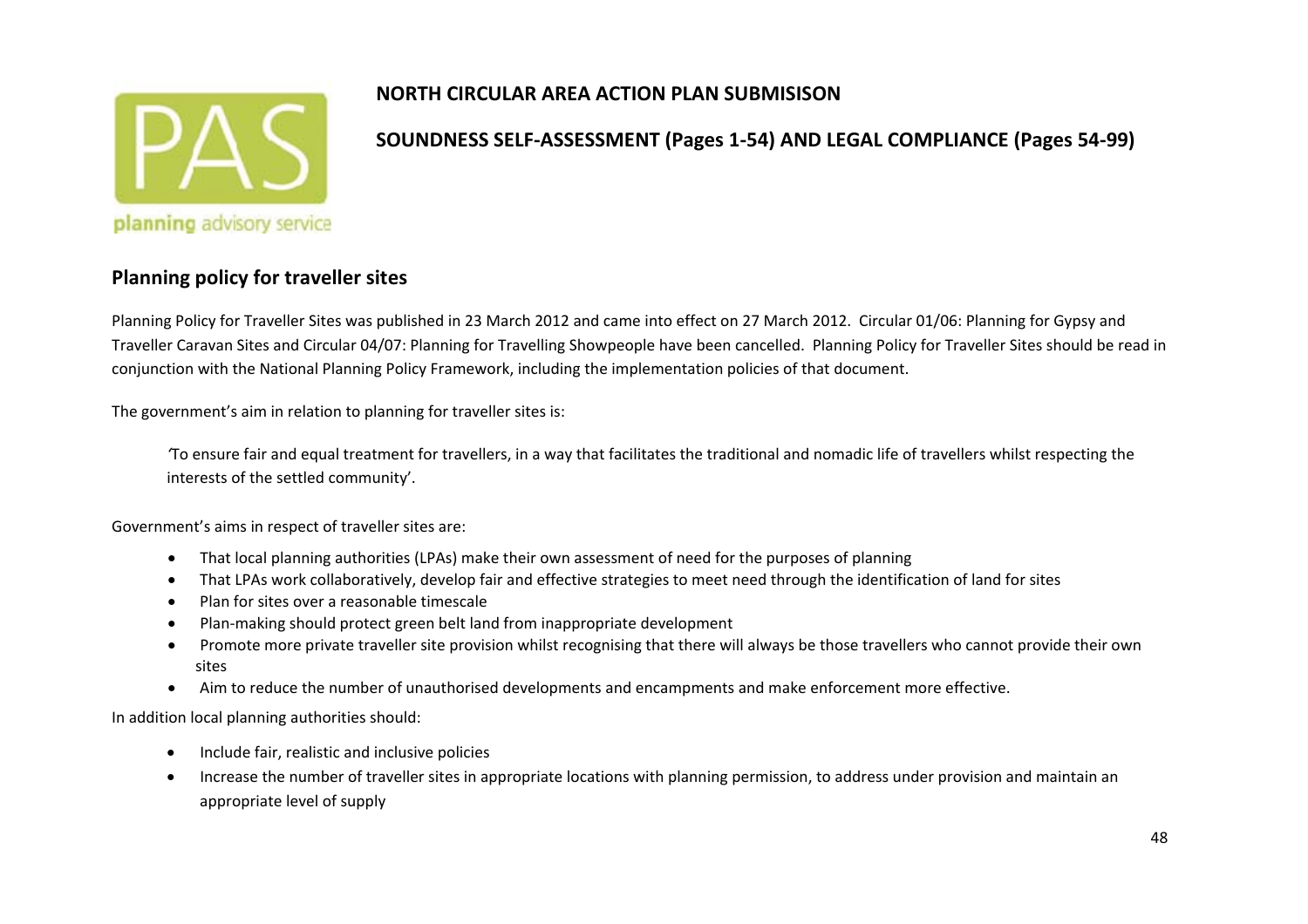**NORTH CIRCULAR AREA ACTION PLAN SUBMISISON**

**SOUNDNESS SELF-ASSESSMENT (Pages 1-54) AND LEGAL COMPLIANCE (Pages 54-99)**

## Planning policy for traveller sites

Planning Policy for Traveller Sites was published in 23 March 2012 and came into effect on 27 March 2012. Circular 01/06: Planning for Gypsy and Traveller Caravan Sites and Circular 04/07: Planning for Travelling Showpeople have been cancelled. Planning Policy for Traveller Sites should be read in conjunction with the National Planning Policy Framework, including the implementation policies of that document.

The government's aim in relation to planning for traveller sites is:

> 'To ensure fair and equal treatment for travellers, in a way that facilitates the traditional and nomadic life of travellers whilst respecting the interests of the settled community'.

Government's aims in respect of traveller sites are:

- That local planning authorities (LPAs) make their own assessment of need for the purposes of planning
- That LPAs work collaboratively, develop fair and effective strategies to meet need through the identification of land for sites
- Plan for sites over a reasonable timescale
- Plan-making should protect green belt land from inappropriate development
- Promote more private traveller site provision whilst recognising that there will always be those travellers who cannot provide their own sites
- Aim to reduce the number of unauthorised developments and encampments and make enforcement more effective.

In addition local planning authorities should:

- Include fair, realistic and inclusive policies
- Increase the number of traveller sites in appropriate locations with planning permission, to address under provision and maintain an appropriate level of supply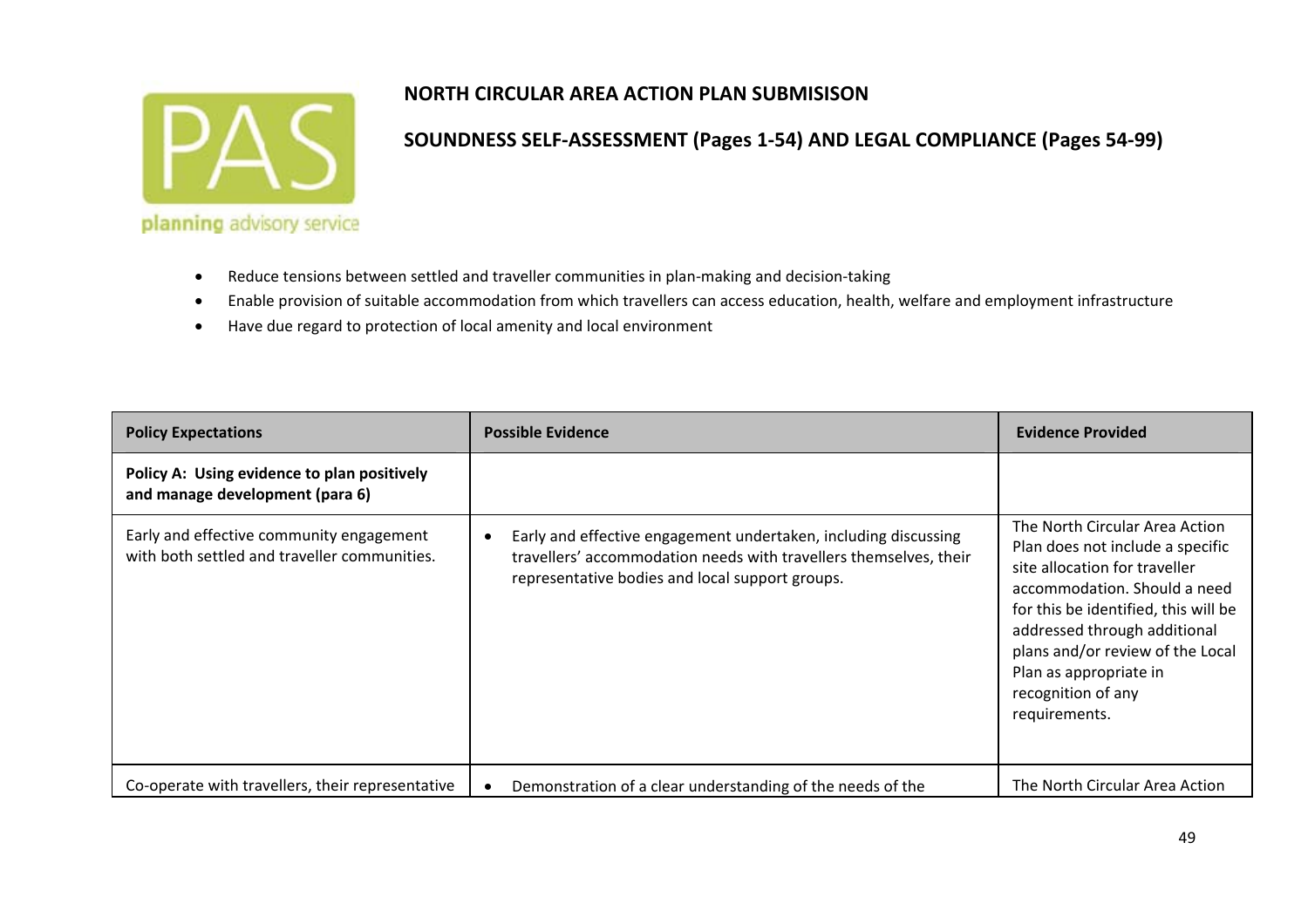- Reduce tensions between settled and traveller communities in plan-making and decision-taking
- Enable provision of suitable accommodation from which travellers can access education, health, welfare and employment infrastructure
- Have due regard to protection of local amenity and local environment

| Policy Expectations | Possible Evidence | Evidence Provided |
|---|---|---|
| **Policy A: Using evidence to plan positively and manage development (para 6)** | | |
| Early and effective community engagement with both settled and traveller communities. | • Early and effective engagement undertaken, including discussing travellers' accommodation needs with travellers themselves, their representative bodies and local support groups. | The North Circular Area Action Plan does not include a specific site allocation for traveller accommodation. Should a need for this be identified, this will be addressed through additional plans and/or review of the Local Plan as appropriate in recognition of any requirements. |
| Co-operate with travellers, their representative | • Demonstration of a clear understanding of the needs of the | The North Circular Area Action |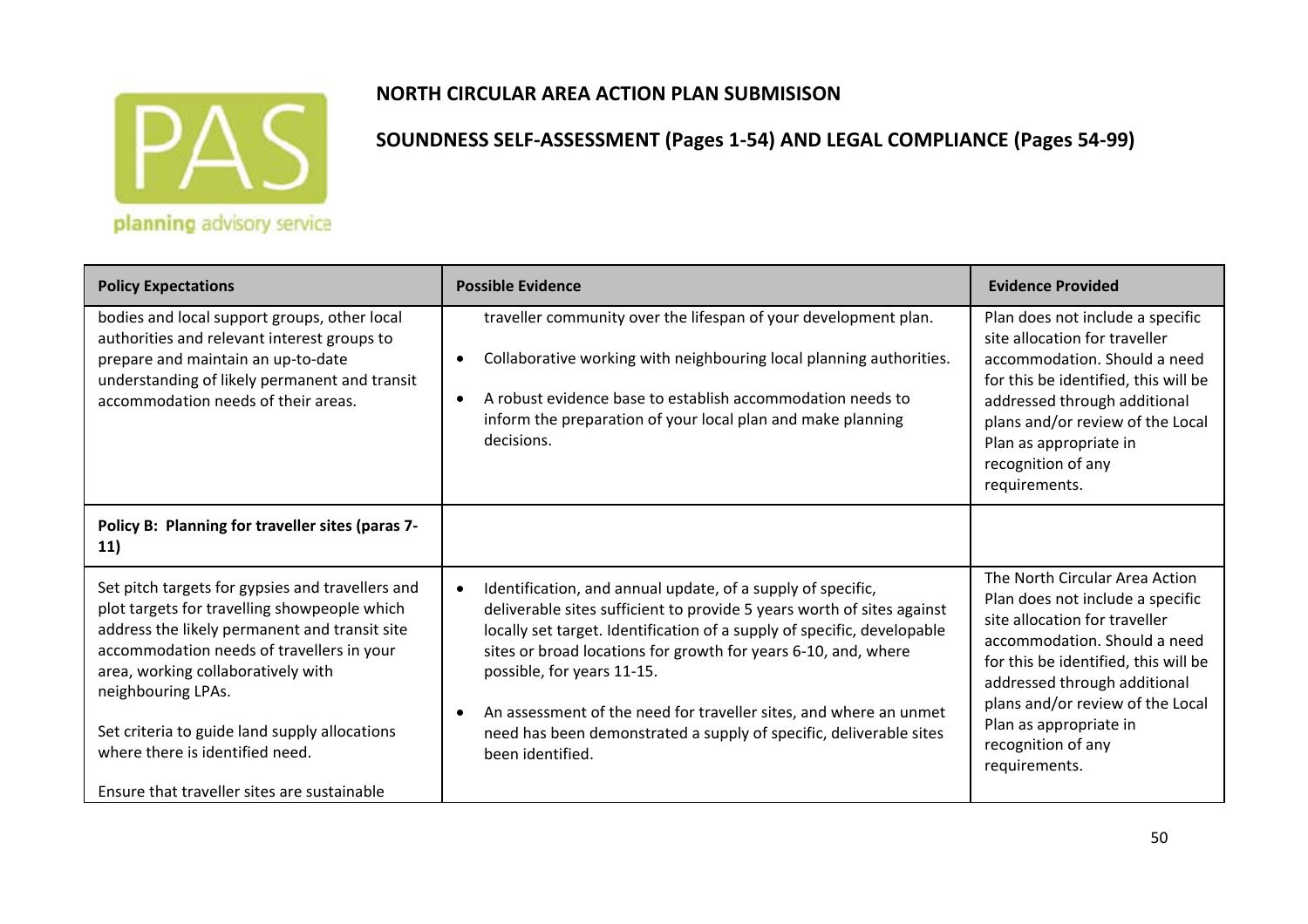# NORTH CIRCULAR AREA ACTION PLAN SUBMISISON

## SOUNDNESS SELF-ASSESSMENT (Pages 1-54) AND LEGAL COMPLIANCE (Pages 54-99)

| Policy Expectations | Possible Evidence | Evidence Provided |
|---|---|---|
| bodies and local support groups, other local authorities and relevant interest groups to prepare and maintain an up-to-date understanding of likely permanent and transit accommodation needs of their areas. | traveller community over the lifespan of your development plan.<br><br>• Collaborative working with neighbouring local planning authorities.<br><br>• A robust evidence base to establish accommodation needs to inform the preparation of your local plan and make planning decisions. | Plan does not include a specific site allocation for traveller accommodation. Should a need for this be identified, this will be addressed through additional plans and/or review of the Local Plan as appropriate in recognition of any requirements. |
| **Policy B: Planning for traveller sites (paras 7-11)** | | |
| Set pitch targets for gypsies and travellers and plot targets for travelling showpeople which address the likely permanent and transit site accommodation needs of travellers in your area, working collaboratively with neighbouring LPAs.<br><br>Set criteria to guide land supply allocations where there is identified need.<br><br>Ensure that traveller sites are sustainable | • Identification, and annual update, of a supply of specific, deliverable sites sufficient to provide 5 years worth of sites against locally set target. Identification of a supply of specific, developable sites or broad locations for growth for years 6-10, and, where possible, for years 11-15.<br><br>• An assessment of the need for traveller sites, and where an unmet need has been demonstrated a supply of specific, deliverable sites been identified. | The North Circular Area Action Plan does not include a specific site allocation for traveller accommodation. Should a need for this be identified, this will be addressed through additional plans and/or review of the Local Plan as appropriate in recognition of any requirements. |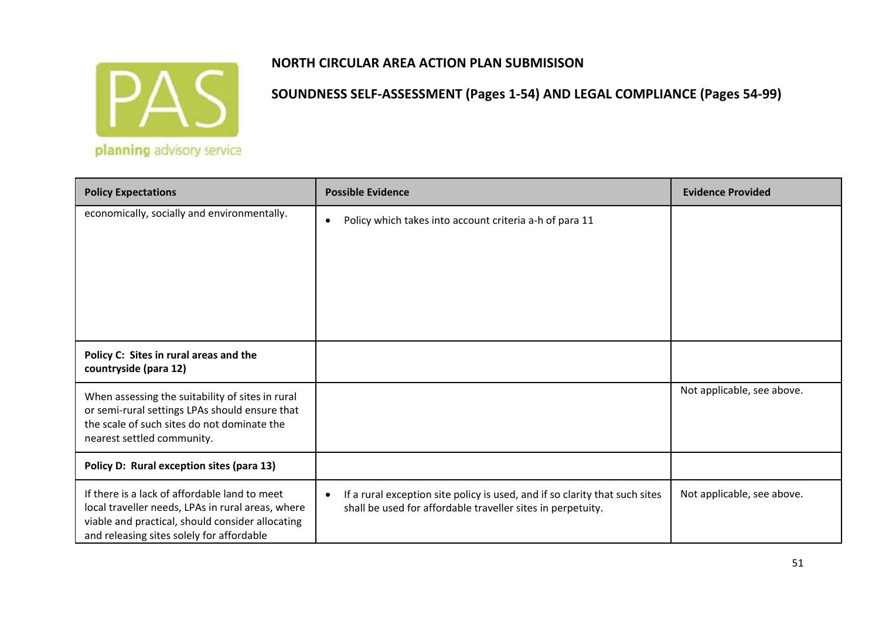# NORTH CIRCULAR AREA ACTION PLAN SUBMISISON

## SOUNDNESS SELF-ASSESSMENT (Pages 1-54) AND LEGAL COMPLIANCE (Pages 54-99)

| Policy Expectations | Possible Evidence | Evidence Provided |
|---|---|---|
| economically, socially and environmentally. | • Policy which takes into account criteria a-h of para 11 | |
| **Policy C: Sites in rural areas and the countryside (para 12)** | | |
| When assessing the suitability of sites in rural or semi-rural settings LPAs should ensure that the scale of such sites do not dominate the nearest settled community. | | Not applicable, see above. |
| **Policy D: Rural exception sites (para 13)** | | |
| If there is a lack of affordable land to meet local traveller needs, LPAs in rural areas, where viable and practical, should consider allocating and releasing sites solely for affordable | • If a rural exception site policy is used, and if so clarity that such sites shall be used for affordable traveller sites in perpetuity. | Not applicable, see above. |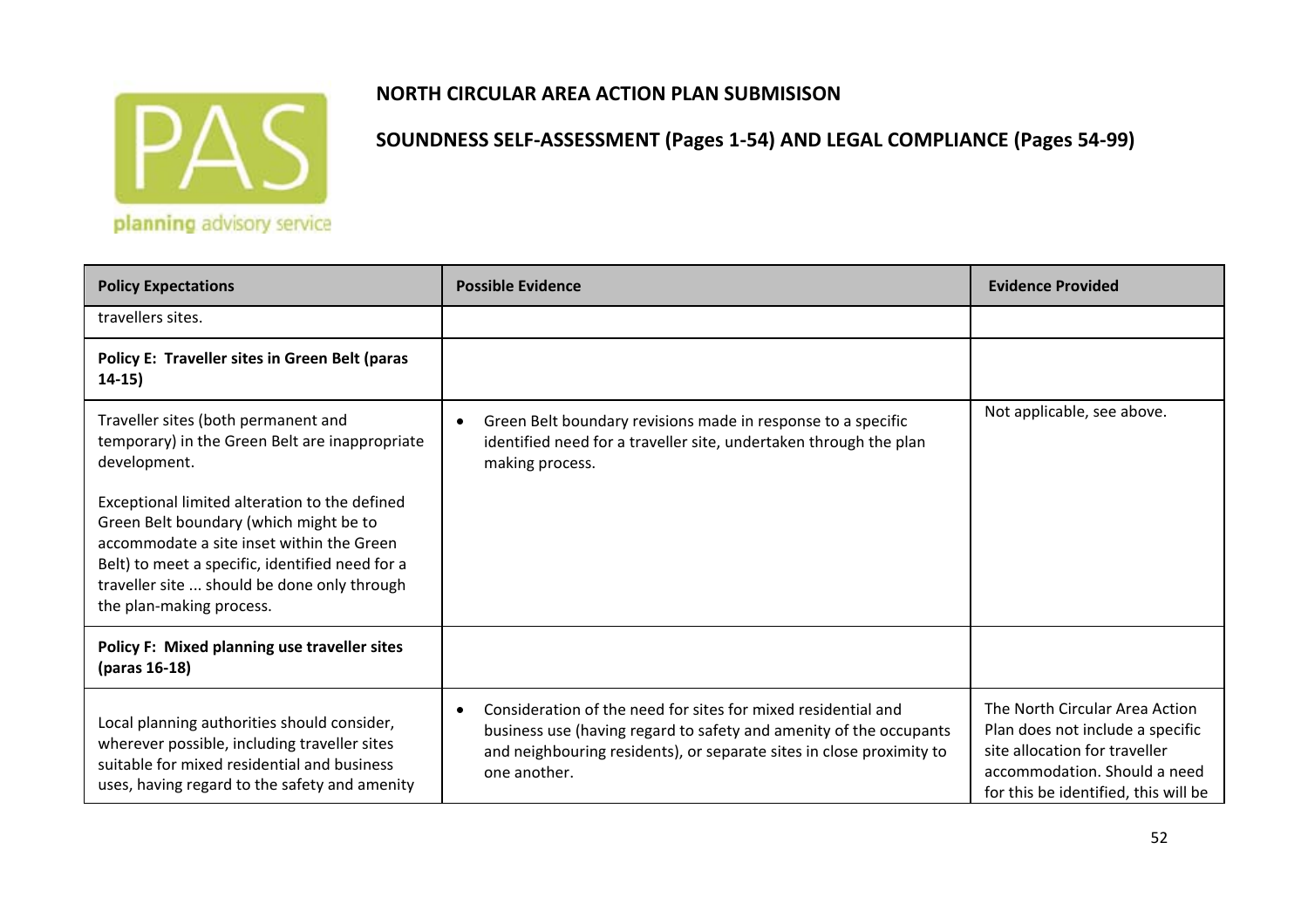## NORTH CIRCULAR AREA ACTION PLAN SUBMISISON

## SOUNDNESS SELF-ASSESSMENT (Pages 1-54) AND LEGAL COMPLIANCE (Pages 54-99)

| Policy Expectations | Possible Evidence | Evidence Provided |
|---|---|---|
| travellers sites. | | |
| **Policy E: Traveller sites in Green Belt (paras 14-15)** | | |
| Traveller sites (both permanent and temporary) in the Green Belt are inappropriate development.<br><br>Exceptional limited alteration to the defined Green Belt boundary (which might be to accommodate a site inset within the Green Belt) to meet a specific, identified need for a traveller site ... should be done only through the plan-making process. | • Green Belt boundary revisions made in response to a specific identified need for a traveller site, undertaken through the plan making process. | Not applicable, see above. |
| **Policy F: Mixed planning use traveller sites (paras 16-18)** | | |
| Local planning authorities should consider, wherever possible, including traveller sites suitable for mixed residential and business uses, having regard to the safety and amenity | • Consideration of the need for sites for mixed residential and business use (having regard to safety and amenity of the occupants and neighbouring residents), or separate sites in close proximity to one another. | The North Circular Area Action Plan does not include a specific site allocation for traveller accommodation. Should a need for this be identified, this will be |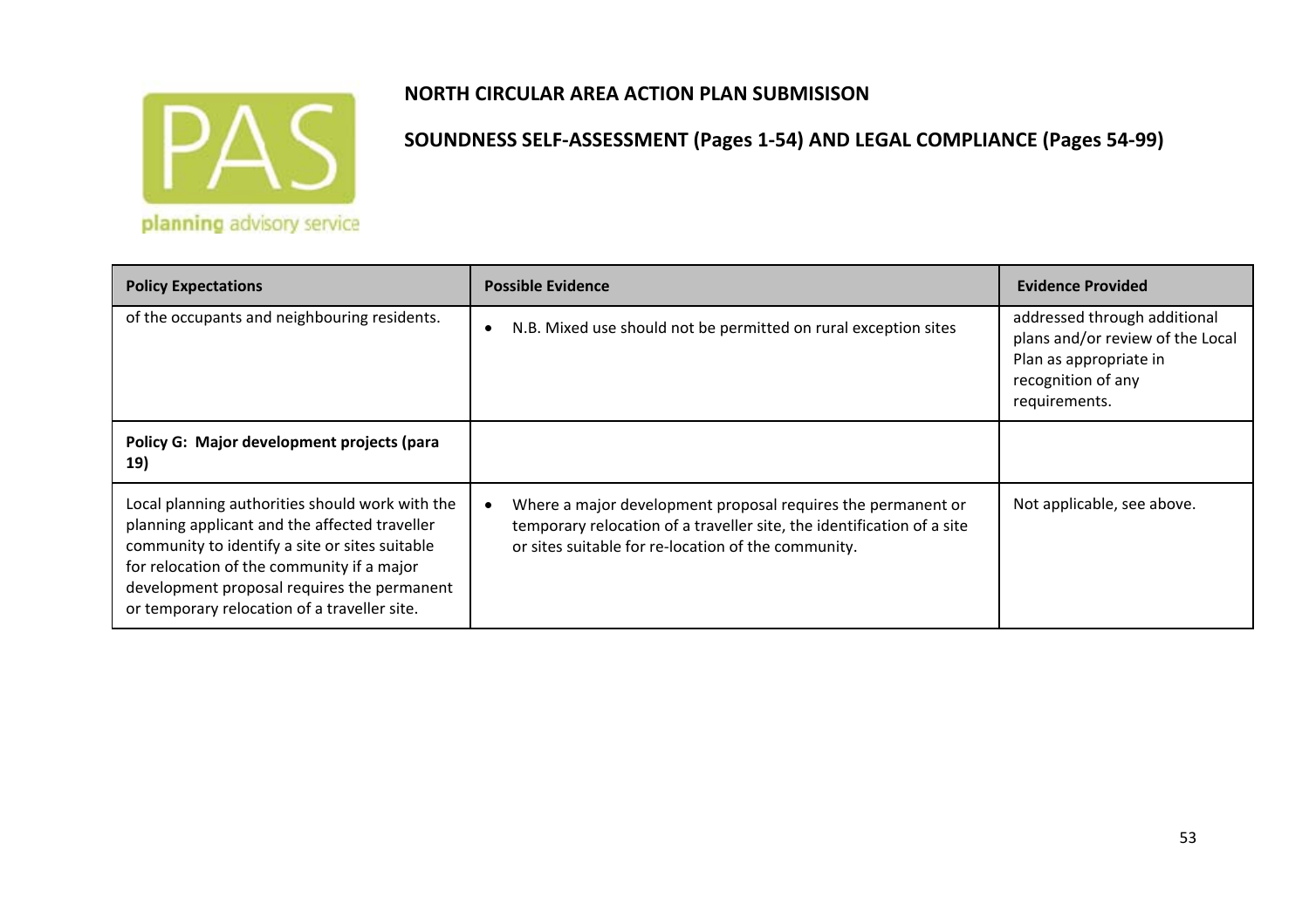**NORTH CIRCULAR AREA ACTION PLAN SUBMISISON**

**SOUNDNESS SELF-ASSESSMENT (Pages 1-54) AND LEGAL COMPLIANCE (Pages 54-99)**

| **Policy Expectations** | **Possible Evidence** | **Evidence Provided** |
|---|---|---|
| of the occupants and neighbouring residents. | • N.B. Mixed use should not be permitted on rural exception sites | addressed through additional plans and/or review of the Local Plan as appropriate in recognition of any requirements. |
| **Policy G: Major development projects (para 19)** | | |
| Local planning authorities should work with the planning applicant and the affected traveller community to identify a site or sites suitable for relocation of the community if a major development proposal requires the permanent or temporary relocation of a traveller site. | • Where a major development proposal requires the permanent or temporary relocation of a traveller site, the identification of a site or sites suitable for re-location of the community. | Not applicable, see above. |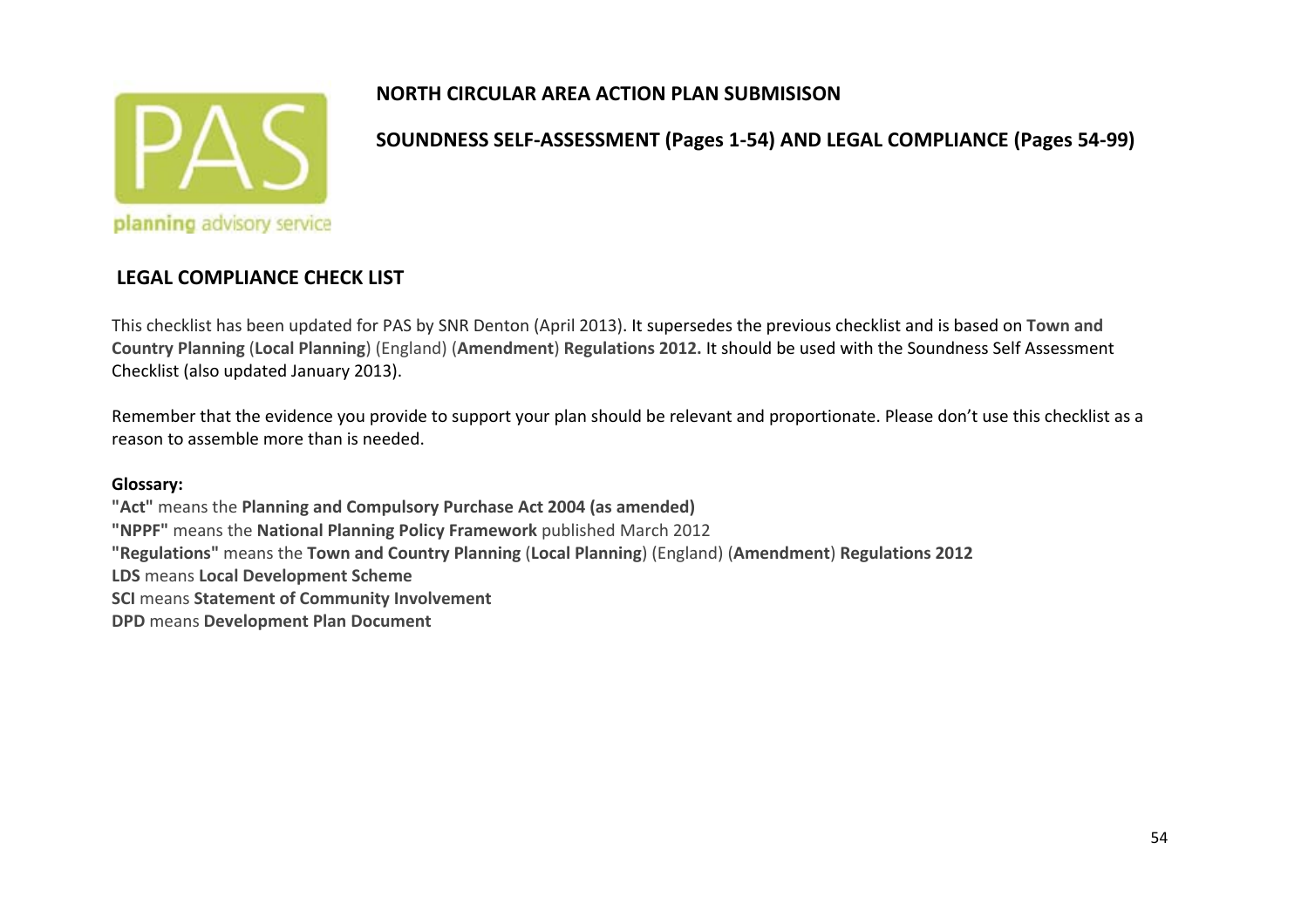**NORTH CIRCULAR AREA ACTION PLAN SUBMISISON**

**SOUNDNESS SELF-ASSESSMENT (Pages 1-54) AND LEGAL COMPLIANCE (Pages 54-99)**

## LEGAL COMPLIANCE CHECK LIST

This checklist has been updated for PAS by SNR Denton (April 2013). It supersedes the previous checklist and is based on **Town and Country Planning** (**Local Planning**) (England) (**Amendment**) **Regulations 2012.** It should be used with the Soundness Self Assessment Checklist (also updated January 2013).

Remember that the evidence you provide to support your plan should be relevant and proportionate. Please don't use this checklist as a reason to assemble more than is needed.

**Glossary:**

**"Act"** means the **Planning and Compulsory Purchase Act 2004 (as amended)**
**"NPPF"** means the **National Planning Policy Framework** published March 2012
**"Regulations"** means the **Town and Country Planning** (**Local Planning**) (England) (**Amendment**) **Regulations 2012**
**LDS** means **Local Development Scheme**
**SCI** means **Statement of Community Involvement**
**DPD** means **Development Plan Document**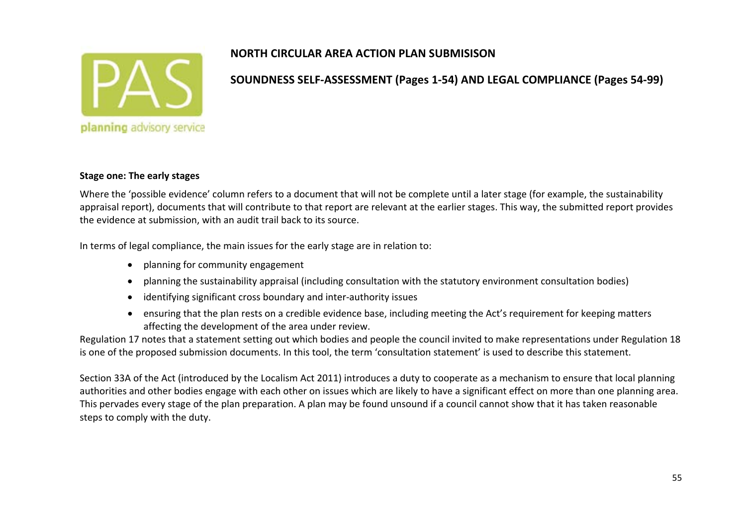## NORTH CIRCULAR AREA ACTION PLAN SUBMISISON

## SOUNDNESS SELF-ASSESSMENT (Pages 1-54) AND LEGAL COMPLIANCE (Pages 54-99)

### Stage one: The early stages

Where the 'possible evidence' column refers to a document that will not be complete until a later stage (for example, the sustainability appraisal report), documents that will contribute to that report are relevant at the earlier stages. This way, the submitted report provides the evidence at submission, with an audit trail back to its source.

In terms of legal compliance, the main issues for the early stage are in relation to:

- planning for community engagement
- planning the sustainability appraisal (including consultation with the statutory environment consultation bodies)
- identifying significant cross boundary and inter-authority issues
- ensuring that the plan rests on a credible evidence base, including meeting the Act's requirement for keeping matters affecting the development of the area under review.

Regulation 17 notes that a statement setting out which bodies and people the council invited to make representations under Regulation 18 is one of the proposed submission documents. In this tool, the term 'consultation statement' is used to describe this statement.

Section 33A of the Act (introduced by the Localism Act 2011) introduces a duty to cooperate as a mechanism to ensure that local planning authorities and other bodies engage with each other on issues which are likely to have a significant effect on more than one planning area. This pervades every stage of the plan preparation. A plan may be found unsound if a council cannot show that it has taken reasonable steps to comply with the duty.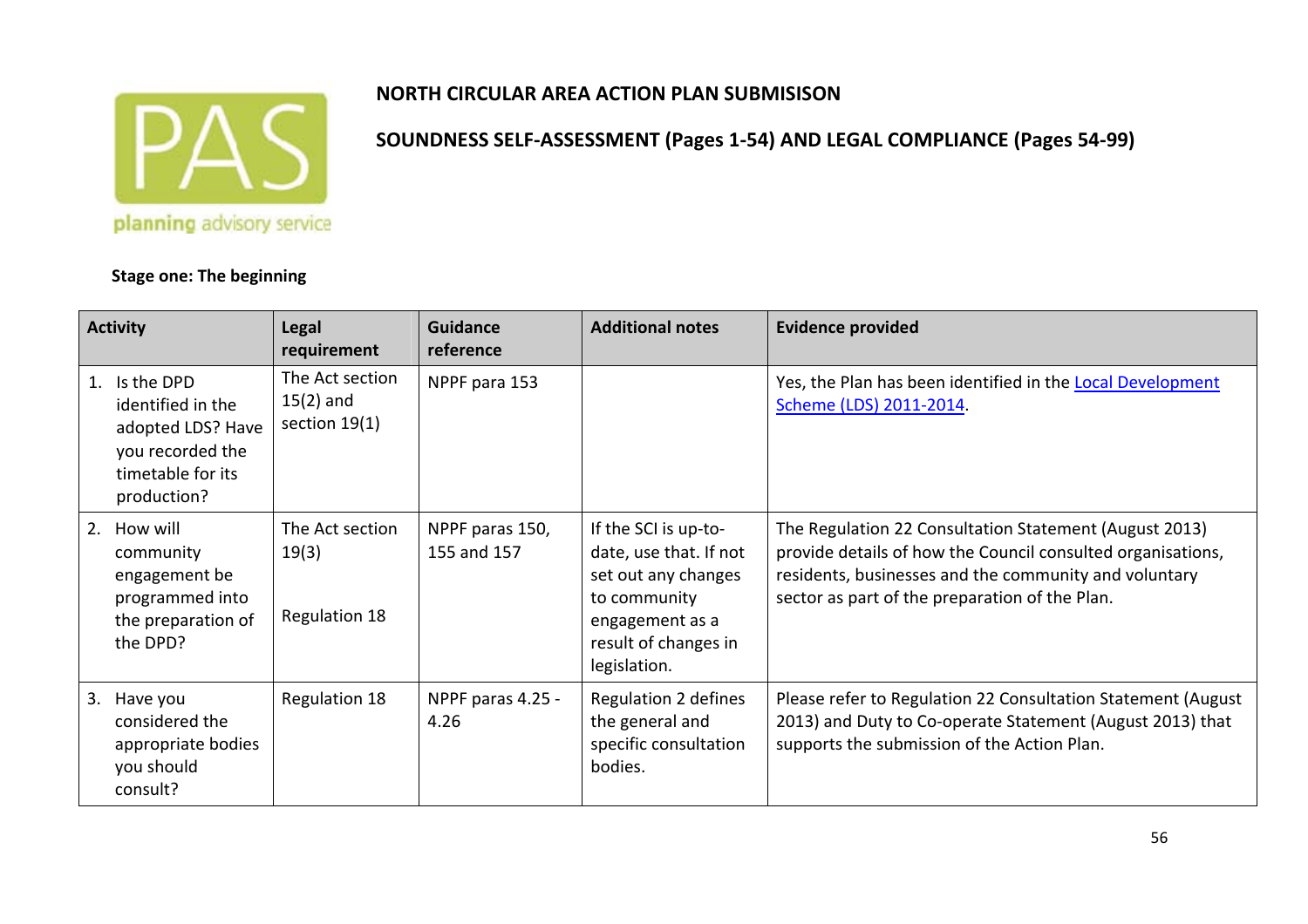**NORTH CIRCULAR AREA ACTION PLAN SUBMISISON**

**SOUNDNESS SELF-ASSESSMENT (Pages 1-54) AND LEGAL COMPLIANCE (Pages 54-99)**

**Stage one: The beginning**

| Activity | Legal requirement | Guidance reference | Additional notes | Evidence provided |
|---|---|---|---|---|
| 1. Is the DPD identified in the adopted LDS? Have you recorded the timetable for its production? | The Act section 15(2) and section 19(1) | NPPF para 153 | | Yes, the Plan has been identified in the Local Development Scheme (LDS) 2011-2014. |
| 2. How will community engagement be programmed into the preparation of the DPD? | The Act section 19(3)<br><br>Regulation 18 | NPPF paras 150, 155 and 157 | If the SCI is up-to-date, use that. If not set out any changes to community engagement as a result of changes in legislation. | The Regulation 22 Consultation Statement (August 2013) provide details of how the Council consulted organisations, residents, businesses and the community and voluntary sector as part of the preparation of the Plan. |
| 3. Have you considered the appropriate bodies you should consult? | Regulation 18 | NPPF paras 4.25 - 4.26 | Regulation 2 defines the general and specific consultation bodies. | Please refer to Regulation 22 Consultation Statement (August 2013) and Duty to Co-operate Statement (August 2013) that supports the submission of the Action Plan. |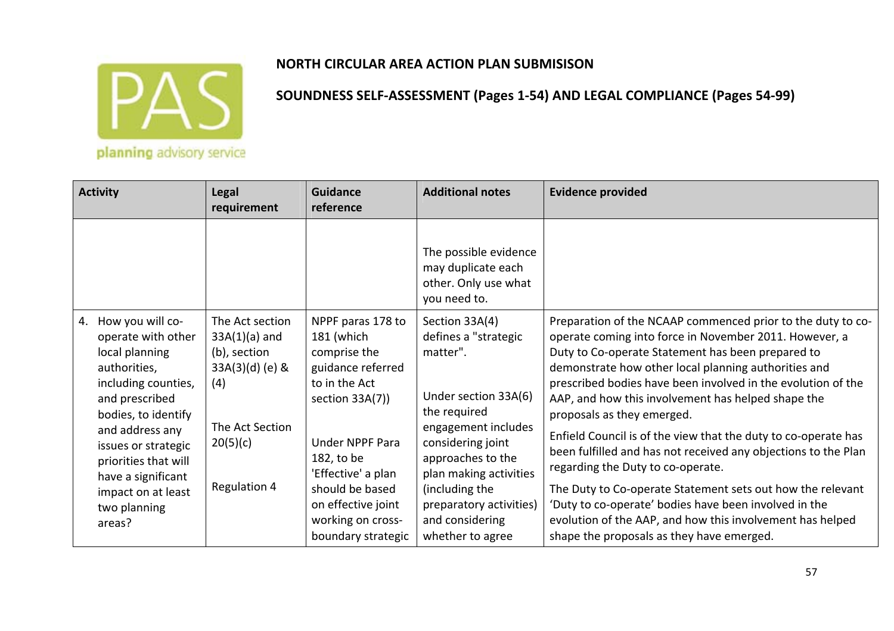**NORTH CIRCULAR AREA ACTION PLAN SUBMISISON**

**SOUNDNESS SELF-ASSESSMENT (Pages 1-54) AND LEGAL COMPLIANCE (Pages 54-99)**

| Activity | Legal requirement | Guidance reference | Additional notes | Evidence provided |
|---|---|---|---|---|
| | | | The possible evidence may duplicate each other. Only use what you need to. | |
| 4. How you will co-operate with other local planning authorities, including counties, and prescribed bodies, to identify and address any issues or strategic priorities that will have a significant impact on at least two planning areas? | The Act section 33A(1)(a) and (b), section 33A(3)(d) (e) & (4)<br><br>The Act Section 20(5)(c)<br><br>Regulation 4 | NPPF paras 178 to 181 (which comprise the guidance referred to in the Act section 33A(7))<br><br>Under NPPF Para 182, to be 'Effective' a plan should be based on effective joint working on cross-boundary strategic | Section 33A(4) defines a "strategic matter".<br><br>Under section 33A(6) the required engagement includes considering joint approaches to the plan making activities (including the preparatory activities) and considering whether to agree | Preparation of the NCAAP commenced prior to the duty to co-operate coming into force in November 2011. However, a Duty to Co-operate Statement has been prepared to demonstrate how other local planning authorities and prescribed bodies have been involved in the evolution of the AAP, and how this involvement has helped shape the proposals as they emerged.<br><br>Enfield Council is of the view that the duty to co-operate has been fulfilled and has not received any objections to the Plan regarding the Duty to co-operate.<br><br>The Duty to Co-operate Statement sets out how the relevant 'Duty to co-operate' bodies have been involved in the evolution of the AAP, and how this involvement has helped shape the proposals as they have emerged. |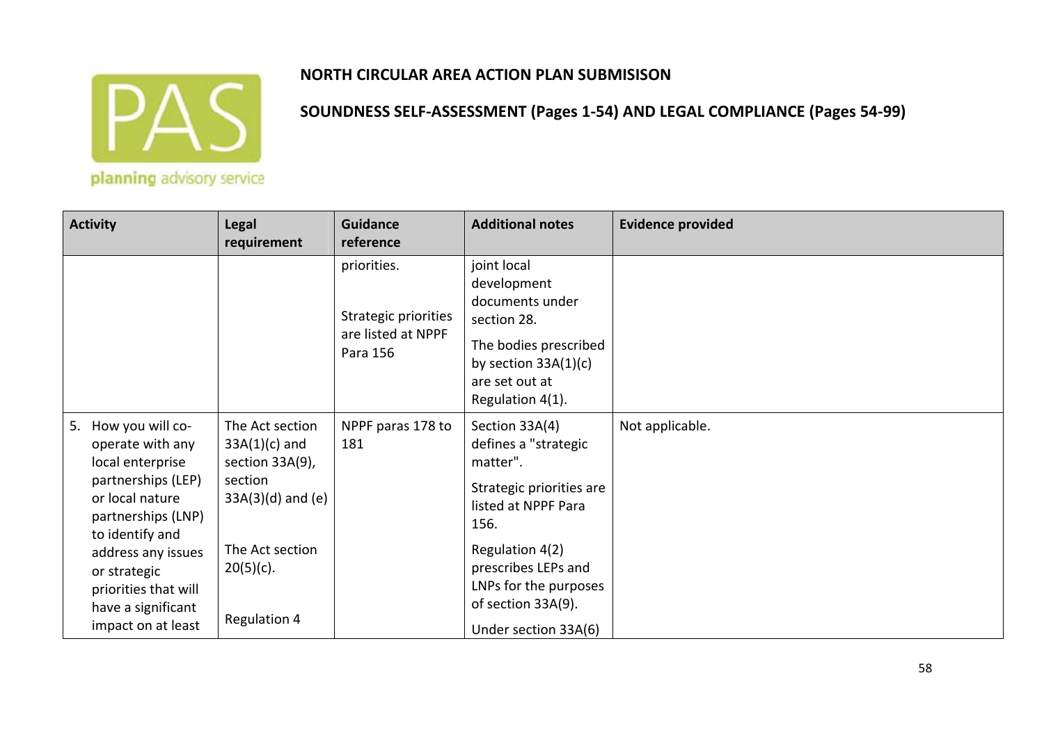**NORTH CIRCULAR AREA ACTION PLAN SUBMISISON**

**SOUNDNESS SELF-ASSESSMENT (Pages 1-54) AND LEGAL COMPLIANCE (Pages 54-99)**

| Activity | Legal requirement | Guidance reference | Additional notes | Evidence provided |
|---|---|---|---|---|
| | | priorities.<br><br>Strategic priorities are listed at NPPF Para 156 | joint local development documents under section 28.<br><br>The bodies prescribed by section 33A(1)(c) are set out at Regulation 4(1). | |
| 5. How you will co-operate with any local enterprise partnerships (LEP) or local nature partnerships (LNP) to identify and address any issues or strategic priorities that will have a significant impact on at least | The Act section 33A(1)(c) and section 33A(9), section 33A(3)(d) and (e)<br><br>The Act section 20(5)(c).<br><br>Regulation 4 | NPPF paras 178 to 181 | Section 33A(4) defines a "strategic matter".<br><br>Strategic priorities are listed at NPPF Para 156.<br><br>Regulation 4(2) prescribes LEPs and LNPs for the purposes of section 33A(9).<br><br>Under section 33A(6) | Not applicable. |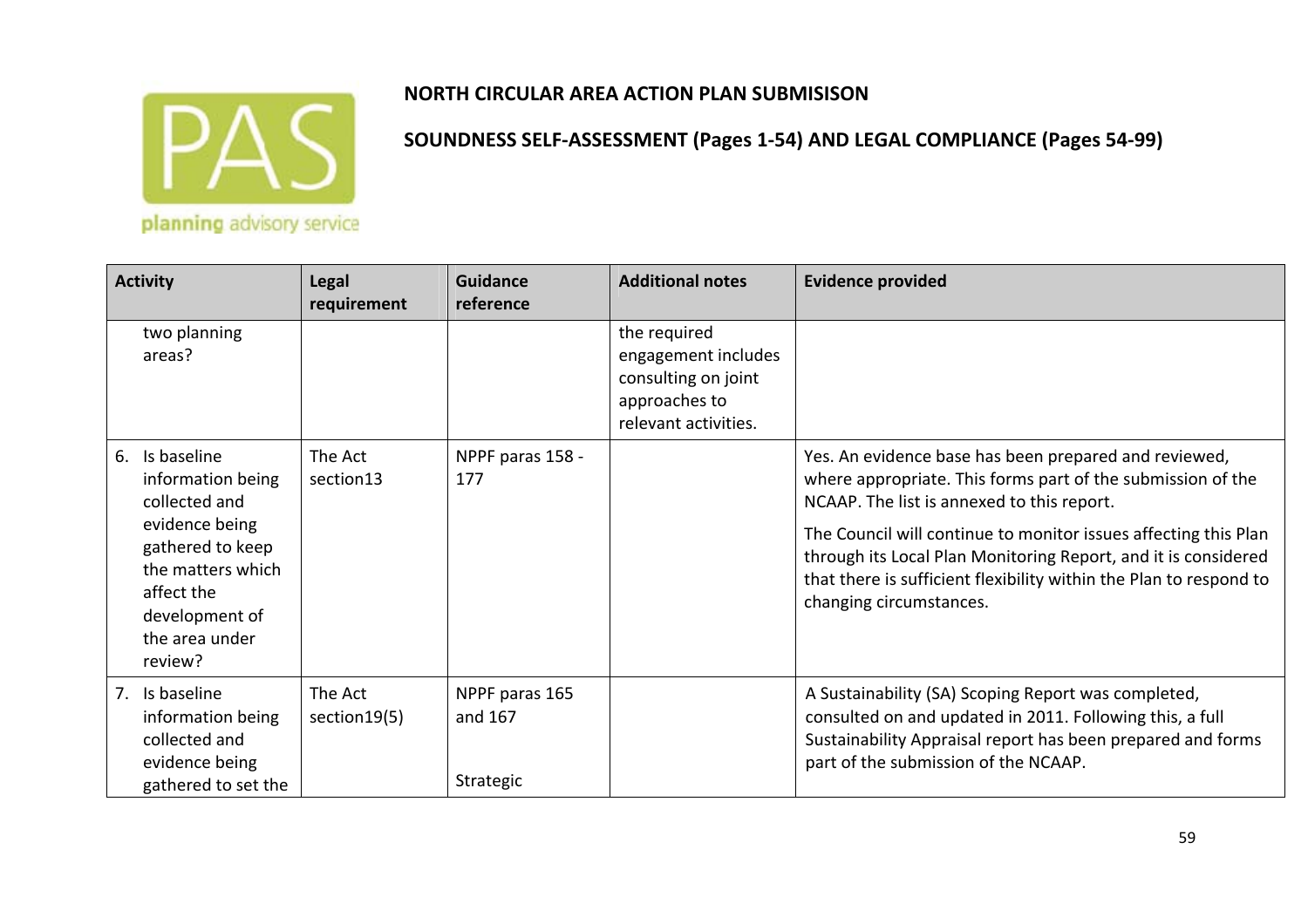**NORTH CIRCULAR AREA ACTION PLAN SUBMISISON**

**SOUNDNESS SELF-ASSESSMENT (Pages 1-54) AND LEGAL COMPLIANCE (Pages 54-99)**

| Activity | Legal requirement | Guidance reference | Additional notes | Evidence provided |
|---|---|---|---|---|
| two planning areas? | | | the required engagement includes consulting on joint approaches to relevant activities. | |
| 6. Is baseline information being collected and evidence being gathered to keep the matters which affect the development of the area under review? | The Act section13 | NPPF paras 158 - 177 | | Yes. An evidence base has been prepared and reviewed, where appropriate. This forms part of the submission of the NCAAP. The list is annexed to this report.<br>The Council will continue to monitor issues affecting this Plan through its Local Plan Monitoring Report, and it is considered that there is sufficient flexibility within the Plan to respond to changing circumstances. |
| 7. Is baseline information being collected and evidence being gathered to set the | The Act section19(5) | NPPF paras 165 and 167<br><br>Strategic | | A Sustainability (SA) Scoping Report was completed, consulted on and updated in 2011. Following this, a full Sustainability Appraisal report has been prepared and forms part of the submission of the NCAAP. |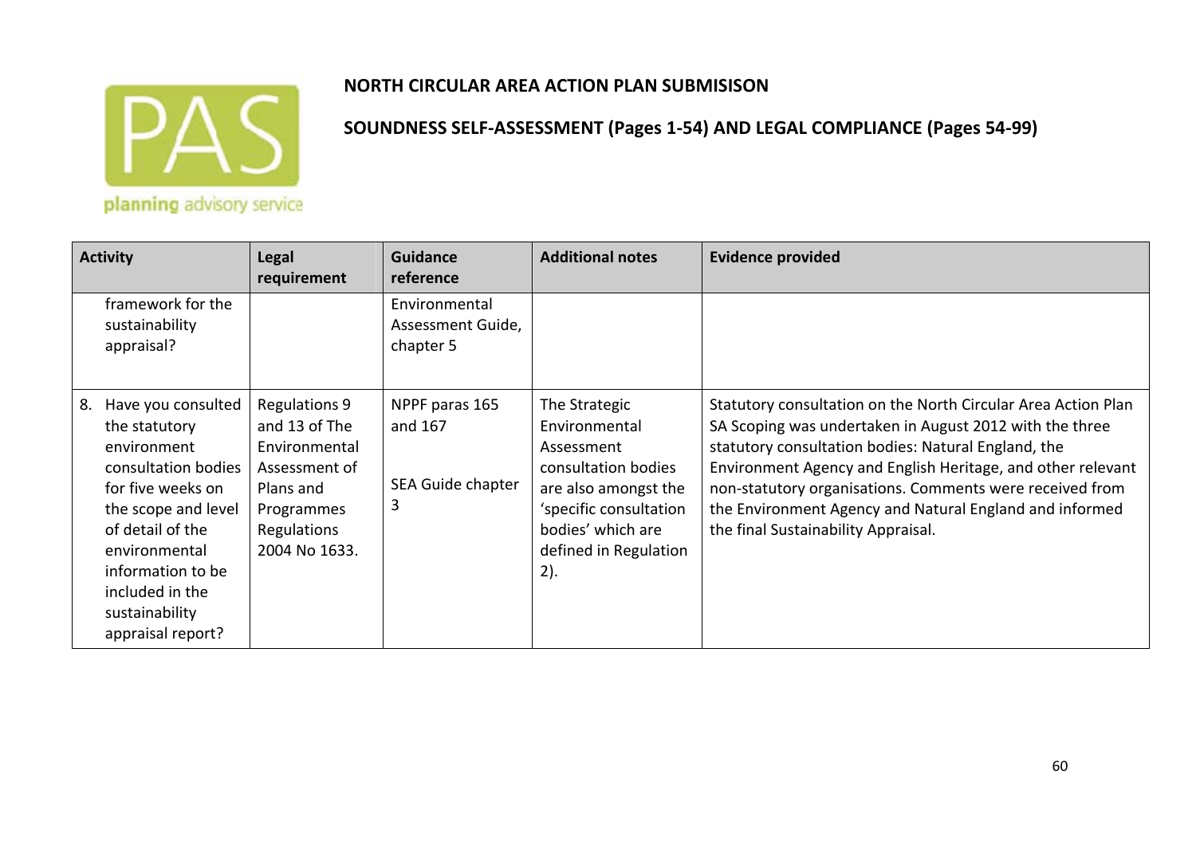**NORTH CIRCULAR AREA ACTION PLAN SUBMISISON**

**SOUNDNESS SELF-ASSESSMENT (Pages 1-54) AND LEGAL COMPLIANCE (Pages 54-99)**

| Activity | Legal requirement | Guidance reference | Additional notes | Evidence provided |
|---|---|---|---|---|
| framework for the sustainability appraisal? | | Environmental Assessment Guide, chapter 5 | | |
| 8. Have you consulted the statutory environment consultation bodies for five weeks on the scope and level of detail of the environmental information to be included in the sustainability appraisal report? | Regulations 9 and 13 of The Environmental Assessment of Plans and Programmes Regulations 2004 No 1633. | NPPF paras 165 and 167<br><br>SEA Guide chapter 3 | The Strategic Environmental Assessment consultation bodies are also amongst the 'specific consultation bodies' which are defined in Regulation 2). | Statutory consultation on the North Circular Area Action Plan SA Scoping was undertaken in August 2012 with the three statutory consultation bodies: Natural England, the Environment Agency and English Heritage, and other relevant non-statutory organisations. Comments were received from the Environment Agency and Natural England and informed the final Sustainability Appraisal. |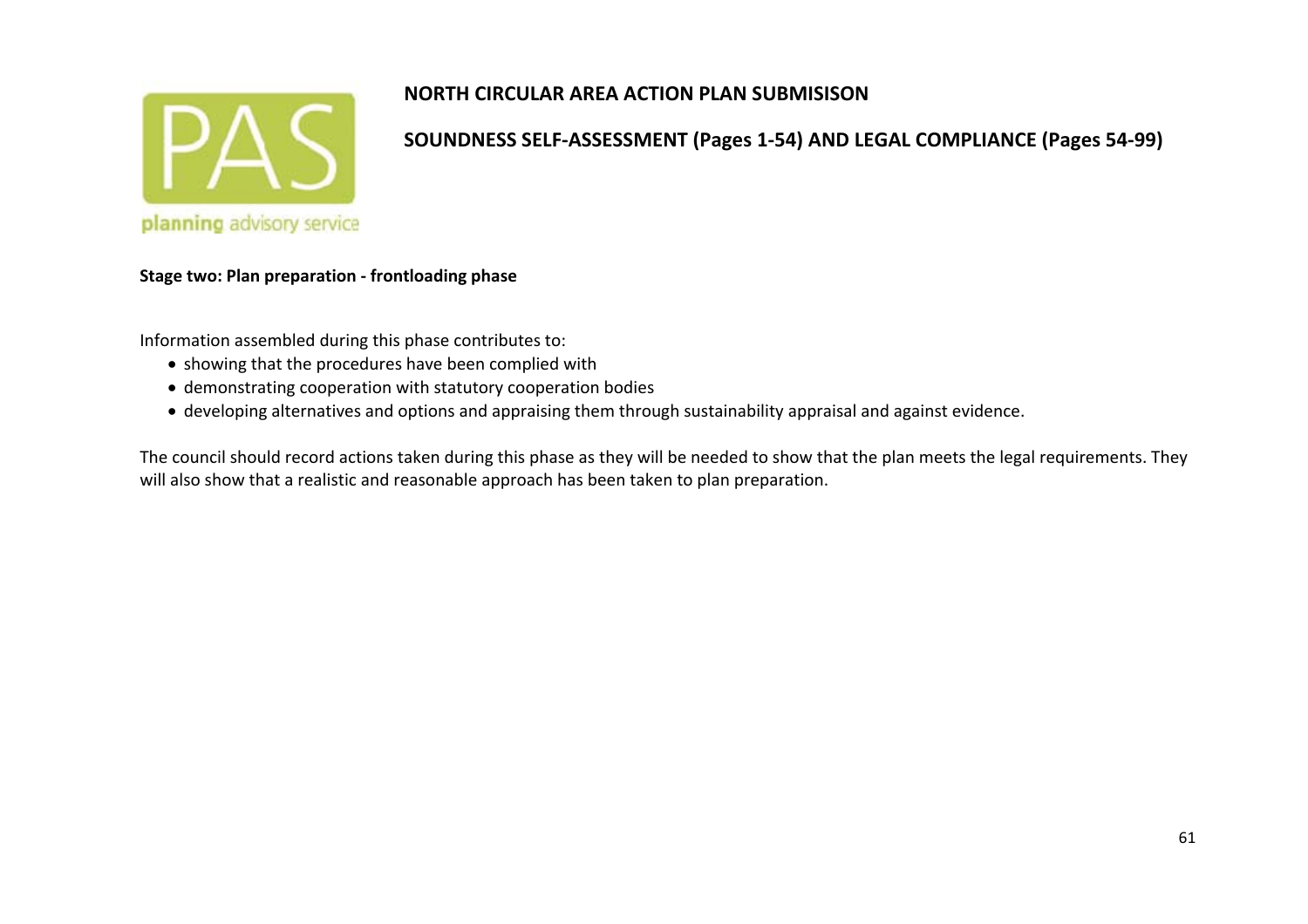**NORTH CIRCULAR AREA ACTION PLAN SUBMISISON**

**SOUNDNESS SELF-ASSESSMENT (Pages 1-54) AND LEGAL COMPLIANCE (Pages 54-99)**

**Stage two: Plan preparation - frontloading phase**

Information assembled during this phase contributes to:

- showing that the procedures have been complied with
- demonstrating cooperation with statutory cooperation bodies
- developing alternatives and options and appraising them through sustainability appraisal and against evidence.

The council should record actions taken during this phase as they will be needed to show that the plan meets the legal requirements. They will also show that a realistic and reasonable approach has been taken to plan preparation.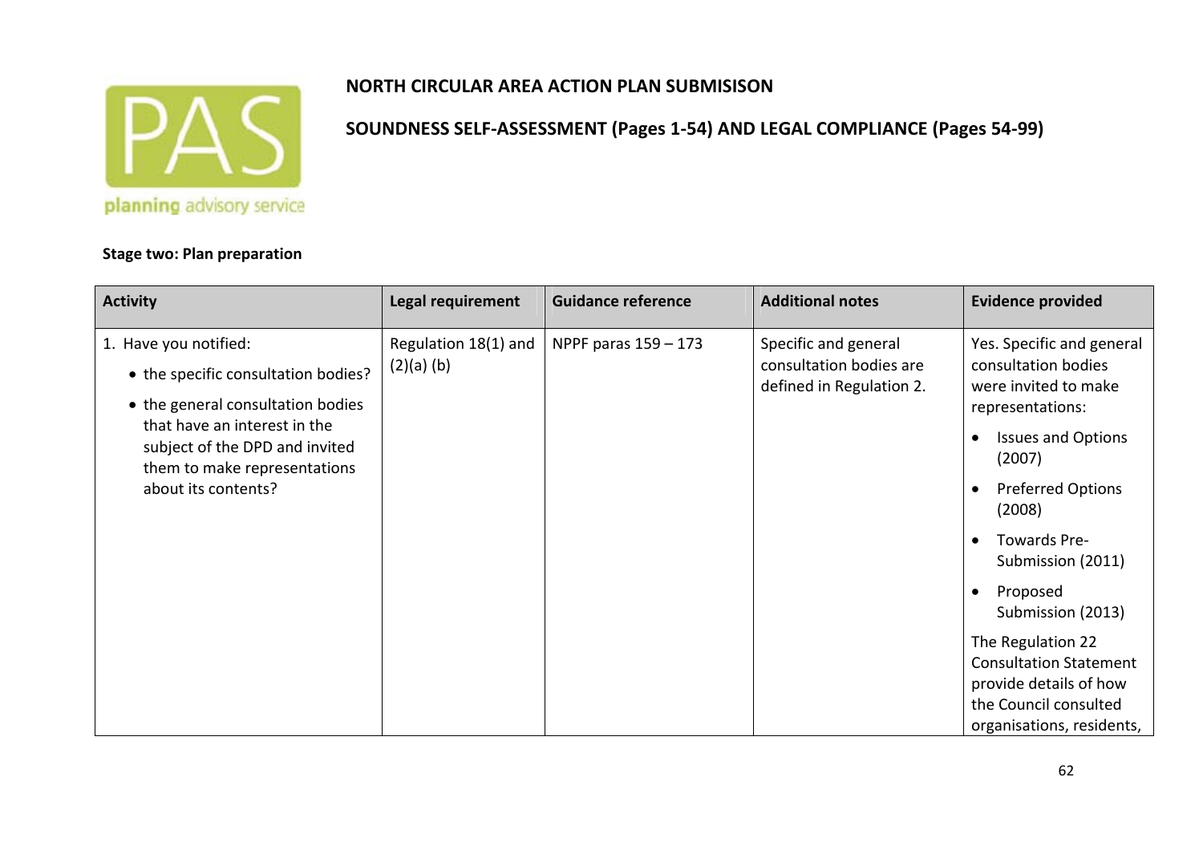**NORTH CIRCULAR AREA ACTION PLAN SUBMISISON**

**SOUNDNESS SELF-ASSESSMENT (Pages 1-54) AND LEGAL COMPLIANCE (Pages 54-99)**

**Stage two: Plan preparation**

| Activity | Legal requirement | Guidance reference | Additional notes | Evidence provided |
|---|---|---|---|---|
| 1. Have you notified:<br>• the specific consultation bodies?<br>• the general consultation bodies that have an interest in the subject of the DPD and invited them to make representations about its contents? | Regulation 18(1) and (2)(a) (b) | NPPF paras 159 – 173 | Specific and general consultation bodies are defined in Regulation 2. | Yes. Specific and general consultation bodies were invited to make representations:<br>• Issues and Options (2007)<br>• Preferred Options (2008)<br>• Towards Pre-Submission (2011)<br>• Proposed Submission (2013)<br>The Regulation 22 Consultation Statement provide details of how the Council consulted organisations, residents, |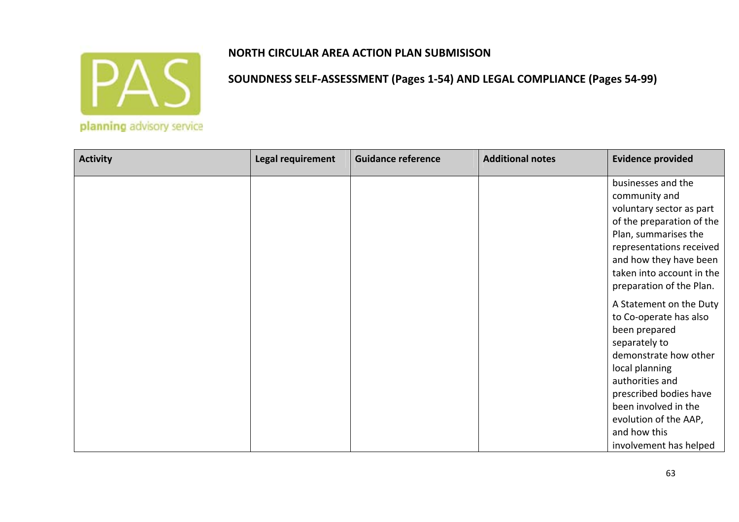**NORTH CIRCULAR AREA ACTION PLAN SUBMISISON**

**SOUNDNESS SELF-ASSESSMENT (Pages 1-54) AND LEGAL COMPLIANCE (Pages 54-99)**

| Activity | Legal requirement | Guidance reference | Additional notes | Evidence provided |
|---|---|---|---|---|
| | | | | businesses and the community and voluntary sector as part of the preparation of the Plan, summarises the representations received and how they have been taken into account in the preparation of the Plan.<br><br>A Statement on the Duty to Co-operate has also been prepared separately to demonstrate how other local planning authorities and prescribed bodies have been involved in the evolution of the AAP, and how this involvement has helped |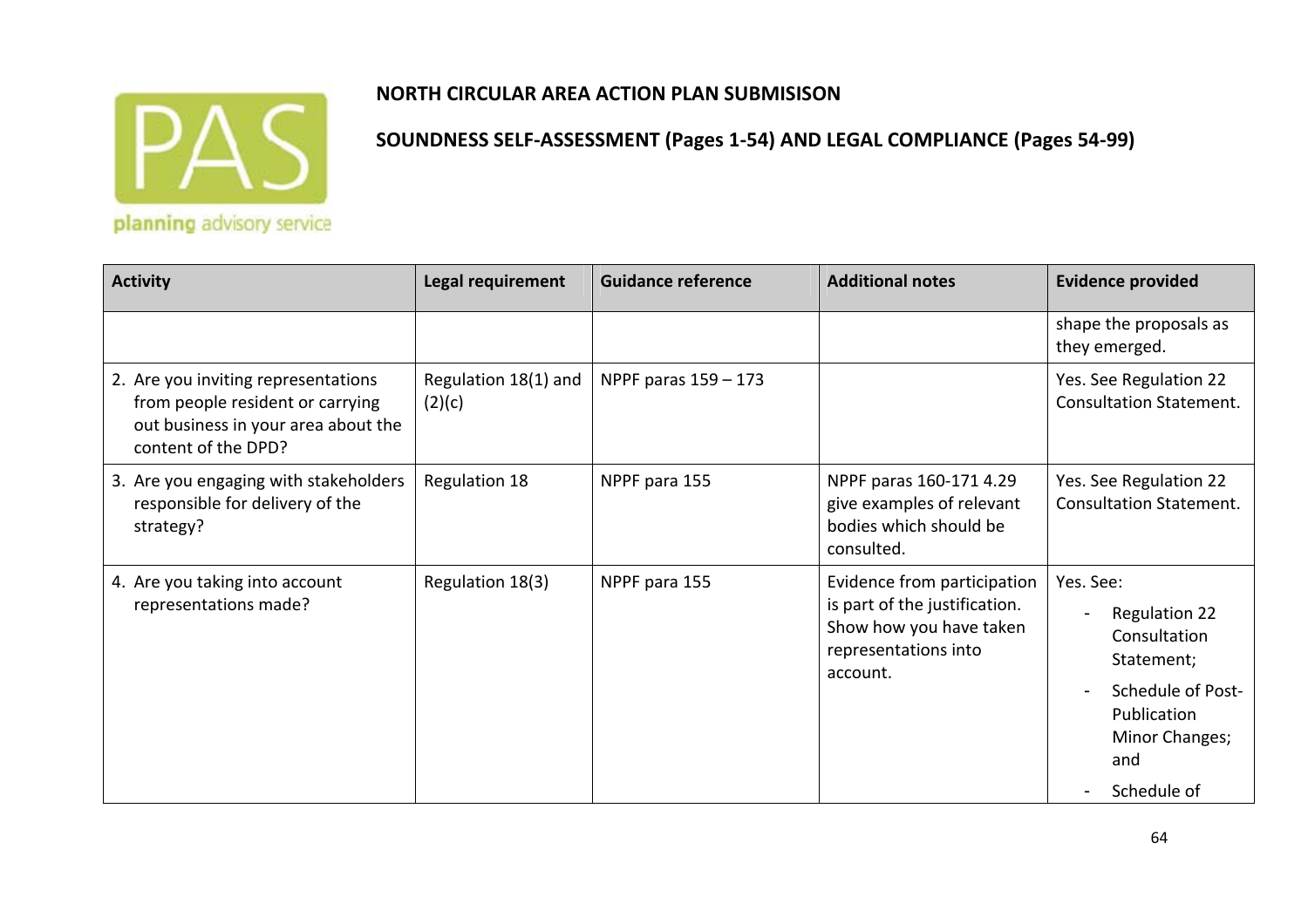**NORTH CIRCULAR AREA ACTION PLAN SUBMISISON**

**SOUNDNESS SELF-ASSESSMENT (Pages 1-54) AND LEGAL COMPLIANCE (Pages 54-99)**

| Activity | Legal requirement | Guidance reference | Additional notes | Evidence provided |
|---|---|---|---|---|
| | | | | shape the proposals as they emerged. |
| 2. Are you inviting representations from people resident or carrying out business in your area about the content of the DPD? | Regulation 18(1) and (2)(c) | NPPF paras 159 – 173 | | Yes. See Regulation 22 Consultation Statement. |
| 3. Are you engaging with stakeholders responsible for delivery of the strategy? | Regulation 18 | NPPF para 155 | NPPF paras 160-171 4.29 give examples of relevant bodies which should be consulted. | Yes. See Regulation 22 Consultation Statement. |
| 4. Are you taking into account representations made? | Regulation 18(3) | NPPF para 155 | Evidence from participation is part of the justification. Show how you have taken representations into account. | Yes. See:<br>- Regulation 22 Consultation Statement;<br>- Schedule of Post-Publication Minor Changes; and<br>- Schedule of |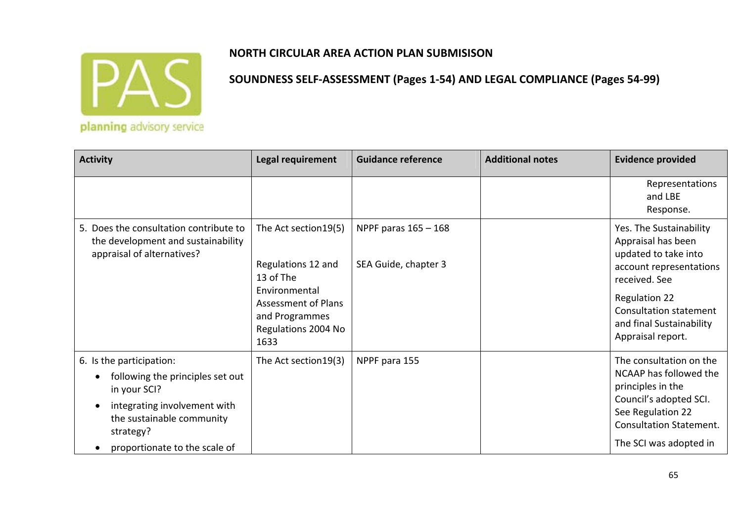**NORTH CIRCULAR AREA ACTION PLAN SUBMISISON**

**SOUNDNESS SELF-ASSESSMENT (Pages 1-54) AND LEGAL COMPLIANCE (Pages 54-99)**

| Activity | Legal requirement | Guidance reference | Additional notes | Evidence provided |
|---|---|---|---|---|
| | | | | Representations and LBE Response. |
| 5. Does the consultation contribute to the development and sustainability appraisal of alternatives? | The Act section19(5)<br><br>Regulations 12 and 13 of The Environmental Assessment of Plans and Programmes Regulations 2004 No 1633 | NPPF paras 165 – 168<br><br>SEA Guide, chapter 3 | | Yes. The Sustainability Appraisal has been updated to take into account representations received. See<br><br>Regulation 22 Consultation statement and final Sustainability Appraisal report. |
| 6. Is the participation:<br>• following the principles set out in your SCI?<br>• integrating involvement with the sustainable community strategy?<br>• proportionate to the scale of | The Act section19(3) | NPPF para 155 | | The consultation on the NCAAP has followed the principles in the Council's adopted SCI. See Regulation 22 Consultation Statement.<br><br>The SCI was adopted in |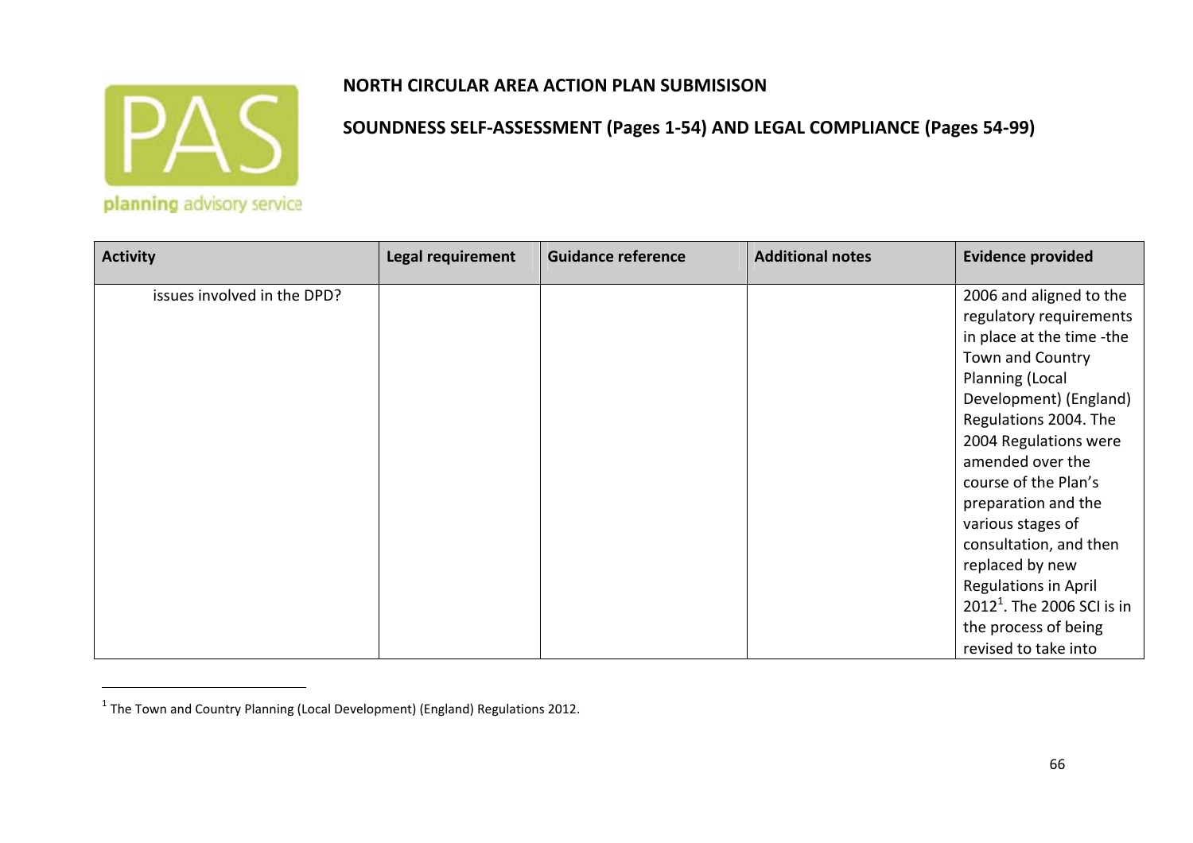**NORTH CIRCULAR AREA ACTION PLAN SUBMISISON**

**SOUNDNESS SELF-ASSESSMENT (Pages 1-54) AND LEGAL COMPLIANCE (Pages 54-99)**

| Activity | Legal requirement | Guidance reference | Additional notes | Evidence provided |
|---|---|---|---|---|
| issues involved in the DPD? | | | | 2006 and aligned to the regulatory requirements in place at the time -the Town and Country Planning (Local Development) (England) Regulations 2004. The 2004 Regulations were amended over the course of the Plan's preparation and the various stages of consultation, and then replaced by new Regulations in April 2012[1]. The 2006 SCI is in the process of being revised to take into |

[1] The Town and Country Planning (Local Development) (England) Regulations 2012.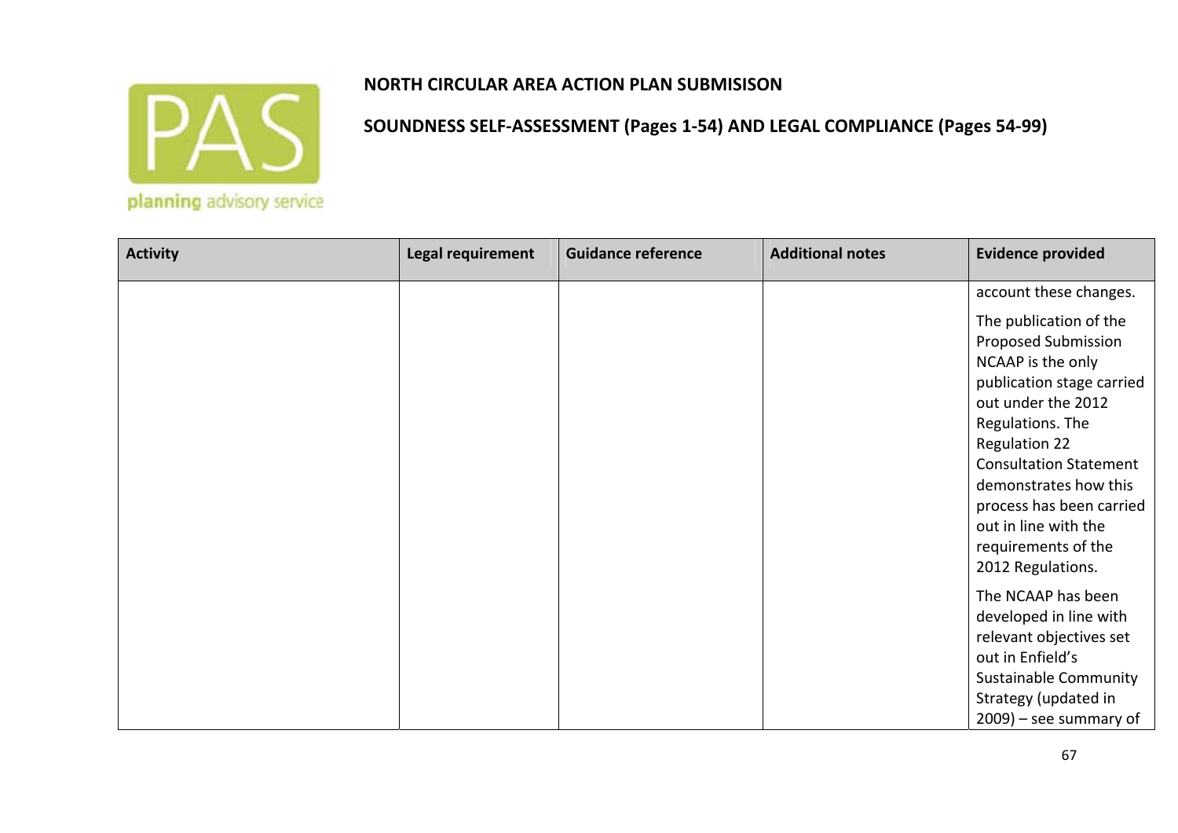**NORTH CIRCULAR AREA ACTION PLAN SUBMISISON**

**SOUNDNESS SELF-ASSESSMENT (Pages 1-54) AND LEGAL COMPLIANCE (Pages 54-99)**

| Activity | Legal requirement | Guidance reference | Additional notes | Evidence provided |
|---|---|---|---|---|
| | | | | account these changes.<br><br>The publication of the Proposed Submission NCAAP is the only publication stage carried out under the 2012 Regulations. The Regulation 22 Consultation Statement demonstrates how this process has been carried out in line with the requirements of the 2012 Regulations.<br><br>The NCAAP has been developed in line with relevant objectives set out in Enfield's Sustainable Community Strategy (updated in 2009) – see summary of |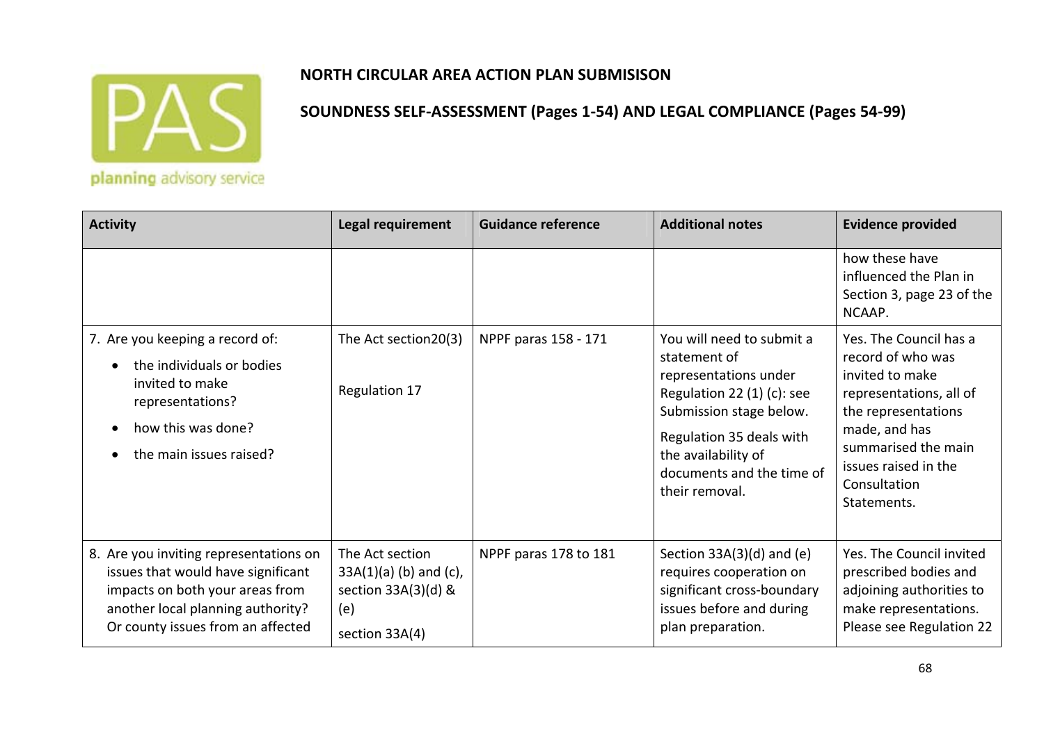**NORTH CIRCULAR AREA ACTION PLAN SUBMISISON**

**SOUNDNESS SELF-ASSESSMENT (Pages 1-54) AND LEGAL COMPLIANCE (Pages 54-99)**

| Activity | Legal requirement | Guidance reference | Additional notes | Evidence provided |
|---|---|---|---|---|
| | | | | how these have influenced the Plan in Section 3, page 23 of the NCAAP. |
| 7. Are you keeping a record of:<br>• the individuals or bodies invited to make representations?<br>• how this was done?<br>• the main issues raised? | The Act section20(3)<br><br>Regulation 17 | NPPF paras 158 - 171 | You will need to submit a statement of representations under Regulation 22 (1) (c): see Submission stage below.<br>Regulation 35 deals with the availability of documents and the time of their removal. | Yes. The Council has a record of who was invited to make representations, all of the representations made, and has summarised the main issues raised in the Consultation Statements. |
| 8. Are you inviting representations on issues that would have significant impacts on both your areas from another local planning authority? Or county issues from an affected | The Act section 33A(1)(a) (b) and (c), section 33A(3)(d) & (e)<br><br>section 33A(4) | NPPF paras 178 to 181 | Section 33A(3)(d) and (e) requires cooperation on significant cross-boundary issues before and during plan preparation. | Yes. The Council invited prescribed bodies and adjoining authorities to make representations. Please see Regulation 22 |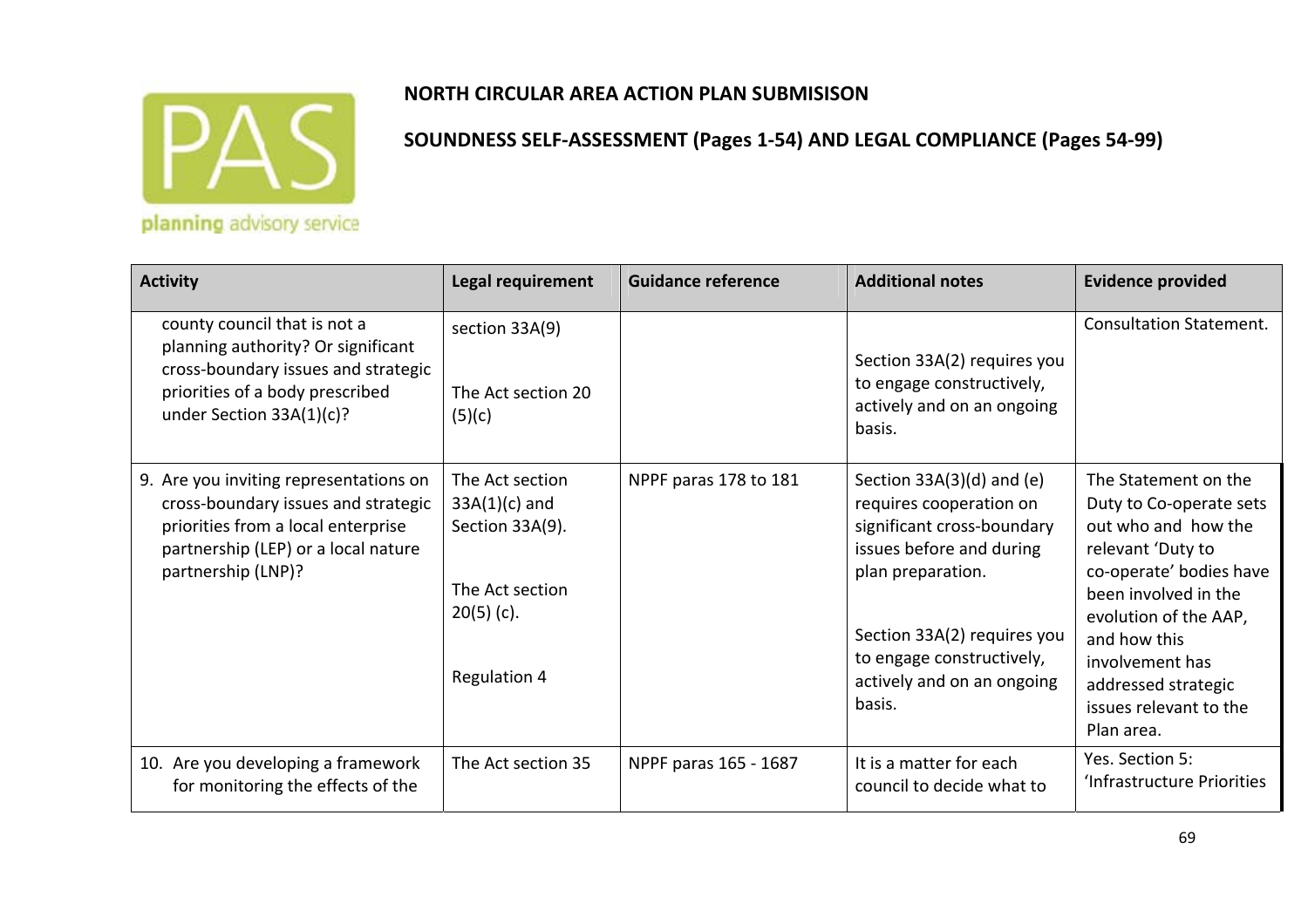**NORTH CIRCULAR AREA ACTION PLAN SUBMISISON**

**SOUNDNESS SELF-ASSESSMENT (Pages 1-54) AND LEGAL COMPLIANCE (Pages 54-99)**

| Activity | Legal requirement | Guidance reference | Additional notes | Evidence provided |
|---|---|---|---|---|
| county council that is not a planning authority? Or significant cross-boundary issues and strategic priorities of a body prescribed under Section 33A(1)(c)? | section 33A(9)<br><br>The Act section 20 (5)(c) | | Section 33A(2) requires you to engage constructively, actively and on an ongoing basis. | Consultation Statement. |
| 9. Are you inviting representations on cross-boundary issues and strategic priorities from a local enterprise partnership (LEP) or a local nature partnership (LNP)? | The Act section 33A(1)(c) and Section 33A(9).<br><br>The Act section 20(5) (c).<br><br>Regulation 4 | NPPF paras 178 to 181 | Section 33A(3)(d) and (e) requires cooperation on significant cross-boundary issues before and during plan preparation.<br><br>Section 33A(2) requires you to engage constructively, actively and on an ongoing basis. | The Statement on the Duty to Co-operate sets out who and how the relevant 'Duty to co-operate' bodies have been involved in the evolution of the AAP, and how this involvement has addressed strategic issues relevant to the Plan area. |
| 10. Are you developing a framework for monitoring the effects of the | The Act section 35 | NPPF paras 165 - 1687 | It is a matter for each council to decide what to | Yes. Section 5: 'Infrastructure Priorities |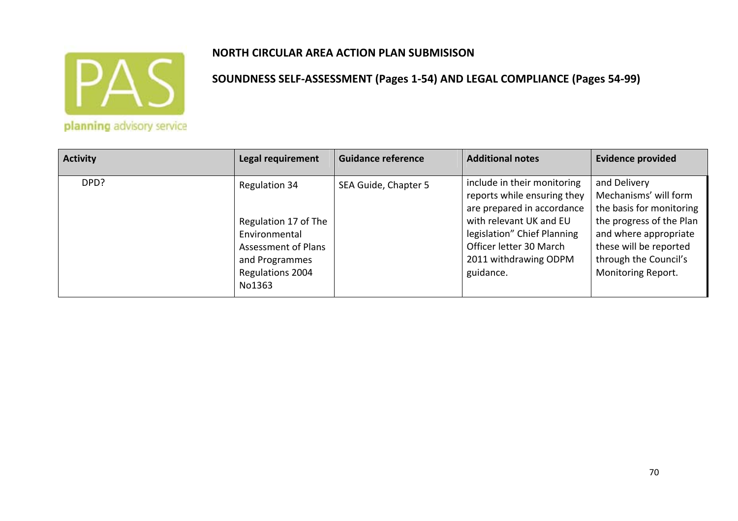**NORTH CIRCULAR AREA ACTION PLAN SUBMISISON**

**SOUNDNESS SELF-ASSESSMENT (Pages 1-54) AND LEGAL COMPLIANCE (Pages 54-99)**

| Activity | Legal requirement | Guidance reference | Additional notes | Evidence provided |
|---|---|---|---|---|
| DPD? | Regulation 34<br><br>Regulation 17 of The Environmental Assessment of Plans and Programmes Regulations 2004 No1363 | SEA Guide, Chapter 5 | include in their monitoring reports while ensuring they are prepared in accordance with relevant UK and EU legislation" Chief Planning Officer letter 30 March 2011 withdrawing ODPM guidance. | and Delivery Mechanisms' will form the basis for monitoring the progress of the Plan and where appropriate these will be reported through the Council's Monitoring Report. |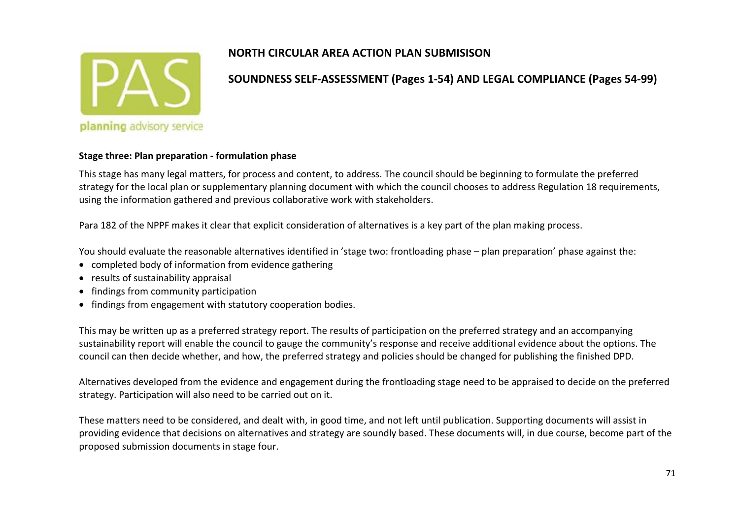**Stage three: Plan preparation - formulation phase**

This stage has many legal matters, for process and content, to address. The council should be beginning to formulate the preferred strategy for the local plan or supplementary planning document with which the council chooses to address Regulation 18 requirements, using the information gathered and previous collaborative work with stakeholders.

Para 182 of the NPPF makes it clear that explicit consideration of alternatives is a key part of the plan making process.

You should evaluate the reasonable alternatives identified in 'stage two: frontloading phase – plan preparation' phase against the:

- completed body of information from evidence gathering
- results of sustainability appraisal
- findings from community participation
- findings from engagement with statutory cooperation bodies.

This may be written up as a preferred strategy report. The results of participation on the preferred strategy and an accompanying sustainability report will enable the council to gauge the community's response and receive additional evidence about the options. The council can then decide whether, and how, the preferred strategy and policies should be changed for publishing the finished DPD.

Alternatives developed from the evidence and engagement during the frontloading stage need to be appraised to decide on the preferred strategy. Participation will also need to be carried out on it.

These matters need to be considered, and dealt with, in good time, and not left until publication. Supporting documents will assist in providing evidence that decisions on alternatives and strategy are soundly based. These documents will, in due course, become part of the proposed submission documents in stage four.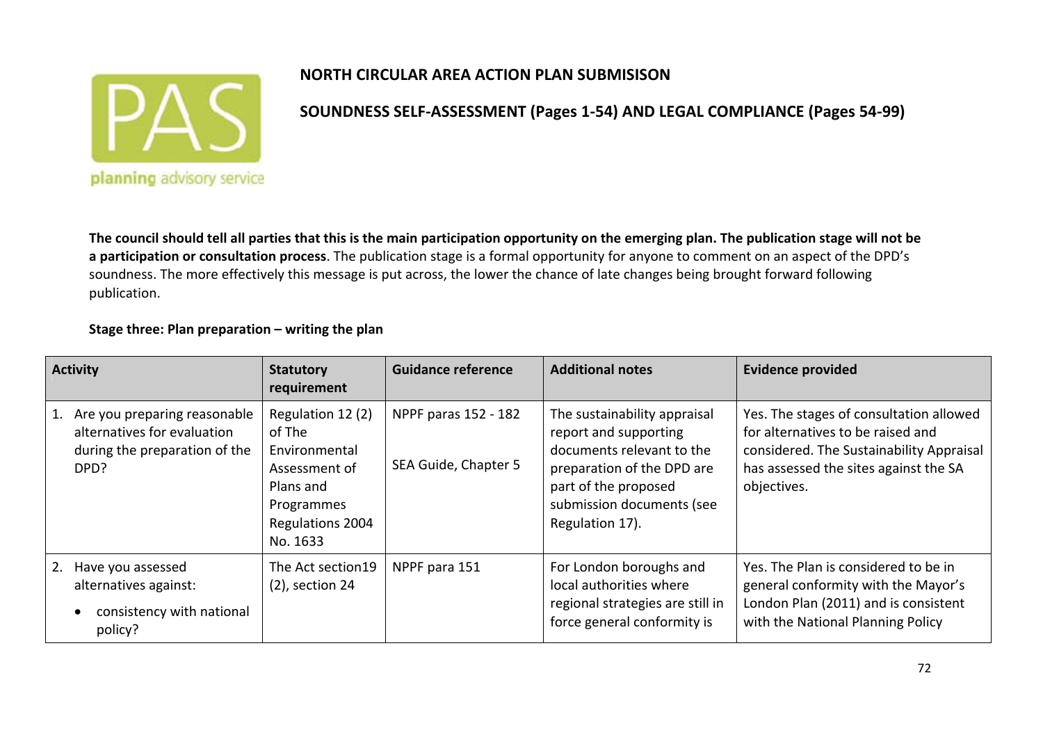**NORTH CIRCULAR AREA ACTION PLAN SUBMISISON**

**SOUNDNESS SELF-ASSESSMENT (Pages 1-54) AND LEGAL COMPLIANCE (Pages 54-99)**

**The council should tell all parties that this is the main participation opportunity on the emerging plan. The publication stage will not be a participation or consultation process**. The publication stage is a formal opportunity for anyone to comment on an aspect of the DPD's soundness. The more effectively this message is put across, the lower the chance of late changes being brought forward following publication.

**Stage three: Plan preparation – writing the plan**

| Activity | Statutory requirement | Guidance reference | Additional notes | Evidence provided |
|---|---|---|---|---|
| 1. Are you preparing reasonable alternatives for evaluation during the preparation of the DPD? | Regulation 12 (2) of The Environmental Assessment of Plans and Programmes Regulations 2004 No. 1633 | NPPF paras 152 - 182<br><br>SEA Guide, Chapter 5 | The sustainability appraisal report and supporting documents relevant to the preparation of the DPD are part of the proposed submission documents (see Regulation 17). | Yes. The stages of consultation allowed for alternatives to be raised and considered. The Sustainability Appraisal has assessed the sites against the SA objectives. |
| 2. Have you assessed alternatives against:<br><br>• consistency with national policy? | The Act section19 (2), section 24 | NPPF para 151 | For London boroughs and local authorities where regional strategies are still in force general conformity is | Yes. The Plan is considered to be in general conformity with the Mayor's London Plan (2011) and is consistent with the National Planning Policy |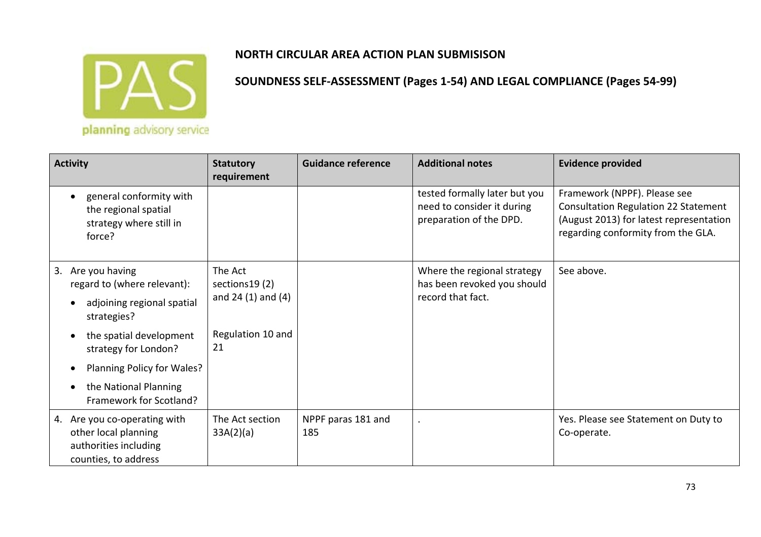**NORTH CIRCULAR AREA ACTION PLAN SUBMISISON**

**SOUNDNESS SELF-ASSESSMENT (Pages 1-54) AND LEGAL COMPLIANCE (Pages 54-99)**

| Activity | Statutory requirement | Guidance reference | Additional notes | Evidence provided |
|---|---|---|---|---|
| • general conformity with the regional spatial strategy where still in force? | | | tested formally later but you need to consider it during preparation of the DPD. | Framework (NPPF). Please see Consultation Regulation 22 Statement (August 2013) for latest representation regarding conformity from the GLA. |
| 3. Are you having regard to (where relevant): <br> • adjoining regional spatial strategies? <br> • the spatial development strategy for London? <br> • Planning Policy for Wales? <br> • the National Planning Framework for Scotland? | The Act sections19 (2) and 24 (1) and (4) <br><br> Regulation 10 and 21 | | Where the regional strategy has been revoked you should record that fact. | See above. |
| 4. Are you co-operating with other local planning authorities including counties, to address | The Act section 33A(2)(a) | NPPF paras 181 and 185 | . | Yes. Please see Statement on Duty to Co-operate. |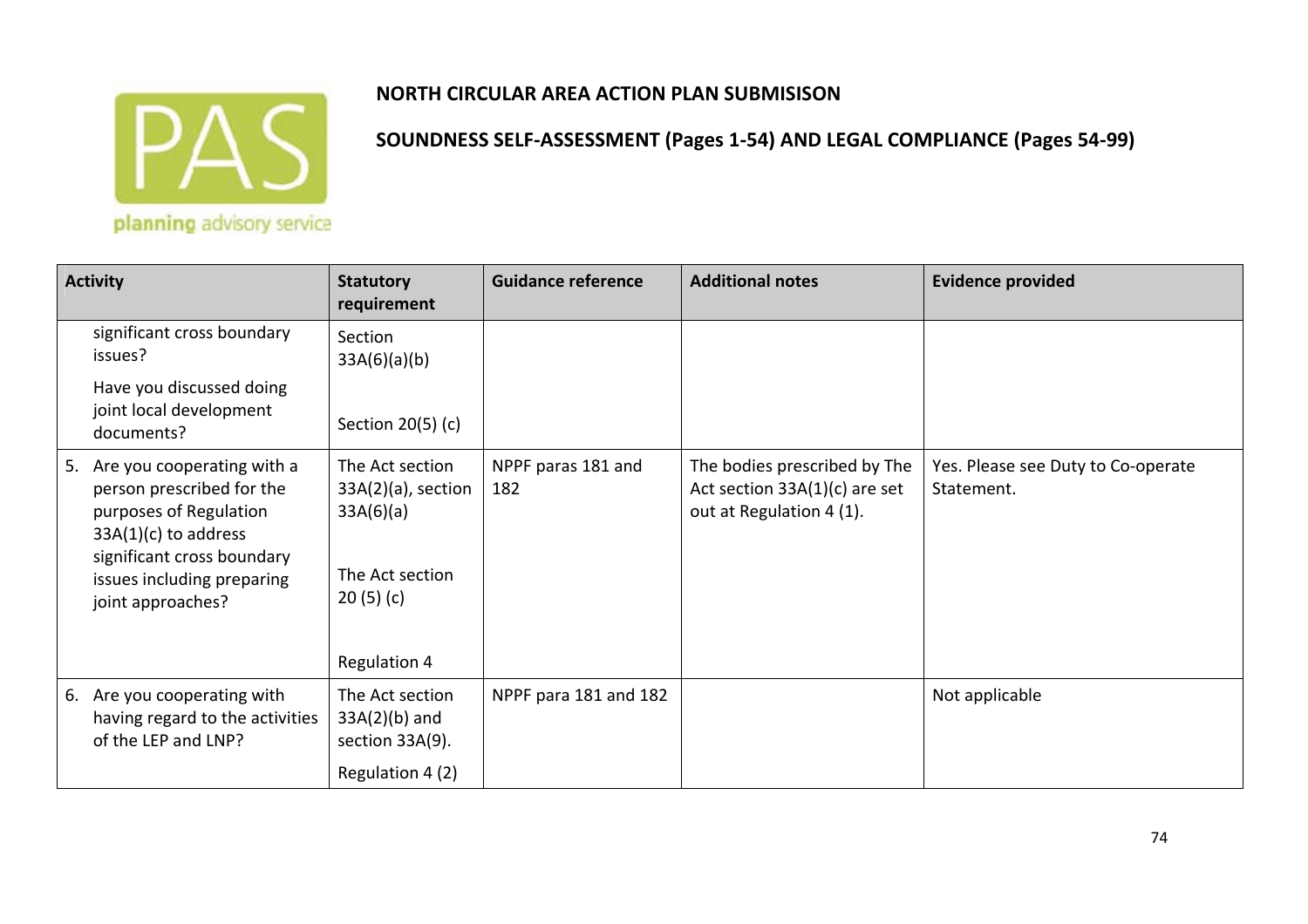**NORTH CIRCULAR AREA ACTION PLAN SUBMISISON**

**SOUNDNESS SELF-ASSESSMENT (Pages 1-54) AND LEGAL COMPLIANCE (Pages 54-99)**

| Activity | Statutory requirement | Guidance reference | Additional notes | Evidence provided |
|---|---|---|---|---|
| significant cross boundary issues?<br>Have you discussed doing joint local development documents? | Section 33A(6)(a)(b)<br><br>Section 20(5) (c) | | | |
| 5. Are you cooperating with a person prescribed for the purposes of Regulation 33A(1)(c) to address significant cross boundary issues including preparing joint approaches? | The Act section 33A(2)(a), section 33A(6)(a)<br><br>The Act section 20 (5) (c)<br><br>Regulation 4 | NPPF paras 181 and 182 | The bodies prescribed by The Act section 33A(1)(c) are set out at Regulation 4 (1). | Yes. Please see Duty to Co-operate Statement. |
| 6. Are you cooperating with having regard to the activities of the LEP and LNP? | The Act section 33A(2)(b) and section 33A(9).<br>Regulation 4 (2) | NPPF para 181 and 182 | | Not applicable |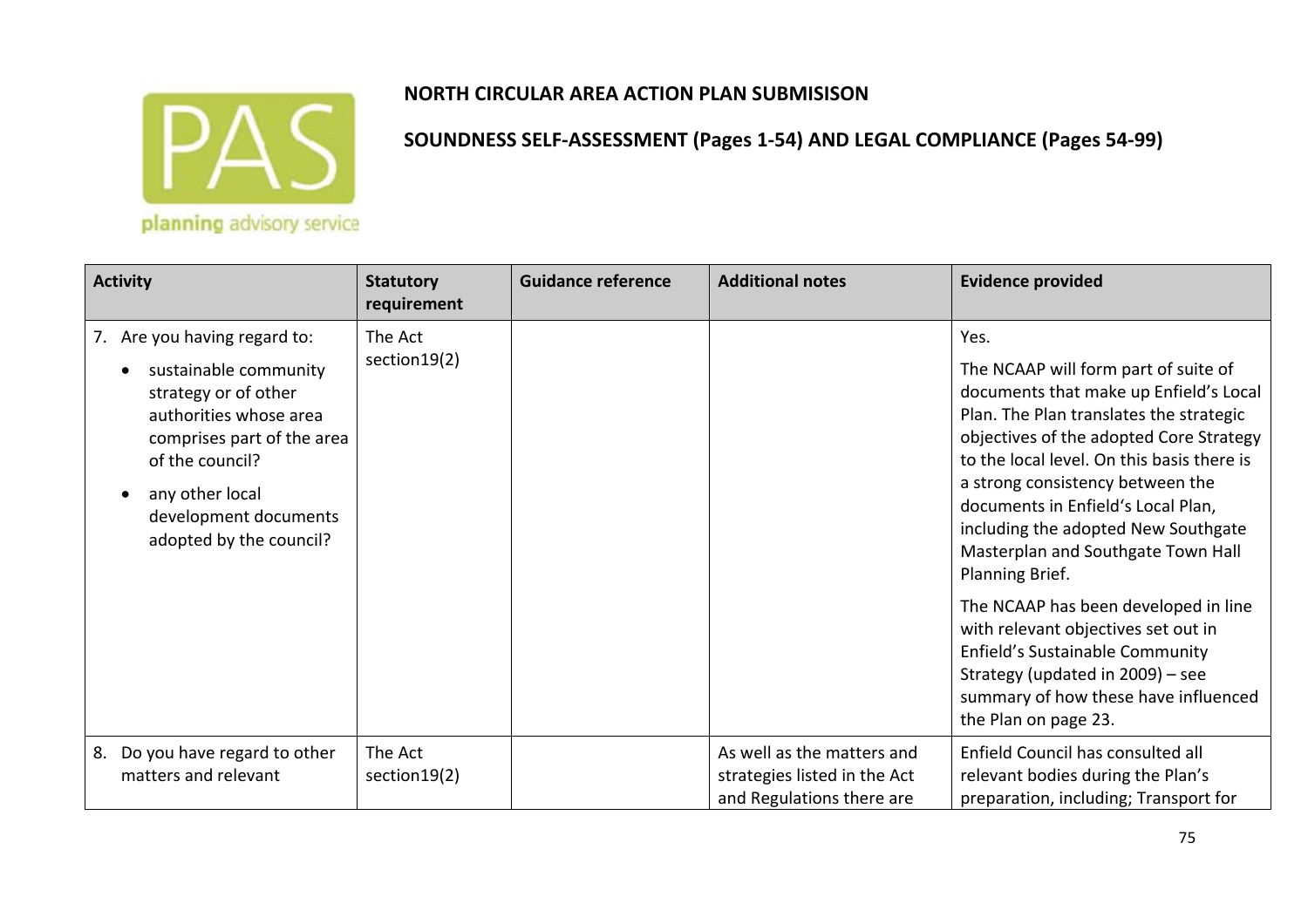**NORTH CIRCULAR AREA ACTION PLAN SUBMISISON**

**SOUNDNESS SELF-ASSESSMENT (Pages 1-54) AND LEGAL COMPLIANCE (Pages 54-99)**

| Activity | Statutory requirement | Guidance reference | Additional notes | Evidence provided |
|---|---|---|---|---|
| 7. Are you having regard to:<br>• sustainable community strategy or of other authorities whose area comprises part of the area of the council?<br>• any other local development documents adopted by the council? | The Act section19(2) | | | Yes.<br>The NCAAP will form part of suite of documents that make up Enfield's Local Plan. The Plan translates the strategic objectives of the adopted Core Strategy to the local level. On this basis there is a strong consistency between the documents in Enfield's Local Plan, including the adopted New Southgate Masterplan and Southgate Town Hall Planning Brief.<br>The NCAAP has been developed in line with relevant objectives set out in Enfield's Sustainable Community Strategy (updated in 2009) – see summary of how these have influenced the Plan on page 23. |
| 8. Do you have regard to other matters and relevant | The Act section19(2) | | As well as the matters and strategies listed in the Act and Regulations there are | Enfield Council has consulted all relevant bodies during the Plan's preparation, including; Transport for |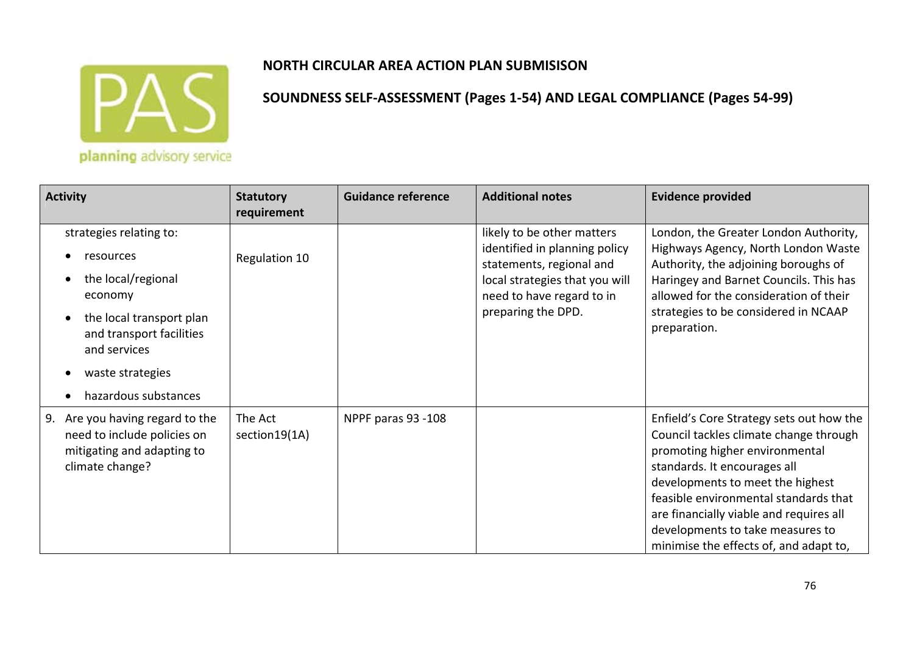**NORTH CIRCULAR AREA ACTION PLAN SUBMISISON**

**SOUNDNESS SELF-ASSESSMENT (Pages 1-54) AND LEGAL COMPLIANCE (Pages 54-99)**

| Activity | Statutory requirement | Guidance reference | Additional notes | Evidence provided |
|---|---|---|---|---|
| strategies relating to:<br>• resources<br>• the local/regional economy<br>• the local transport plan and transport facilities and services<br>• waste strategies<br>• hazardous substances | Regulation 10 | | likely to be other matters identified in planning policy statements, regional and local strategies that you will need to have regard to in preparing the DPD. | London, the Greater London Authority, Highways Agency, North London Waste Authority, the adjoining boroughs of Haringey and Barnet Councils. This has allowed for the consideration of their strategies to be considered in NCAAP preparation. |
| 9. Are you having regard to the need to include policies on mitigating and adapting to climate change? | The Act section19(1A) | NPPF paras 93 -108 | | Enfield's Core Strategy sets out how the Council tackles climate change through promoting higher environmental standards. It encourages all developments to meet the highest feasible environmental standards that are financially viable and requires all developments to take measures to minimise the effects of, and adapt to, |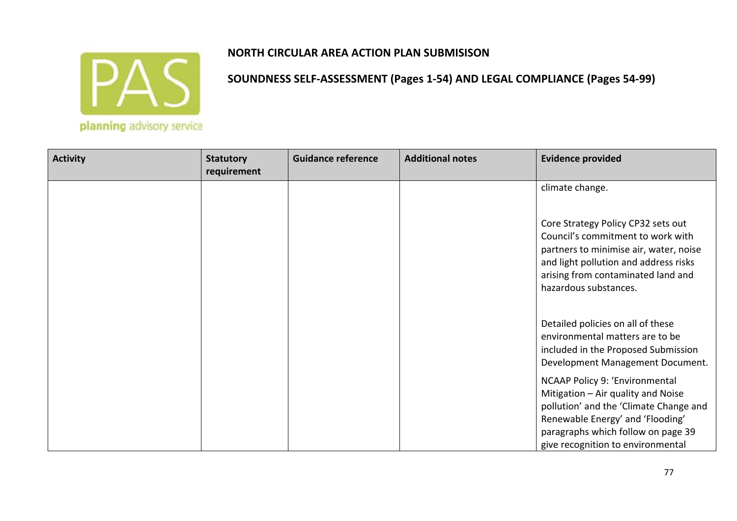**NORTH CIRCULAR AREA ACTION PLAN SUBMISISON**

**SOUNDNESS SELF-ASSESSMENT (Pages 1-54) AND LEGAL COMPLIANCE (Pages 54-99)**

| Activity | Statutory requirement | Guidance reference | Additional notes | Evidence provided |
|---|---|---|---|---|
| | | | | climate change.<br><br>Core Strategy Policy CP32 sets out Council's commitment to work with partners to minimise air, water, noise and light pollution and address risks arising from contaminated land and hazardous substances.<br><br>Detailed policies on all of these environmental matters are to be included in the Proposed Submission Development Management Document.<br><br>NCAAP Policy 9: 'Environmental Mitigation – Air quality and Noise pollution' and the 'Climate Change and Renewable Energy' and 'Flooding' paragraphs which follow on page 39 give recognition to environmental |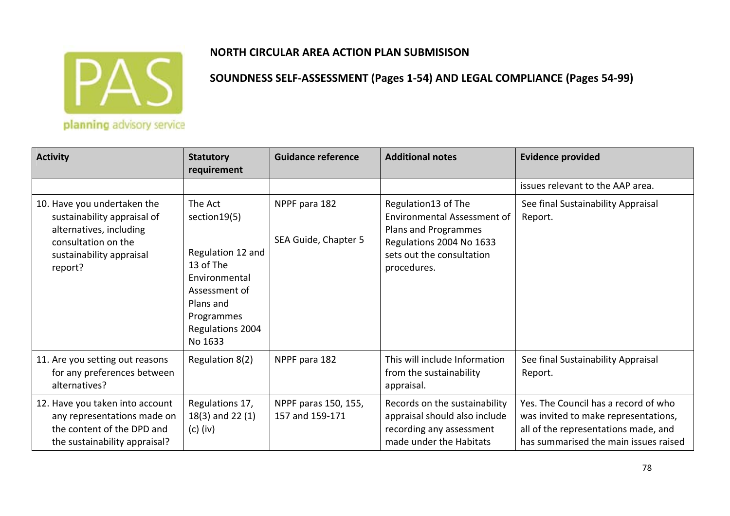**NORTH CIRCULAR AREA ACTION PLAN SUBMISISON**

**SOUNDNESS SELF-ASSESSMENT (Pages 1-54) AND LEGAL COMPLIANCE (Pages 54-99)**

| Activity | Statutory requirement | Guidance reference | Additional notes | Evidence provided |
|---|---|---|---|---|
| | | | | issues relevant to the AAP area. |
| 10. Have you undertaken the sustainability appraisal of alternatives, including consultation on the sustainability appraisal report? | The Act section19(5)<br><br>Regulation 12 and 13 of The Environmental Assessment of Plans and Programmes Regulations 2004 No 1633 | NPPF para 182<br><br>SEA Guide, Chapter 5 | Regulation13 of The Environmental Assessment of Plans and Programmes Regulations 2004 No 1633 sets out the consultation procedures. | See final Sustainability Appraisal Report. |
| 11. Are you setting out reasons for any preferences between alternatives? | Regulation 8(2) | NPPF para 182 | This will include Information from the sustainability appraisal. | See final Sustainability Appraisal Report. |
| 12. Have you taken into account any representations made on the content of the DPD and the sustainability appraisal? | Regulations 17, 18(3) and 22 (1) (c) (iv) | NPPF paras 150, 155, 157 and 159-171 | Records on the sustainability appraisal should also include recording any assessment made under the Habitats | Yes. The Council has a record of who was invited to make representations, all of the representations made, and has summarised the main issues raised |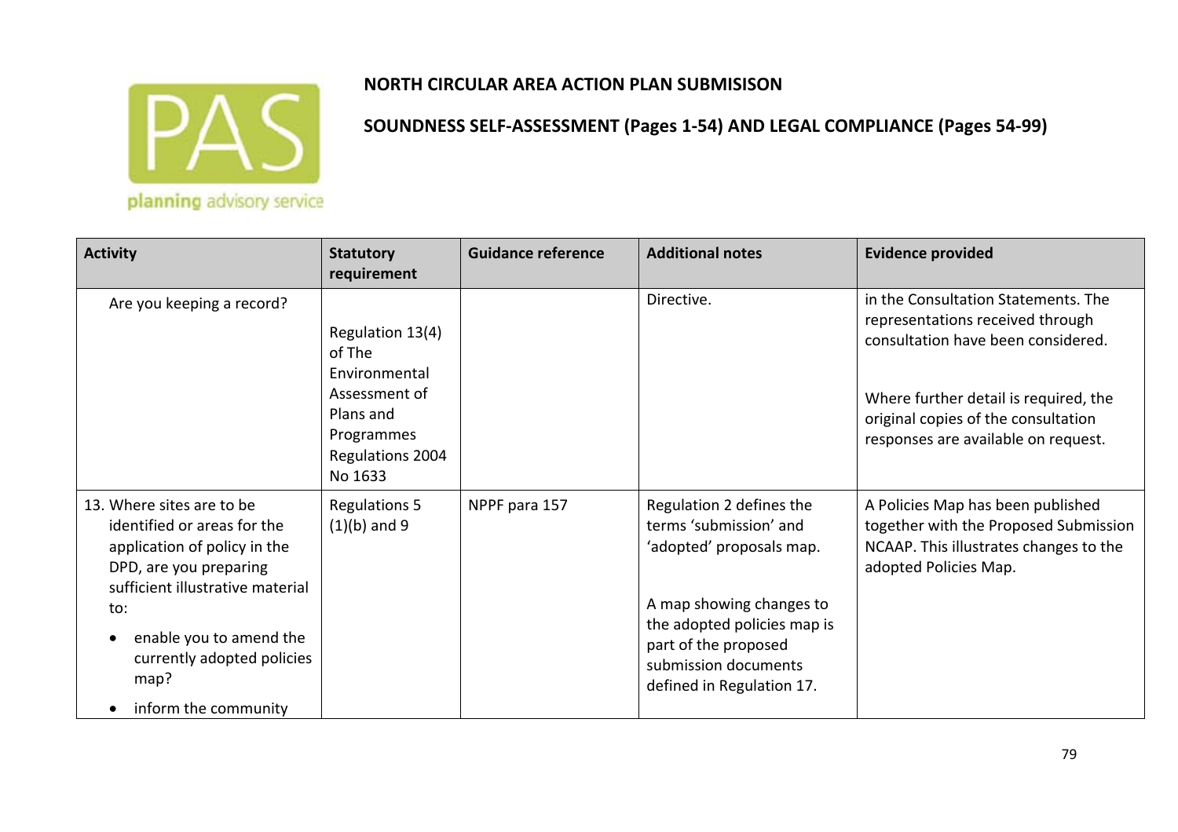**NORTH CIRCULAR AREA ACTION PLAN SUBMISISON**

**SOUNDNESS SELF-ASSESSMENT (Pages 1-54) AND LEGAL COMPLIANCE (Pages 54-99)**

| Activity | Statutory requirement | Guidance reference | Additional notes | Evidence provided |
|---|---|---|---|---|
| Are you keeping a record? | Regulation 13(4) of The Environmental Assessment of Plans and Programmes Regulations 2004 No 1633 | | Directive. | in the Consultation Statements. The representations received through consultation have been considered.<br><br>Where further detail is required, the original copies of the consultation responses are available on request. |
| 13. Where sites are to be identified or areas for the application of policy in the DPD, are you preparing sufficient illustrative material to:<br>• enable you to amend the currently adopted policies map?<br>• inform the community | Regulations 5 (1)(b) and 9 | NPPF para 157 | Regulation 2 defines the terms 'submission' and 'adopted' proposals map.<br><br>A map showing changes to the adopted policies map is part of the proposed submission documents defined in Regulation 17. | A Policies Map has been published together with the Proposed Submission NCAAP. This illustrates changes to the adopted Policies Map. |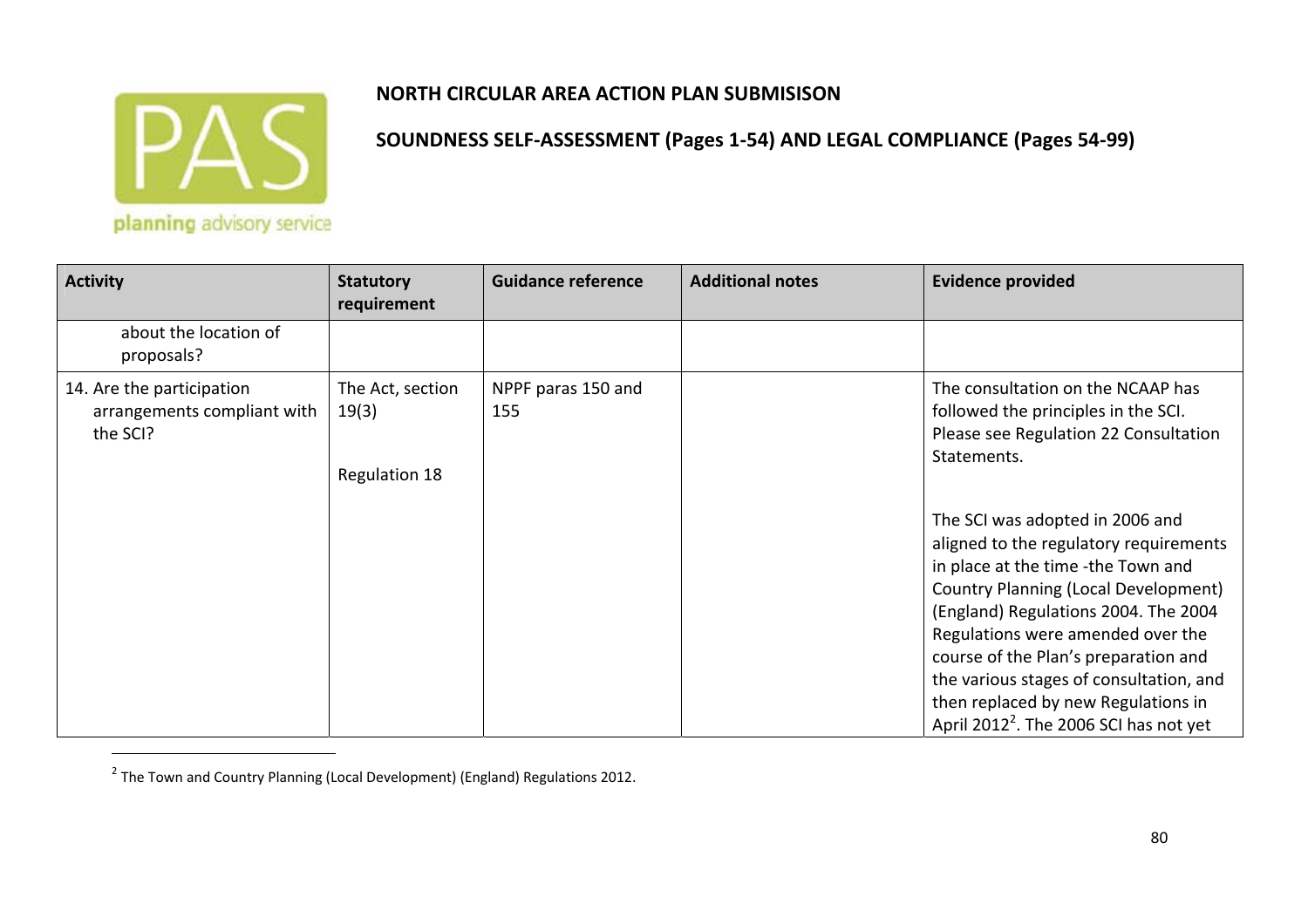**NORTH CIRCULAR AREA ACTION PLAN SUBMISISON**

**SOUNDNESS SELF-ASSESSMENT (Pages 1-54) AND LEGAL COMPLIANCE (Pages 54-99)**

| Activity | Statutory requirement | Guidance reference | Additional notes | Evidence provided |
|---|---|---|---|---|
| about the location of proposals? | | | | |
| 14. Are the participation arrangements compliant with the SCI? | The Act, section 19(3)<br><br>Regulation 18 | NPPF paras 150 and 155 | | The consultation on the NCAAP has followed the principles in the SCI. Please see Regulation 22 Consultation Statements.<br><br>The SCI was adopted in 2006 and aligned to the regulatory requirements in place at the time -the Town and Country Planning (Local Development) (England) Regulations 2004. The 2004 Regulations were amended over the course of the Plan's preparation and the various stages of consultation, and then replaced by new Regulations in April 2012[2]. The 2006 SCI has not yet |

[2] The Town and Country Planning (Local Development) (England) Regulations 2012.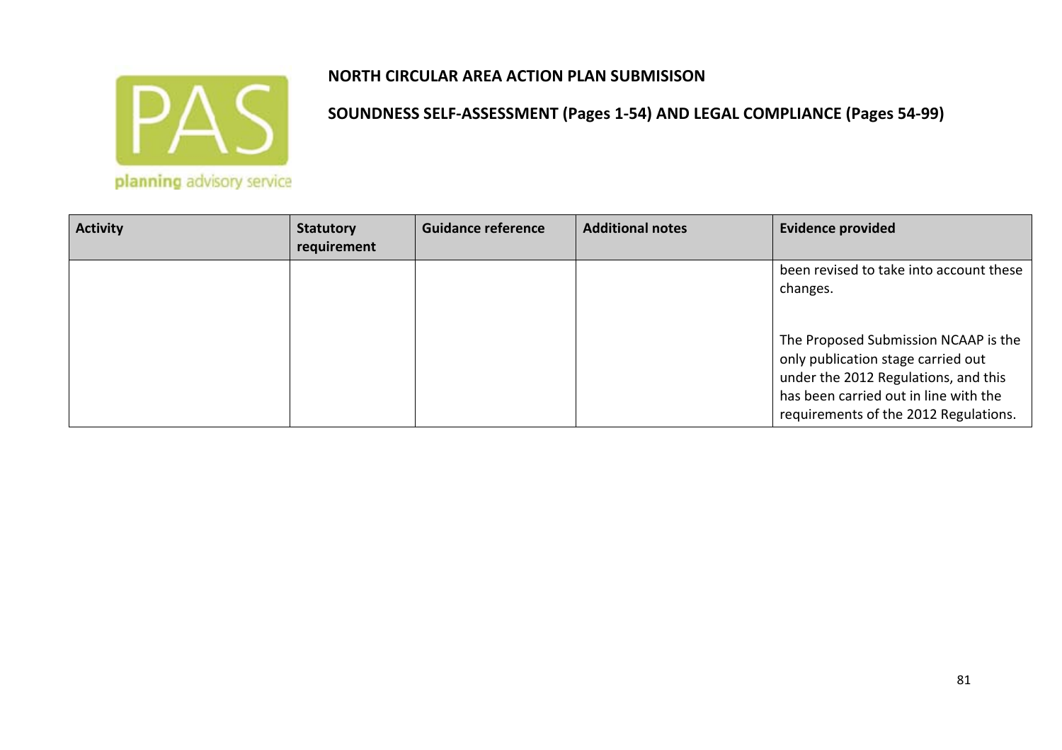**NORTH CIRCULAR AREA ACTION PLAN SUBMISISON**

**SOUNDNESS SELF-ASSESSMENT (Pages 1-54) AND LEGAL COMPLIANCE (Pages 54-99)**

| Activity | Statutory requirement | Guidance reference | Additional notes | Evidence provided |
|---|---|---|---|---|
| | | | | been revised to take into account these changes.<br><br>The Proposed Submission NCAAP is the only publication stage carried out under the 2012 Regulations, and this has been carried out in line with the requirements of the 2012 Regulations. |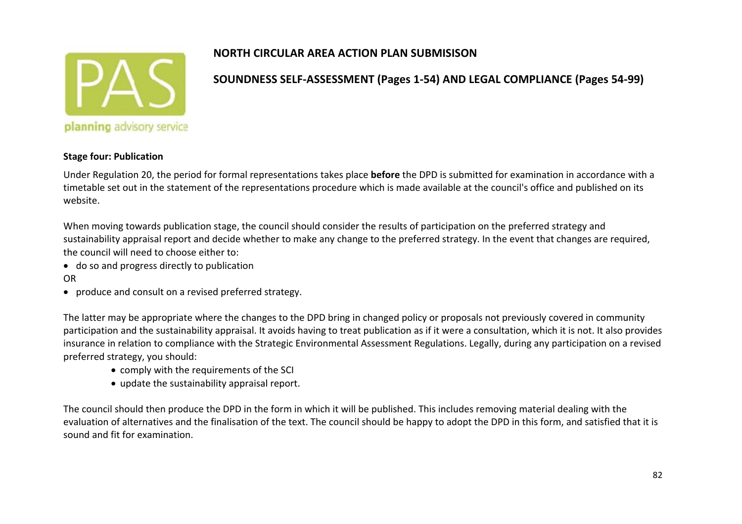**NORTH CIRCULAR AREA ACTION PLAN SUBMISISON**

**SOUNDNESS SELF-ASSESSMENT (Pages 1-54) AND LEGAL COMPLIANCE (Pages 54-99)**

**Stage four: Publication**

Under Regulation 20, the period for formal representations takes place **before** the DPD is submitted for examination in accordance with a timetable set out in the statement of the representations procedure which is made available at the council's office and published on its website.

When moving towards publication stage, the council should consider the results of participation on the preferred strategy and sustainability appraisal report and decide whether to make any change to the preferred strategy. In the event that changes are required, the council will need to choose either to:

- do so and progress directly to publication

OR

- produce and consult on a revised preferred strategy.

The latter may be appropriate where the changes to the DPD bring in changed policy or proposals not previously covered in community participation and the sustainability appraisal. It avoids having to treat publication as if it were a consultation, which it is not. It also provides insurance in relation to compliance with the Strategic Environmental Assessment Regulations. Legally, during any participation on a revised preferred strategy, you should:

- comply with the requirements of the SCI
- update the sustainability appraisal report.

The council should then produce the DPD in the form in which it will be published. This includes removing material dealing with the evaluation of alternatives and the finalisation of the text. The council should be happy to adopt the DPD in this form, and satisfied that it is sound and fit for examination.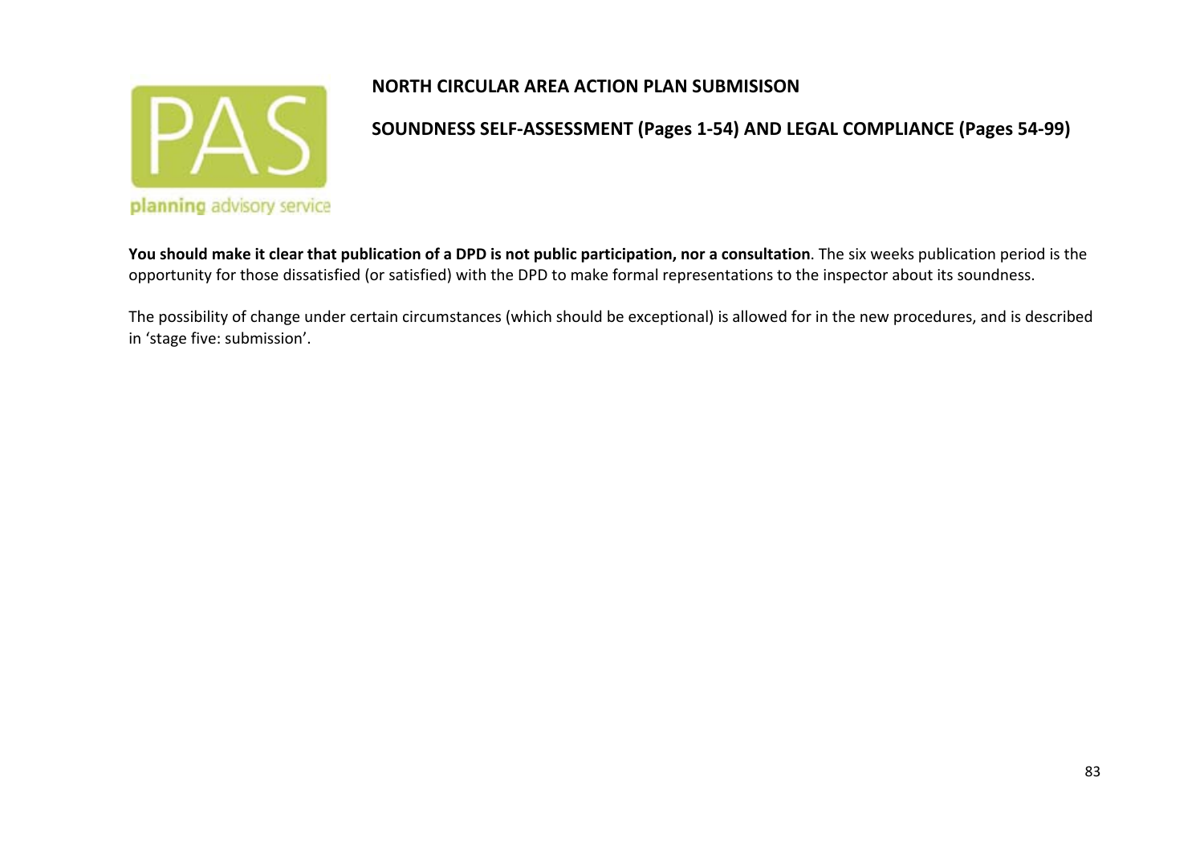**NORTH CIRCULAR AREA ACTION PLAN SUBMISISON**

**SOUNDNESS SELF-ASSESSMENT (Pages 1-54) AND LEGAL COMPLIANCE (Pages 54-99)**

**You should make it clear that publication of a DPD is not public participation, nor a consultation**. The six weeks publication period is the opportunity for those dissatisfied (or satisfied) with the DPD to make formal representations to the inspector about its soundness.

The possibility of change under certain circumstances (which should be exceptional) is allowed for in the new procedures, and is described in 'stage five: submission'.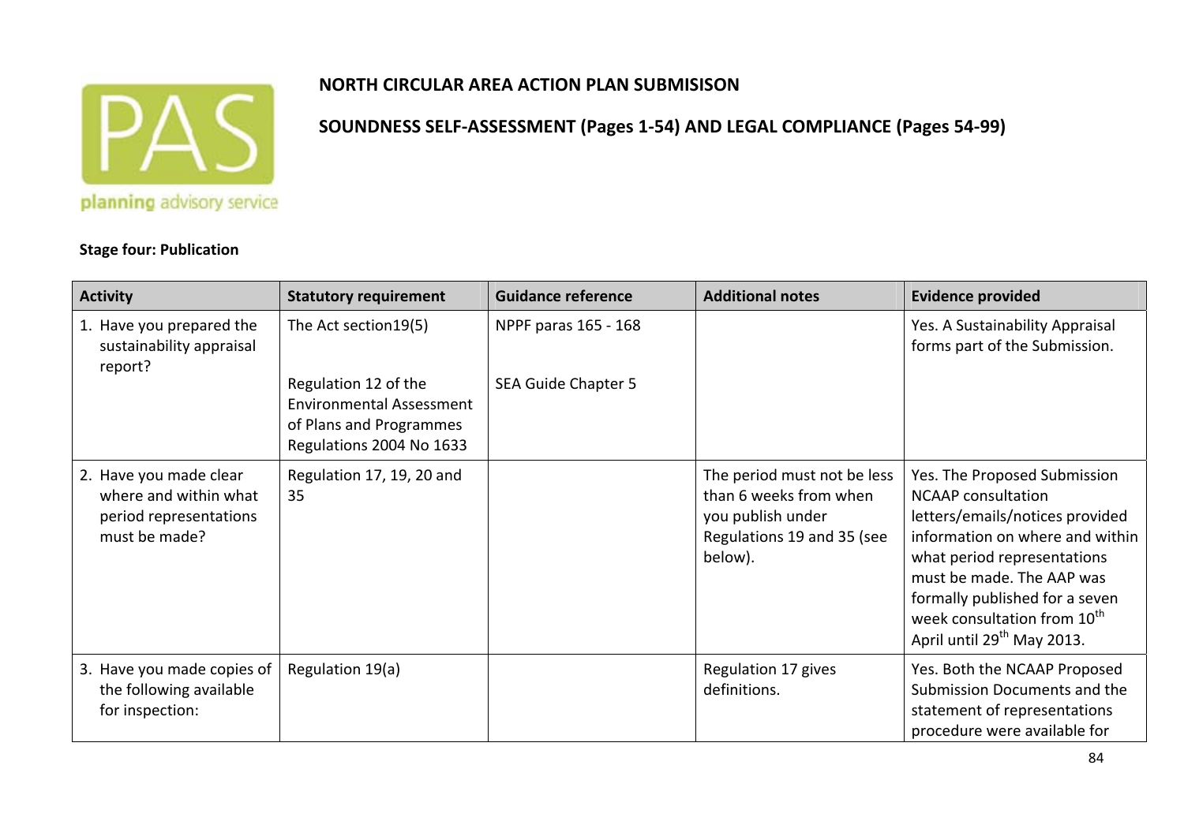**NORTH CIRCULAR AREA ACTION PLAN SUBMISISON**

**SOUNDNESS SELF-ASSESSMENT (Pages 1-54) AND LEGAL COMPLIANCE (Pages 54-99)**

**Stage four: Publication**

| Activity | Statutory requirement | Guidance reference | Additional notes | Evidence provided |
|---|---|---|---|---|
| 1. Have you prepared the sustainability appraisal report? | The Act section19(5)<br><br>Regulation 12 of the Environmental Assessment of Plans and Programmes Regulations 2004 No 1633 | NPPF paras 165 - 168<br><br>SEA Guide Chapter 5 | | Yes. A Sustainability Appraisal forms part of the Submission. |
| 2. Have you made clear where and within what period representations must be made? | Regulation 17, 19, 20 and 35 | | The period must not be less than 6 weeks from when you publish under Regulations 19 and 35 (see below). | Yes. The Proposed Submission NCAAP consultation letters/emails/notices provided information on where and within what period representations must be made. The AAP was formally published for a seven week consultation from 10th April until 29th May 2013. |
| 3. Have you made copies of the following available for inspection: | Regulation 19(a) | | Regulation 17 gives definitions. | Yes. Both the NCAAP Proposed Submission Documents and the statement of representations procedure were available for |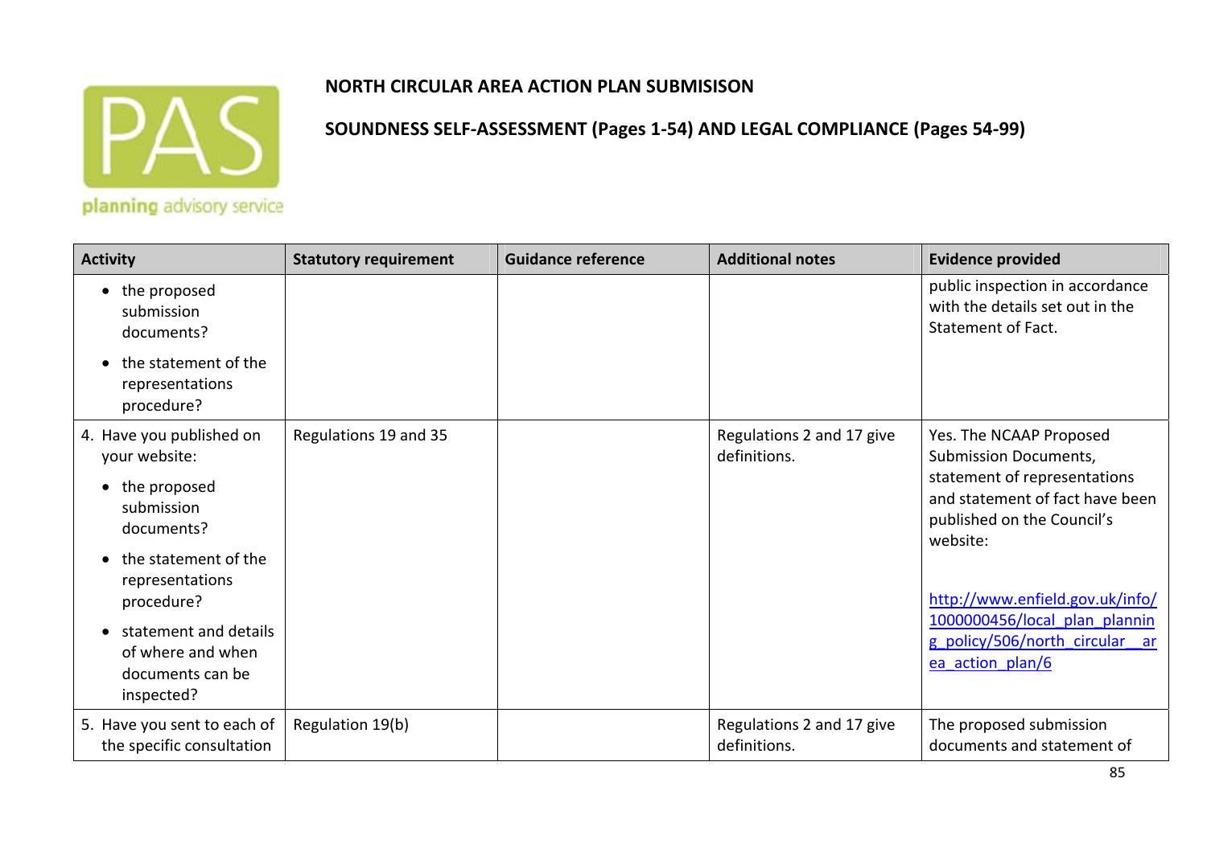**NORTH CIRCULAR AREA ACTION PLAN SUBMISISON**

**SOUNDNESS SELF-ASSESSMENT (Pages 1-54) AND LEGAL COMPLIANCE (Pages 54-99)**

| Activity | Statutory requirement | Guidance reference | Additional notes | Evidence provided |
|---|---|---|---|---|
| • the proposed submission documents?<br>• the statement of the representations procedure? | | | | public inspection in accordance with the details set out in the Statement of Fact. |
| 4. Have you published on your website:<br>• the proposed submission documents?<br>• the statement of the representations procedure?<br>• statement and details of where and when documents can be inspected? | Regulations 19 and 35 | | Regulations 2 and 17 give definitions. | Yes. The NCAAP Proposed Submission Documents, statement of representations and statement of fact have been published on the Council's website:<br><br>http://www.enfield.gov.uk/info/1000000456/local_plan_planning_policy/506/north_circular__area_action_plan/6 |
| 5. Have you sent to each of the specific consultation | Regulation 19(b) | | Regulations 2 and 17 give definitions. | The proposed submission documents and statement of |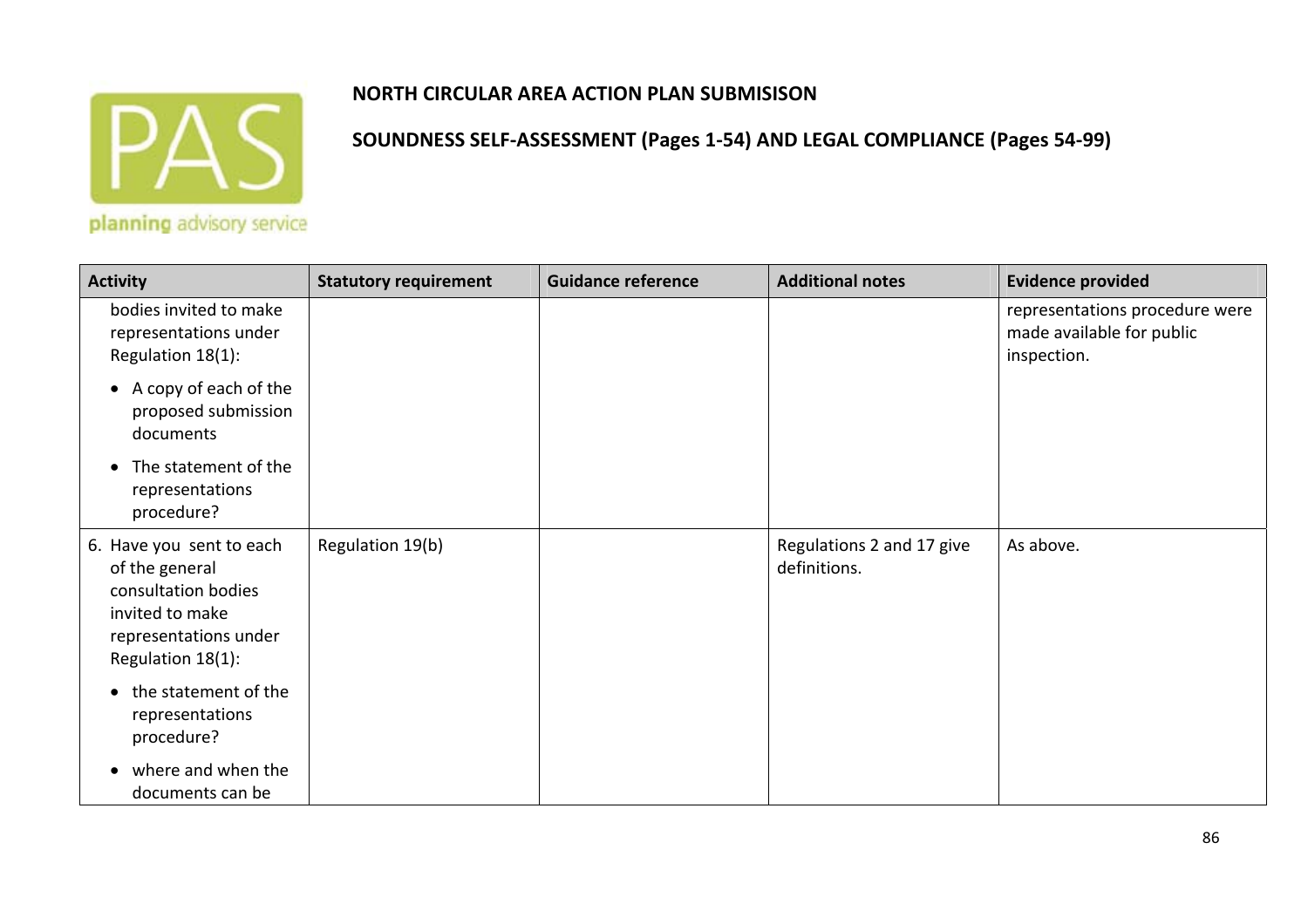**NORTH CIRCULAR AREA ACTION PLAN SUBMISISON**

**SOUNDNESS SELF-ASSESSMENT (Pages 1-54) AND LEGAL COMPLIANCE (Pages 54-99)**

| Activity | Statutory requirement | Guidance reference | Additional notes | Evidence provided |
|---|---|---|---|---|
| bodies invited to make representations under Regulation 18(1):<br>• A copy of each of the proposed submission documents<br>• The statement of the representations procedure? | | | | representations procedure were made available for public inspection. |
| 6. Have you sent to each of the general consultation bodies invited to make representations under Regulation 18(1):<br>• the statement of the representations procedure?<br>• where and when the documents can be | Regulation 19(b) | | Regulations 2 and 17 give definitions. | As above. |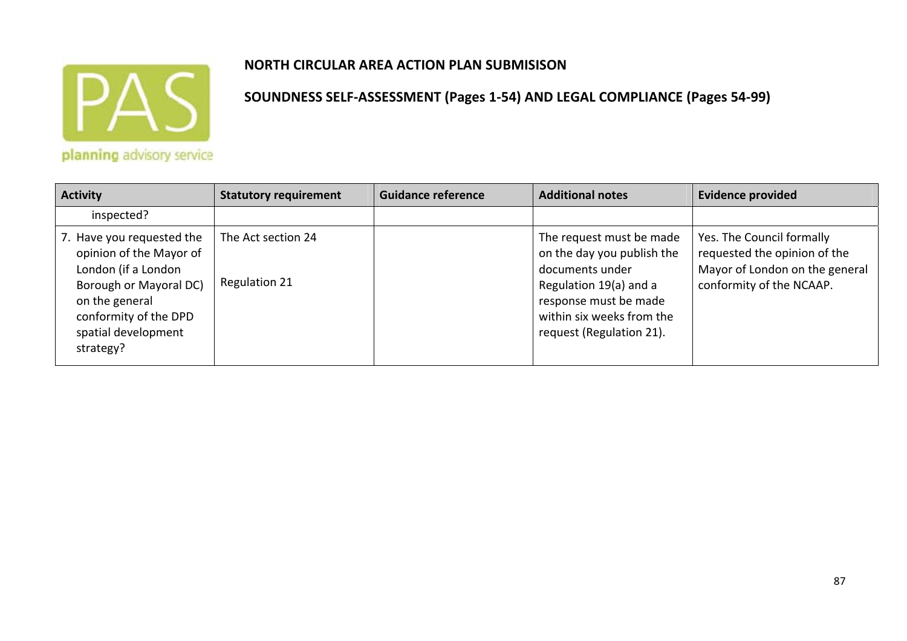**NORTH CIRCULAR AREA ACTION PLAN SUBMISISON**

**SOUNDNESS SELF-ASSESSMENT (Pages 1-54) AND LEGAL COMPLIANCE (Pages 54-99)**

| Activity | Statutory requirement | Guidance reference | Additional notes | Evidence provided |
|---|---|---|---|---|
| inspected? | | | | |
| 7. Have you requested the opinion of the Mayor of London (if a London Borough or Mayoral DC) on the general conformity of the DPD spatial development strategy? | The Act section 24<br><br>Regulation 21 | | The request must be made on the day you publish the documents under Regulation 19(a) and a response must be made within six weeks from the request (Regulation 21). | Yes. The Council formally requested the opinion of the Mayor of London on the general conformity of the NCAAP. |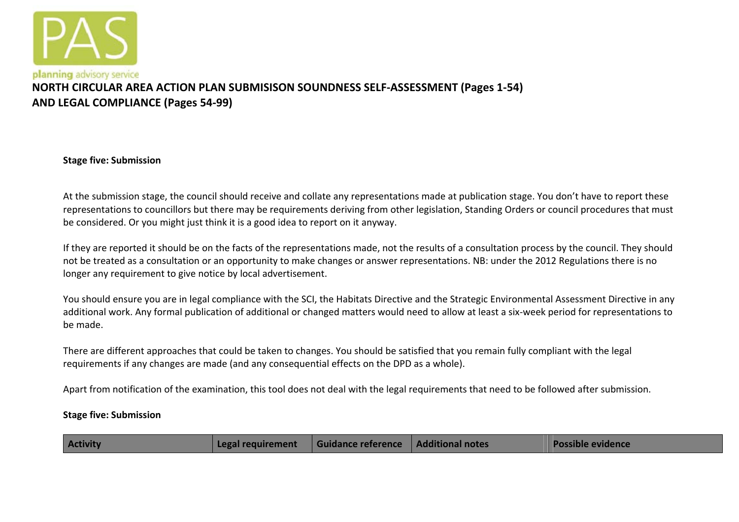planning advisory service

# NORTH CIRCULAR AREA ACTION PLAN SUBMISISON SOUNDNESS SELF-ASSESSMENT (Pages 1-54) AND LEGAL COMPLIANCE (Pages 54-99)

**Stage five: Submission**

At the submission stage, the council should receive and collate any representations made at publication stage. You don't have to report these representations to councillors but there may be requirements deriving from other legislation, Standing Orders or council procedures that must be considered. Or you might just think it is a good idea to report on it anyway.

If they are reported it should be on the facts of the representations made, not the results of a consultation process by the council. They should not be treated as a consultation or an opportunity to make changes or answer representations. NB: under the 2012 Regulations there is no longer any requirement to give notice by local advertisement.

You should ensure you are in legal compliance with the SCI, the Habitats Directive and the Strategic Environmental Assessment Directive in any additional work. Any formal publication of additional or changed matters would need to allow at least a six-week period for representations to be made.

There are different approaches that could be taken to changes. You should be satisfied that you remain fully compliant with the legal requirements if any changes are made (and any consequential effects on the DPD as a whole).

Apart from notification of the examination, this tool does not deal with the legal requirements that need to be followed after submission.

**Stage five: Submission**

| Activity | Legal requirement | Guidance reference | Additional notes | Possible evidence |
| --- | --- | --- | --- | --- |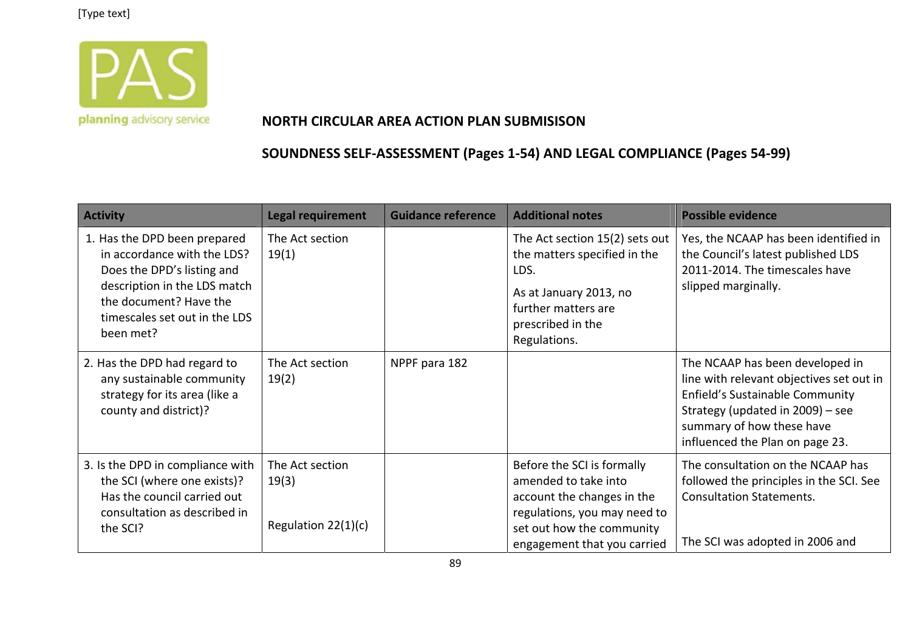[Type text]

planning advisory service

**NORTH CIRCULAR AREA ACTION PLAN SUBMISISON**

**SOUNDNESS SELF-ASSESSMENT (Pages 1-54) AND LEGAL COMPLIANCE (Pages 54-99)**

| Activity | Legal requirement | Guidance reference | Additional notes | Possible evidence |
|---|---|---|---|---|
| 1. Has the DPD been prepared in accordance with the LDS? Does the DPD's listing and description in the LDS match the document? Have the timescales set out in the LDS been met? | The Act section 19(1) | | The Act section 15(2) sets out the matters specified in the LDS.<br>As at January 2013, no further matters are prescribed in the Regulations. | Yes, the NCAAP has been identified in the Council's latest published LDS 2011-2014. The timescales have slipped marginally. |
| 2. Has the DPD had regard to any sustainable community strategy for its area (like a county and district)? | The Act section 19(2) | NPPF para 182 | | The NCAAP has been developed in line with relevant objectives set out in Enfield's Sustainable Community Strategy (updated in 2009) – see summary of how these have influenced the Plan on page 23. |
| 3. Is the DPD in compliance with the SCI (where one exists)? Has the council carried out consultation as described in the SCI? | The Act section 19(3)<br><br>Regulation 22(1)(c) | | Before the SCI is formally amended to take into account the changes in the regulations, you may need to set out how the community engagement that you carried | The consultation on the NCAAP has followed the principles in the SCI. See Consultation Statements.<br><br>The SCI was adopted in 2006 and |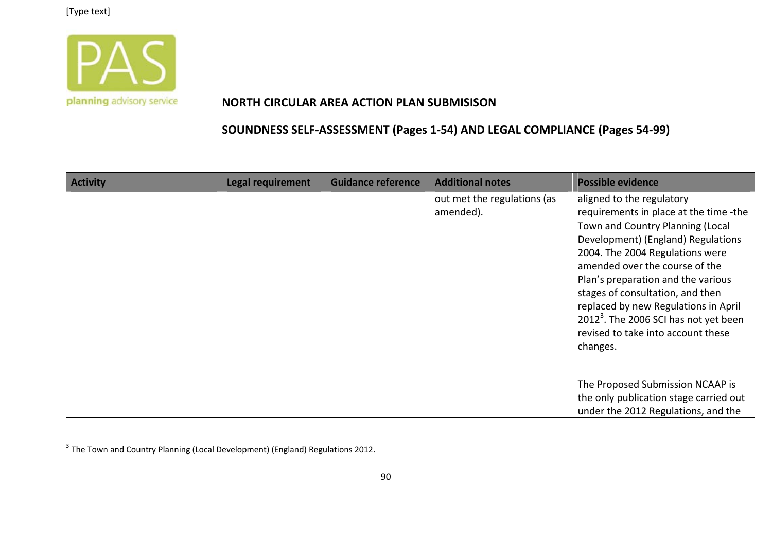[Type text]

planning advisory service

**NORTH CIRCULAR AREA ACTION PLAN SUBMISISON**

**SOUNDNESS SELF-ASSESSMENT (Pages 1-54) AND LEGAL COMPLIANCE (Pages 54-99)**

| Activity | Legal requirement | Guidance reference | Additional notes | Possible evidence |
|---|---|---|---|---|
| | | | out met the regulations (as amended). | aligned to the regulatory requirements in place at the time -the Town and Country Planning (Local Development) (England) Regulations 2004. The 2004 Regulations were amended over the course of the Plan's preparation and the various stages of consultation, and then replaced by new Regulations in April 2012[3]. The 2006 SCI has not yet been revised to take into account these changes.<br><br>The Proposed Submission NCAAP is the only publication stage carried out under the 2012 Regulations, and the |

[3] The Town and Country Planning (Local Development) (England) Regulations 2012.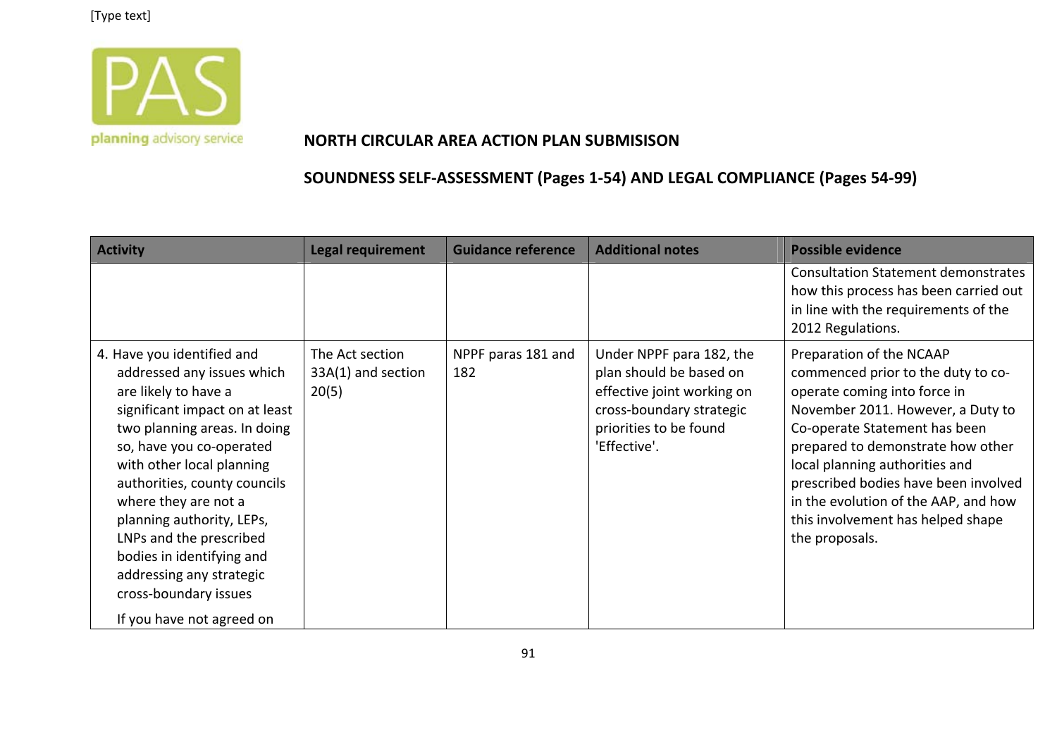[Type text]

planning advisory service

**NORTH CIRCULAR AREA ACTION PLAN SUBMISISON**

**SOUNDNESS SELF-ASSESSMENT (Pages 1-54) AND LEGAL COMPLIANCE (Pages 54-99)**

| Activity | Legal requirement | Guidance reference | Additional notes | Possible evidence |
|---|---|---|---|---|
| | | | | Consultation Statement demonstrates how this process has been carried out in line with the requirements of the 2012 Regulations. |
| 4. Have you identified and addressed any issues which are likely to have a significant impact on at least two planning areas. In doing so, have you co-operated with other local planning authorities, county councils where they are not a planning authority, LEPs, LNPs and the prescribed bodies in identifying and addressing any strategic cross-boundary issues<br><br>If you have not agreed on | The Act section 33A(1) and section 20(5) | NPPF paras 181 and 182 | Under NPPF para 182, the plan should be based on effective joint working on cross-boundary strategic priorities to be found 'Effective'. | Preparation of the NCAAP commenced prior to the duty to co-operate coming into force in November 2011. However, a Duty to Co-Operate Statement has been prepared to demonstrate how other local planning authorities and prescribed bodies have been involved in the evolution of the AAP, and how this involvement has helped shape the proposals. |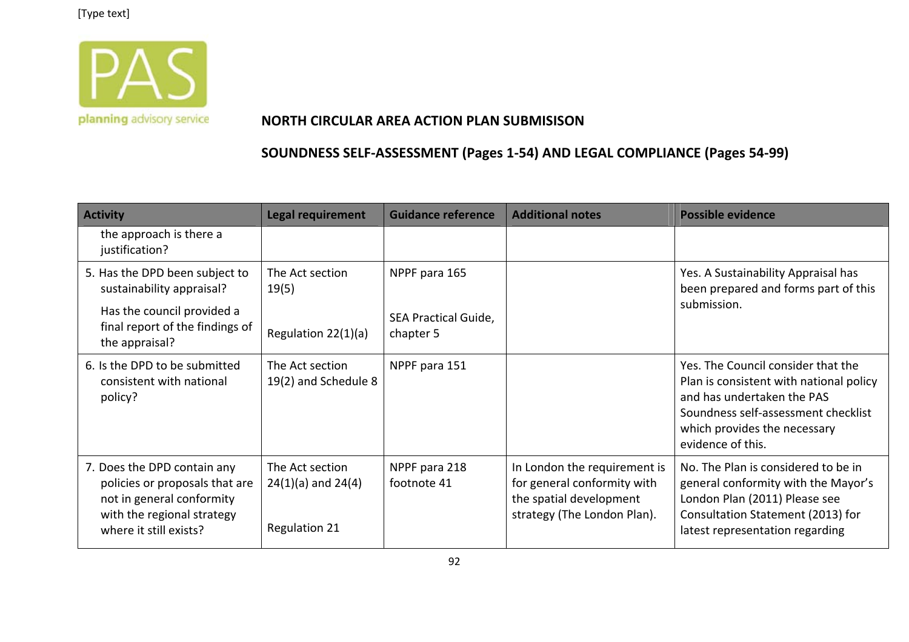[Type text]

planning advisory service

**NORTH CIRCULAR AREA ACTION PLAN SUBMISISON**

**SOUNDNESS SELF-ASSESSMENT (Pages 1-54) AND LEGAL COMPLIANCE (Pages 54-99)**

| Activity | Legal requirement | Guidance reference | Additional notes | Possible evidence |
|---|---|---|---|---|
| the approach is there a justification? | | | | |
| 5. Has the DPD been subject to sustainability appraisal?<br>Has the council provided a final report of the findings of the appraisal? | The Act section 19(5)<br><br>Regulation 22(1)(a) | NPPF para 165<br><br>SEA Practical Guide, chapter 5 | | Yes. A Sustainability Appraisal has been prepared and forms part of this submission. |
| 6. Is the DPD to be submitted consistent with national policy? | The Act section 19(2) and Schedule 8 | NPPF para 151 | | Yes. The Council consider that the Plan is consistent with national policy and has undertaken the PAS Soundness self-assessment checklist which provides the necessary evidence of this. |
| 7. Does the DPD contain any policies or proposals that are not in general conformity with the regional strategy where it still exists? | The Act section 24(1)(a) and 24(4)<br><br>Regulation 21 | NPPF para 218 footnote 41 | In London the requirement is for general conformity with the spatial development strategy (The London Plan). | No. The Plan is considered to be in general conformity with the Mayor's London Plan (2011) Please see Consultation Statement (2013) for latest representation regarding |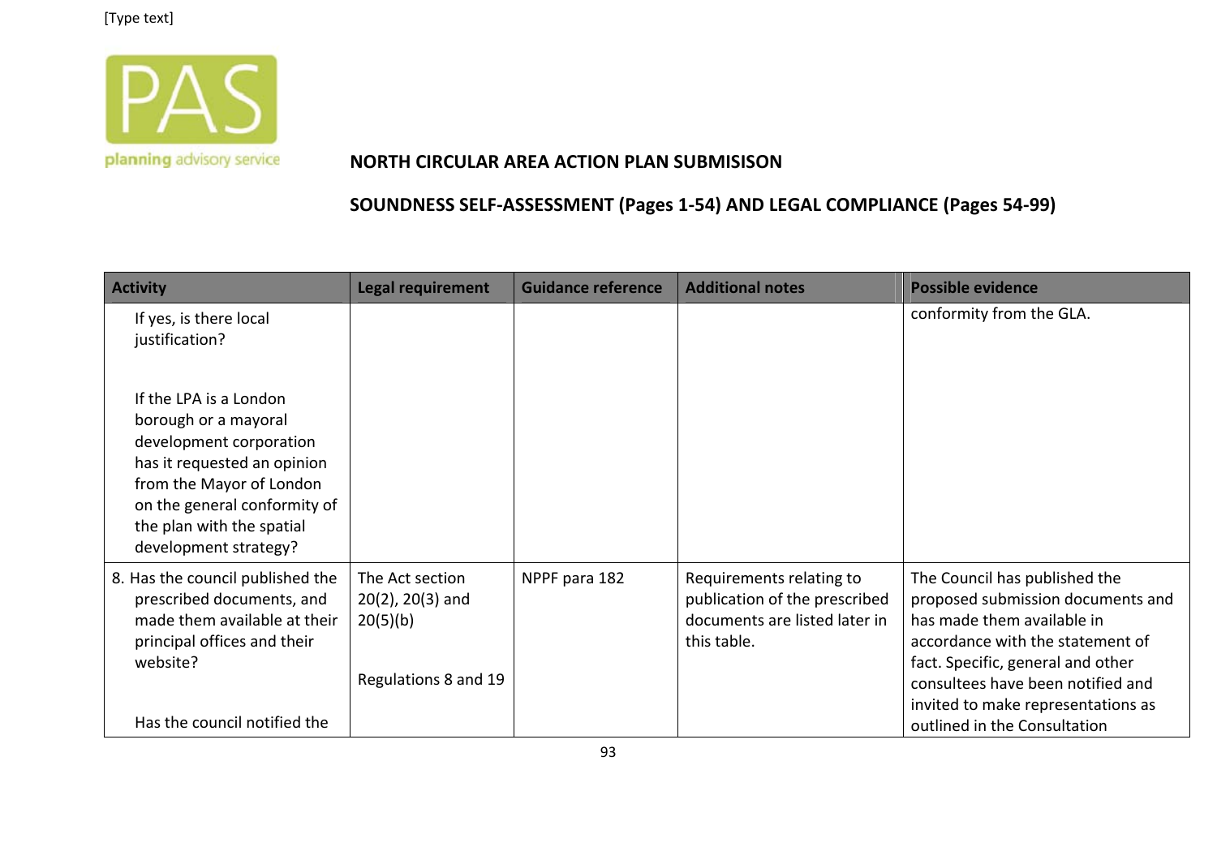[Type text]

planning advisory service

**NORTH CIRCULAR AREA ACTION PLAN SUBMISISON**

**SOUNDNESS SELF-ASSESSMENT (Pages 1-54) AND LEGAL COMPLIANCE (Pages 54-99)**

| Activity | Legal requirement | Guidance reference | Additional notes | Possible evidence |
|---|---|---|---|---|
| If yes, is there local justification?<br><br>If the LPA is a London borough or a mayoral development corporation has it requested an opinion from the Mayor of London on the general conformity of the plan with the spatial development strategy? | | | | conformity from the GLA. |
| 8. Has the council published the prescribed documents, and made them available at their principal offices and their website?<br><br>Has the council notified the | The Act section 20(2), 20(3) and 20(5)(b)<br><br>Regulations 8 and 19 | NPPF para 182 | Requirements relating to publication of the prescribed documents are listed later in this table. | The Council has published the proposed submission documents and has made them available in accordance with the statement of fact. Specific, general and other consultees have been notified and invited to make representations as outlined in the Consultation |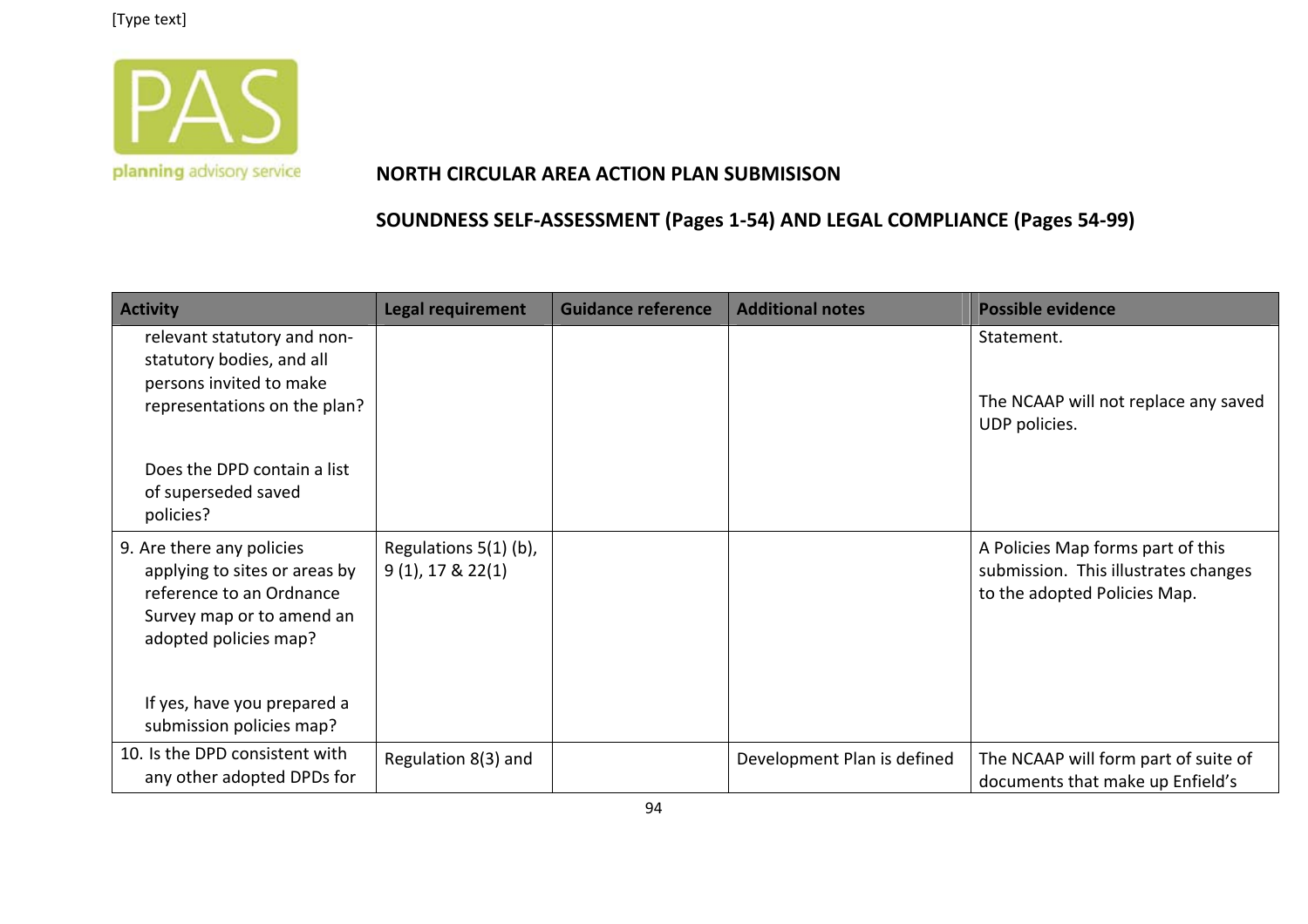**NORTH CIRCULAR AREA ACTION PLAN SUBMISISON**

**SOUNDNESS SELF-ASSESSMENT (Pages 1-54) AND LEGAL COMPLIANCE (Pages 54-99)**

| Activity | Legal requirement | Guidance reference | Additional notes | Possible evidence |
|---|---|---|---|---|
| relevant statutory and non-statutory bodies, and all persons invited to make representations on the plan?<br><br>Does the DPD contain a list of superseded saved policies? | | | | Statement.<br><br>The NCAAP will not replace any saved UDP policies. |
| 9. Are there any policies applying to sites or areas by reference to an Ordnance Survey map or to amend an adopted policies map?<br><br>If yes, have you prepared a submission policies map? | Regulations 5(1) (b), 9 (1), 17 & 22(1) | | | A Policies Map forms part of this submission. This illustrates changes to the adopted Policies Map. |
| 10. Is the DPD consistent with any other adopted DPDs for | Regulation 8(3) and | | Development Plan is defined | The NCAAP will form part of suite of documents that make up Enfield's |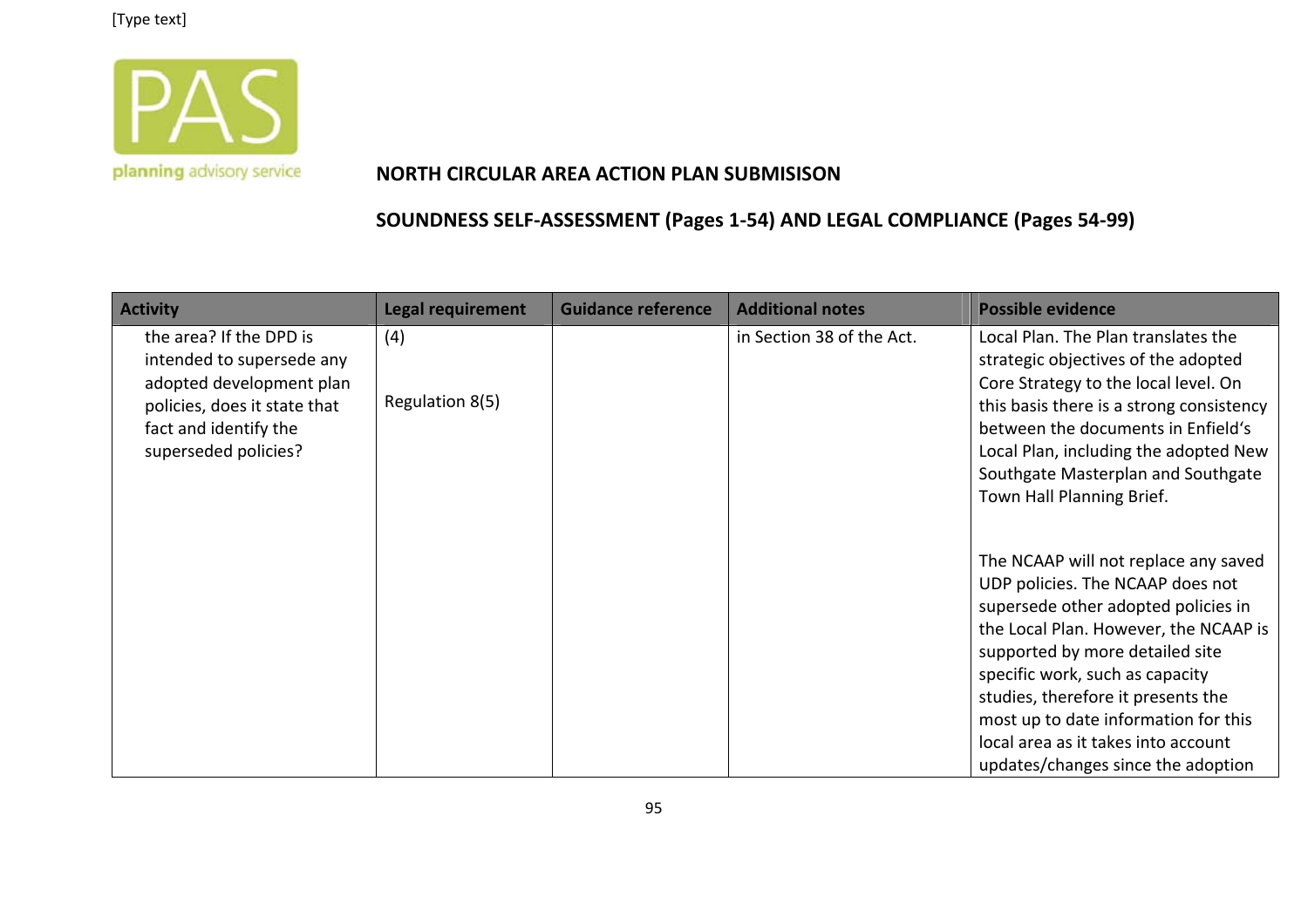**NORTH CIRCULAR AREA ACTION PLAN SUBMISISON**

**SOUNDNESS SELF-ASSESSMENT (Pages 1-54) AND LEGAL COMPLIANCE (Pages 54-99)**

| Activity | Legal requirement | Guidance reference | Additional notes | Possible evidence |
|---|---|---|---|---|
| the area? If the DPD is intended to supersede any adopted development plan policies, does it state that fact and identify the superseded policies? | (4)<br><br>Regulation 8(5) | | in Section 38 of the Act. | Local Plan. The Plan translates the strategic objectives of the adopted Core Strategy to the local level. On this basis there is a strong consistency between the documents in Enfield's Local Plan, including the adopted New Southgate Masterplan and Southgate Town Hall Planning Brief.<br><br>The NCAAP will not replace any saved UDP policies. The NCAAP does not supersede other adopted policies in the Local Plan. However, the NCAAP is supported by more detailed site specific work, such as capacity studies, therefore it presents the most up to date information for this local area as it takes into account updates/changes since the adoption |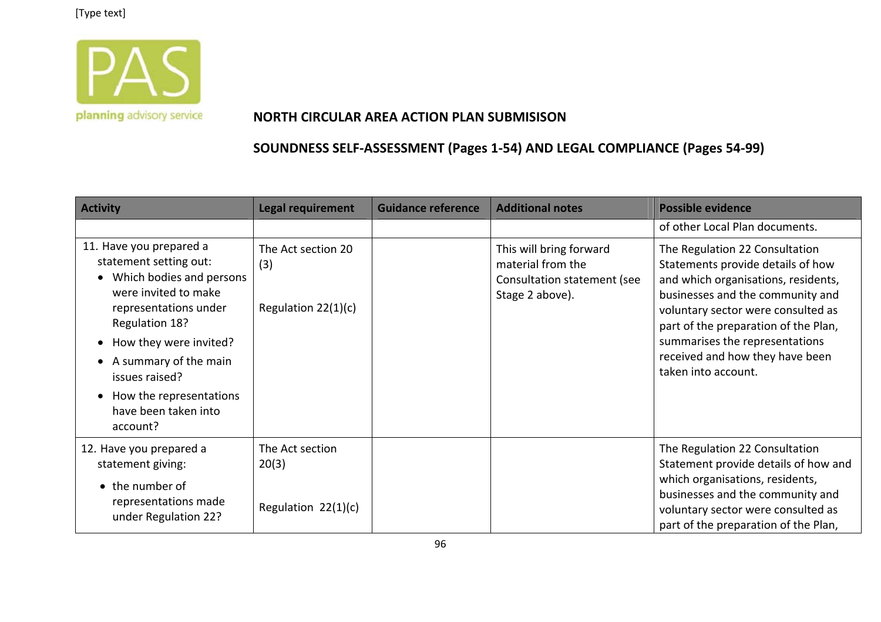[Type text]

planning advisory service

**NORTH CIRCULAR AREA ACTION PLAN SUBMISISON**

**SOUNDNESS SELF-ASSESSMENT (Pages 1-54) AND LEGAL COMPLIANCE (Pages 54-99)**

| Activity | Legal requirement | Guidance reference | Additional notes | Possible evidence |
|---|---|---|---|---|
| | | | | of other Local Plan documents. |
| 11. Have you prepared a statement setting out: <br>• Which bodies and persons were invited to make representations under Regulation 18? <br>• How they were invited? <br>• A summary of the main issues raised? <br>• How the representations have been taken into account? | The Act section 20 (3) <br><br> Regulation 22(1)(c) | | This will bring forward material from the Consultation statement (see Stage 2 above). | The Regulation 22 Consultation Statements provide details of how and which organisations, residents, businesses and the community and voluntary sector were consulted as part of the preparation of the Plan, summarises the representations received and how they have been taken into account. |
| 12. Have you prepared a statement giving: <br>• the number of representations made under Regulation 22? | The Act section 20(3) <br><br> Regulation 22(1)(c) | | | The Regulation 22 Consultation Statement provide details of how and which organisations, residents, businesses and the community and voluntary sector were consulted as part of the preparation of the Plan, |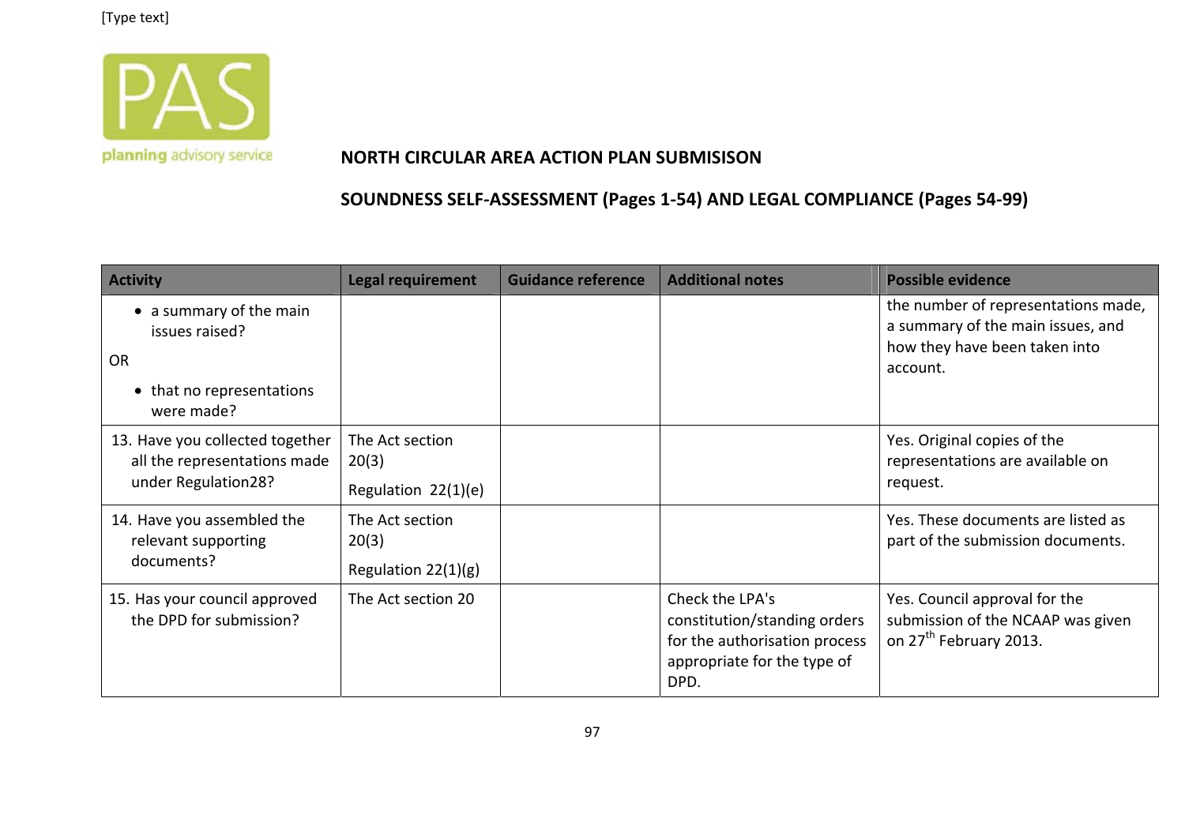[Type text]

planning advisory service

**NORTH CIRCULAR AREA ACTION PLAN SUBMISISON**

**SOUNDNESS SELF-ASSESSMENT (Pages 1-54) AND LEGAL COMPLIANCE (Pages 54-99)**

| Activity | Legal requirement | Guidance reference | Additional notes | Possible evidence |
|---|---|---|---|---|
| • a summary of the main issues raised?<br>OR<br>• that no representations were made? | | | | the number of representations made, a summary of the main issues, and how they have been taken into account. |
| 13. Have you collected together all the representations made under Regulation28? | The Act section 20(3)<br>Regulation 22(1)(e) | | | Yes. Original copies of the representations are available on request. |
| 14. Have you assembled the relevant supporting documents? | The Act section 20(3)<br>Regulation 22(1)(g) | | | Yes. These documents are listed as part of the submission documents. |
| 15. Has your council approved the DPD for submission? | The Act section 20 | | Check the LPA's constitution/standing orders for the authorisation process appropriate for the type of DPD. | Yes. Council approval for the submission of the NCAAP was given on 27th February 2013. |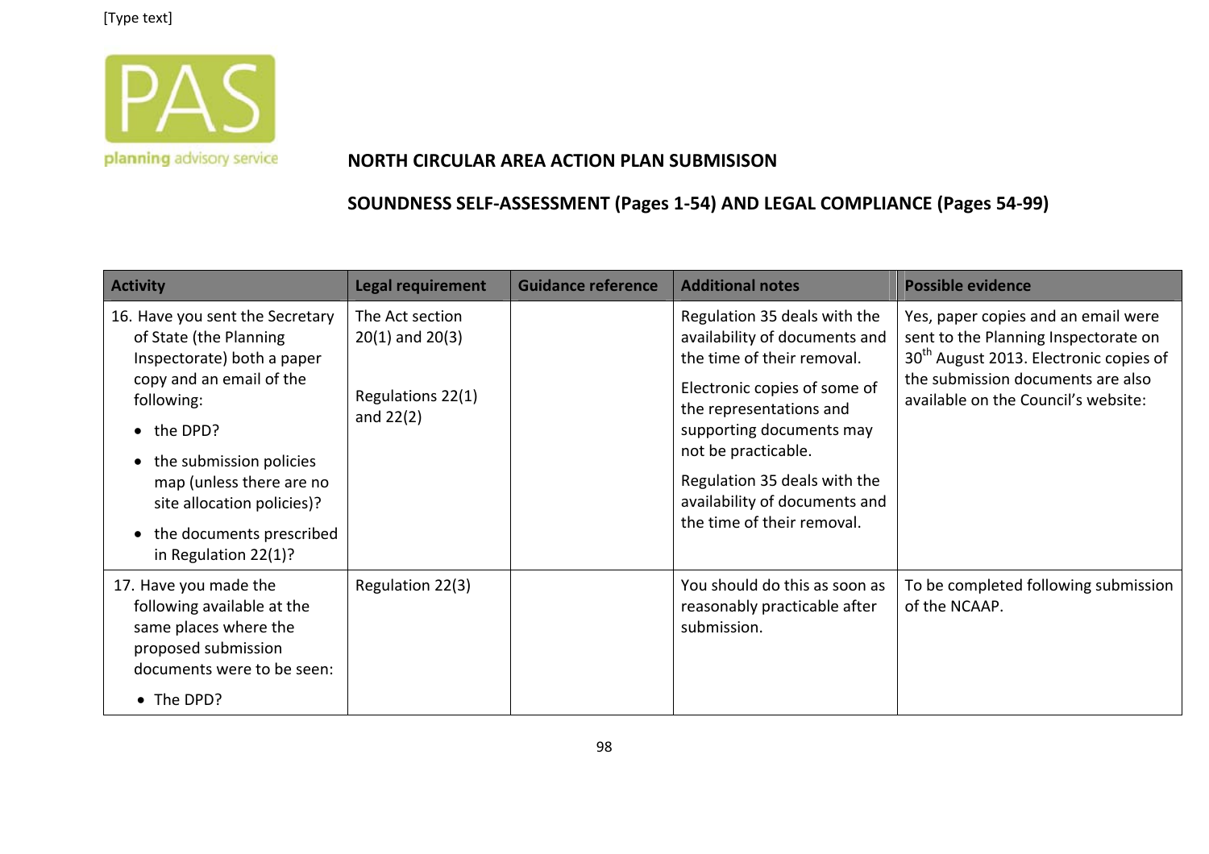**NORTH CIRCULAR AREA ACTION PLAN SUBMISISON**

**SOUNDNESS SELF-ASSESSMENT (Pages 1-54) AND LEGAL COMPLIANCE (Pages 54-99)**

| Activity | Legal requirement | Guidance reference | Additional notes | Possible evidence |
|---|---|---|---|---|
| 16. Have you sent the Secretary of State (the Planning Inspectorate) both a paper copy and an email of the following:<br>• the DPD?<br>• the submission policies map (unless there are no site allocation policies)?<br>• the documents prescribed in Regulation 22(1)? | The Act section 20(1) and 20(3)<br><br>Regulations 22(1) and 22(2) | | Regulation 35 deals with the availability of documents and the time of their removal.<br><br>Electronic copies of some of the representations and supporting documents may not be practicable.<br><br>Regulation 35 deals with the availability of documents and the time of their removal. | Yes, paper copies and an email were sent to the Planning Inspectorate on 30th August 2013. Electronic copies of the submission documents are also available on the Council's website: |
| 17. Have you made the following available at the same places where the proposed submission documents were to be seen:<br>• The DPD? | Regulation 22(3) | | You should do this as soon as reasonably practicable after submission. | To be completed following submission of the NCAAP. |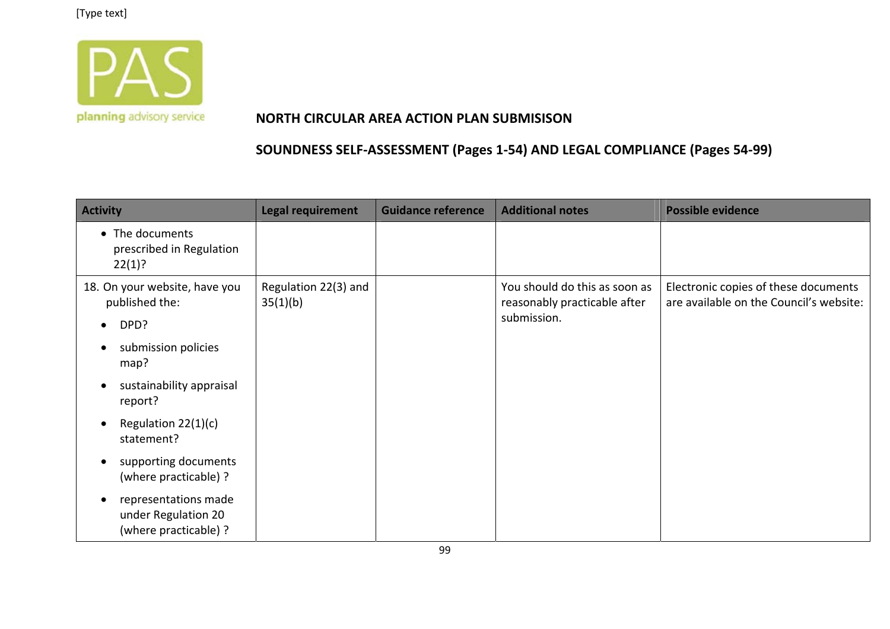planning advisory service

**NORTH CIRCULAR AREA ACTION PLAN SUBMISISON**

**SOUNDNESS SELF-ASSESSMENT (Pages 1-54) AND LEGAL COMPLIANCE (Pages 54-99)**

| Activity | Legal requirement | Guidance reference | Additional notes | Possible evidence |
|---|---|---|---|---|
| • The documents prescribed in Regulation 22(1)? | | | | |
| 18. On your website, have you published the: <br>• DPD? <br>• submission policies map? <br>• sustainability appraisal report? <br>• Regulation 22(1)(c) statement? <br>• supporting documents (where practicable) ? <br>• representations made under Regulation 20 (where practicable) ? | Regulation 22(3) and 35(1)(b) | | You should do this as soon as reasonably practicable after submission. | Electronic copies of these documents are available on the Council's website: |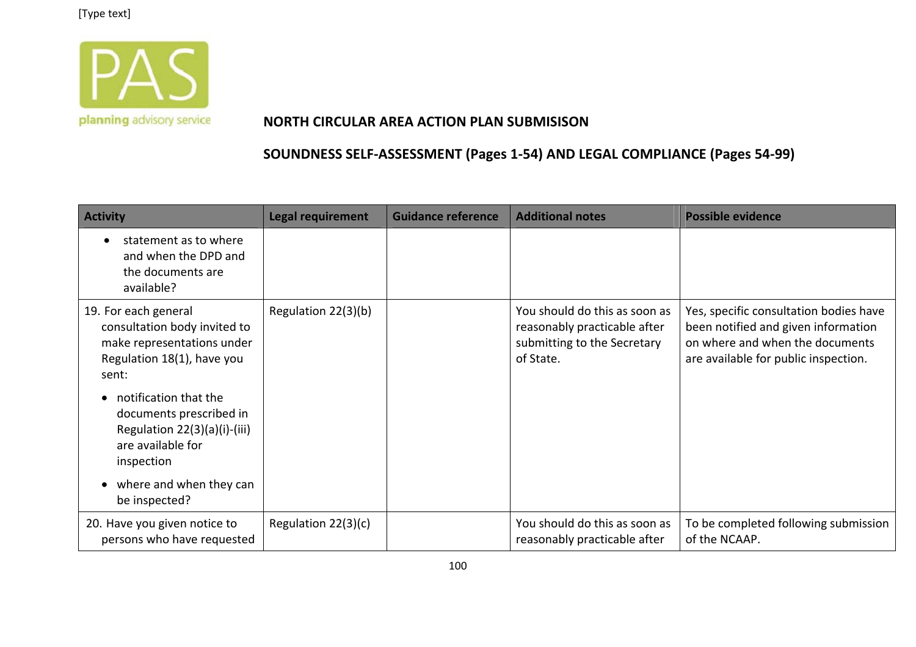[Type text]

planning advisory service

## NORTH CIRCULAR AREA ACTION PLAN SUBMISISON

## SOUNDNESS SELF-ASSESSMENT (Pages 1-54) AND LEGAL COMPLIANCE (Pages 54-99)

| Activity | Legal requirement | Guidance reference | Additional notes | Possible evidence |
|---|---|---|---|---|
| • statement as to where and when the DPD and the documents are available? | | | | |
| 19. For each general consultation body invited to make representations under Regulation 18(1), have you sent: <br>• notification that the documents prescribed in Regulation 22(3)(a)(i)-(iii) are available for inspection <br>• where and when they can be inspected? | Regulation 22(3)(b) | | You should do this as soon as reasonably practicable after submitting to the Secretary of State. | Yes, specific consultation bodies have been notified and given information on where and when the documents are available for public inspection. |
| 20. Have you given notice to persons who have requested | Regulation 22(3)(c) | | You should do this as soon as reasonably practicable after | To be completed following submission of the NCAAP. |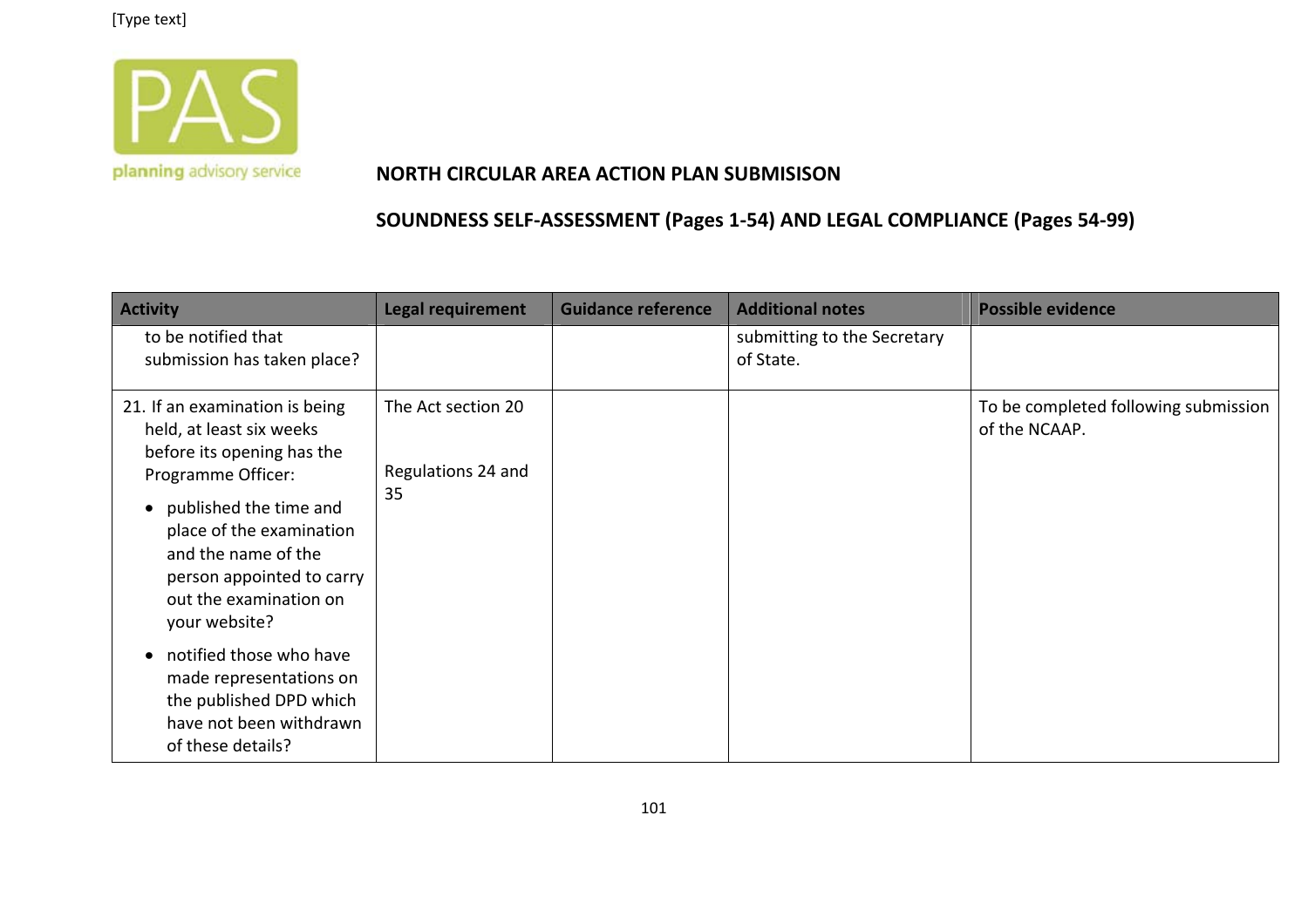[Type text]

**NORTH CIRCULAR AREA ACTION PLAN SUBMISISON**

**SOUNDNESS SELF-ASSESSMENT (Pages 1-54) AND LEGAL COMPLIANCE (Pages 54-99)**

| Activity | Legal requirement | Guidance reference | Additional notes | Possible evidence |
|---|---|---|---|---|
| to be notified that submission has taken place? | | | submitting to the Secretary of State. | |
| 21. If an examination is being held, at least six weeks before its opening has the Programme Officer:<br>• published the time and place of the examination and the name of the person appointed to carry out the examination on your website?<br>• notified those who have made representations on the published DPD which have not been withdrawn of these details? | The Act section 20<br><br>Regulations 24 and 35 | | | To be completed following submission of the NCAAP. |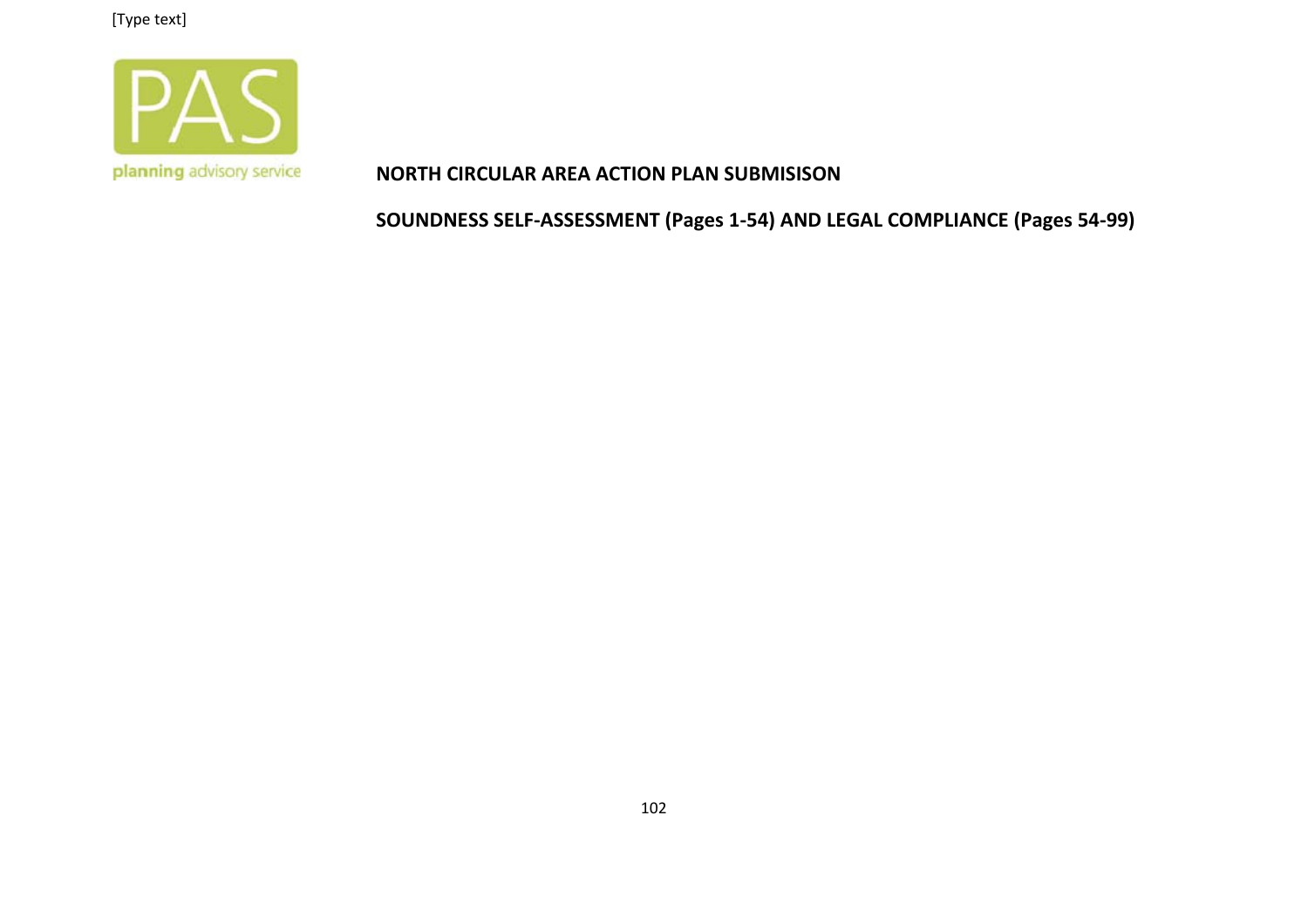**NORTH CIRCULAR AREA ACTION PLAN SUBMISISON**

**SOUNDNESS SELF-ASSESSMENT (Pages 1-54) AND LEGAL COMPLIANCE (Pages 54-99)**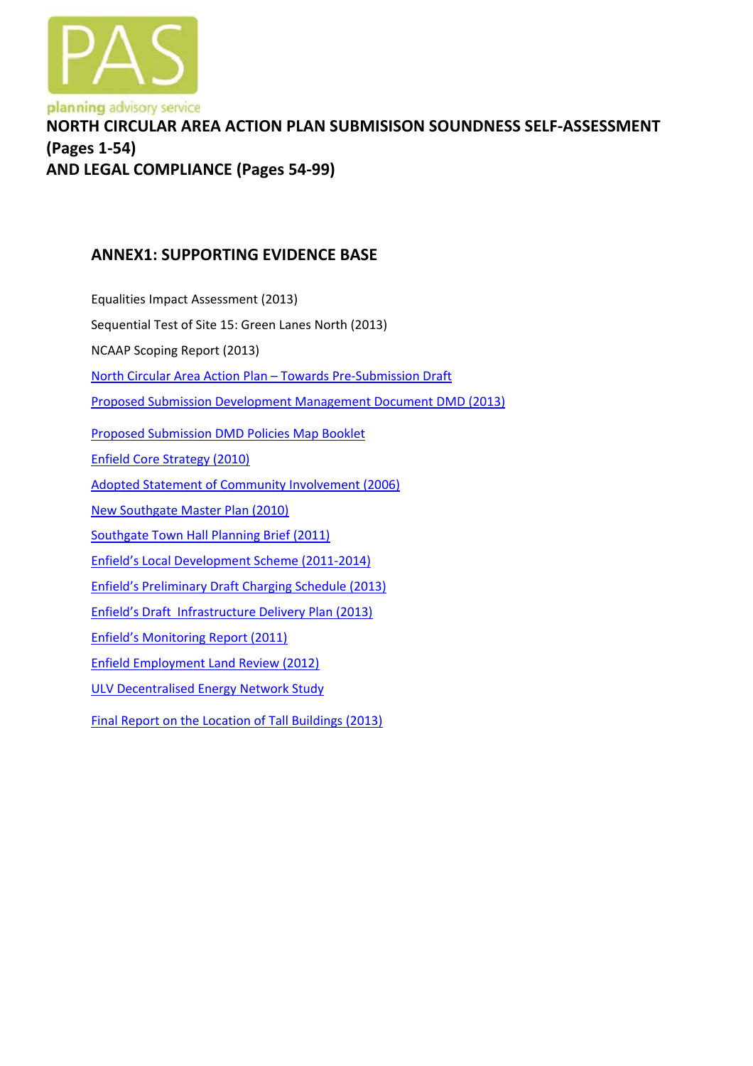planning advisory service

**NORTH CIRCULAR AREA ACTION PLAN SUBMISISON SOUNDNESS SELF-ASSESSMENT (Pages 1-54)**
**AND LEGAL COMPLIANCE (Pages 54-99)**

## ANNEX1: SUPPORTING EVIDENCE BASE

Equalities Impact Assessment (2013)

Sequential Test of Site 15: Green Lanes North (2013)

NCAAP Scoping Report (2013)

North Circular Area Action Plan – Towards Pre-Submission Draft

Proposed Submission Development Management Document DMD (2013)

Proposed Submission DMD Policies Map Booklet

Enfield Core Strategy (2010)

Adopted Statement of Community Involvement (2006)

New Southgate Master Plan (2010)

Southgate Town Hall Planning Brief (2011)

Enfield's Local Development Scheme (2011-2014)

Enfield's Preliminary Draft Charging Schedule (2013)

Enfield's Draft Infrastructure Delivery Plan (2013)

Enfield's Monitoring Report (2011)

Enfield Employment Land Review (2012)

ULV Decentralised Energy Network Study

Final Report on the Location of Tall Buildings (2013)